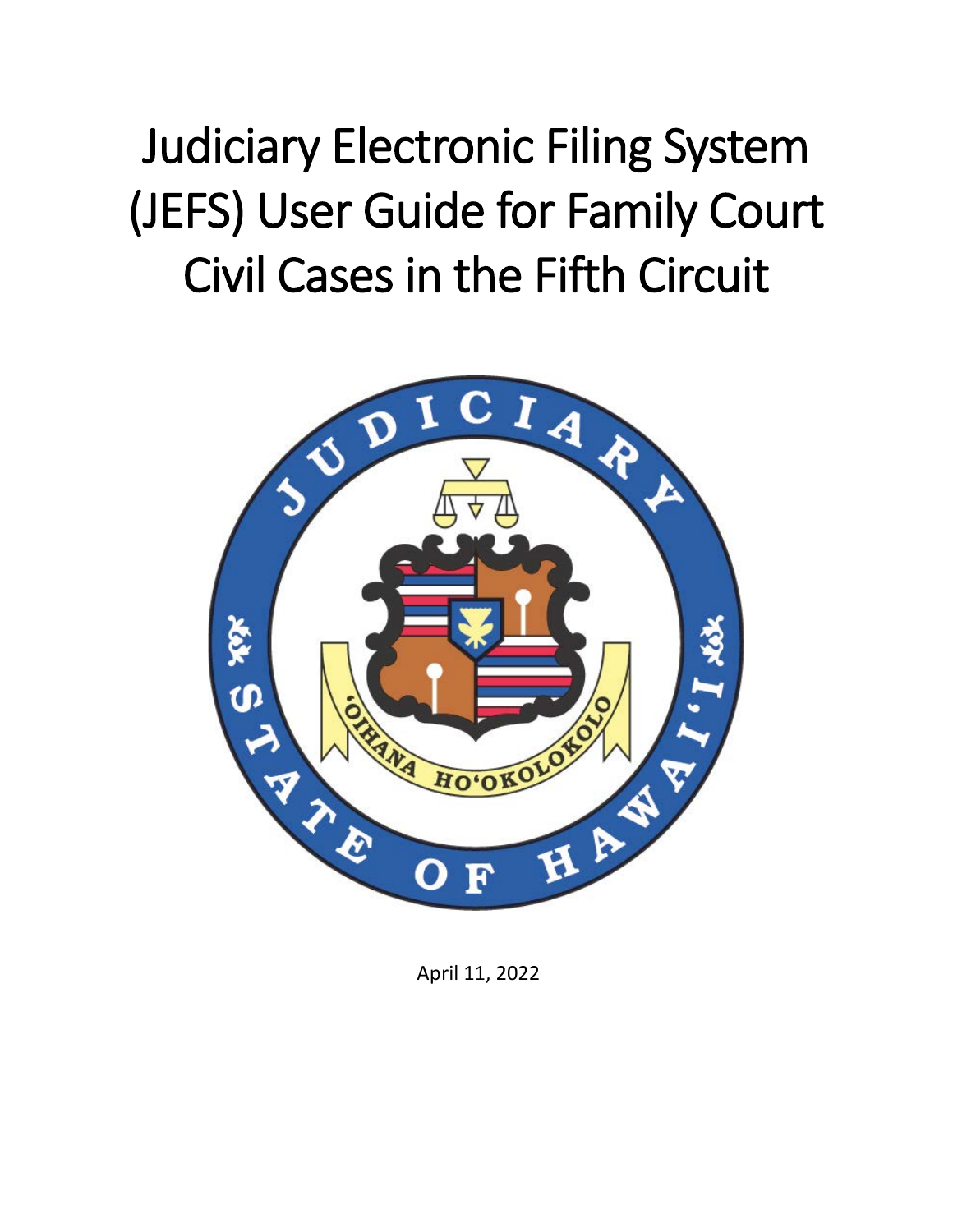# Judiciary Electronic Filing System (JEFS) User Guide for Family Court Civil Cases in the Fifth Circuit

April 11, 2022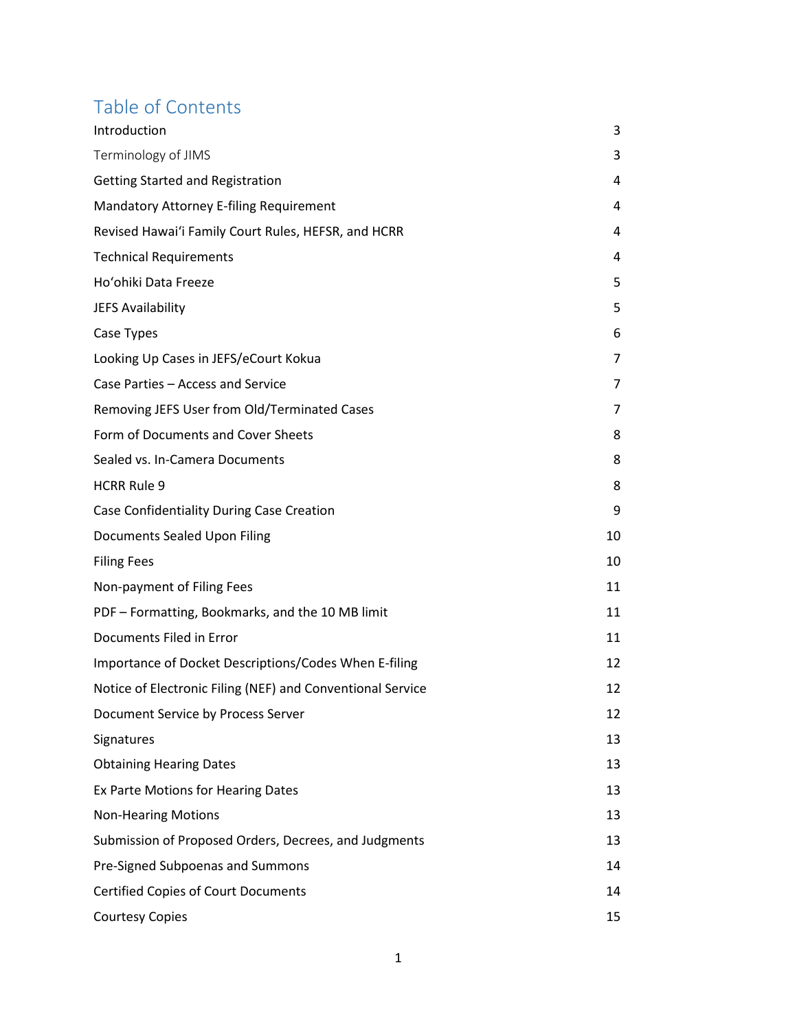# Table of Contents

| | |
|---|---|
| Introduction | 3 |
| Terminology of JIMS | 3 |
| Getting Started and Registration | 4 |
| Mandatory Attorney E-filing Requirement | 4 |
| Revised Hawaiʻi Family Court Rules, HEFSR, and HCRR | 4 |
| Technical Requirements | 4 |
| Hoʻohiki Data Freeze | 5 |
| JEFS Availability | 5 |
| Case Types | 6 |
| Looking Up Cases in JEFS/eCourt Kokua | 7 |
| Case Parties – Access and Service | 7 |
| Removing JEFS User from Old/Terminated Cases | 7 |
| Form of Documents and Cover Sheets | 8 |
| Sealed vs. In-Camera Documents | 8 |
| HCRR Rule 9 | 8 |
| Case Confidentiality During Case Creation | 9 |
| Documents Sealed Upon Filing | 10 |
| Filing Fees | 10 |
| Non-payment of Filing Fees | 11 |
| PDF – Formatting, Bookmarks, and the 10 MB limit | 11 |
| Documents Filed in Error | 11 |
| Importance of Docket Descriptions/Codes When E-filing | 12 |
| Notice of Electronic Filing (NEF) and Conventional Service | 12 |
| Document Service by Process Server | 12 |
| Signatures | 13 |
| Obtaining Hearing Dates | 13 |
| Ex Parte Motions for Hearing Dates | 13 |
| Non-Hearing Motions | 13 |
| Submission of Proposed Orders, Decrees, and Judgments | 13 |
| Pre-Signed Subpoenas and Summons | 14 |
| Certified Copies of Court Documents | 14 |
| Courtesy Copies | 15 |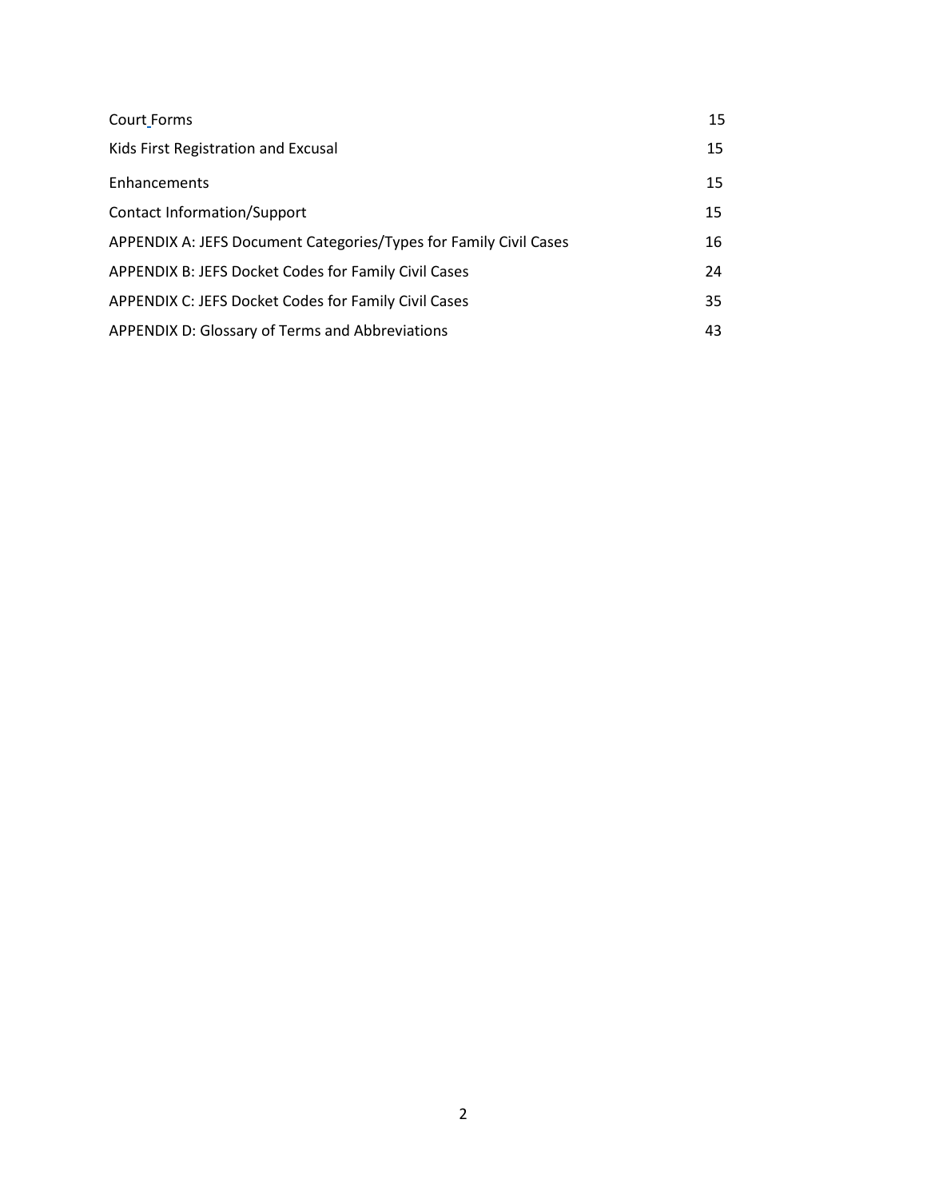| | |
|---|---|
| Court Forms | 15 |
| Kids First Registration and Excusal | 15 |
| Enhancements | 15 |
| Contact Information/Support | 15 |
| APPENDIX A: JEFS Document Categories/Types for Family Civil Cases | 16 |
| APPENDIX B: JEFS Docket Codes for Family Civil Cases | 24 |
| APPENDIX C: JEFS Docket Codes for Family Civil Cases | 35 |
| APPENDIX D: Glossary of Terms and Abbreviations | 43 |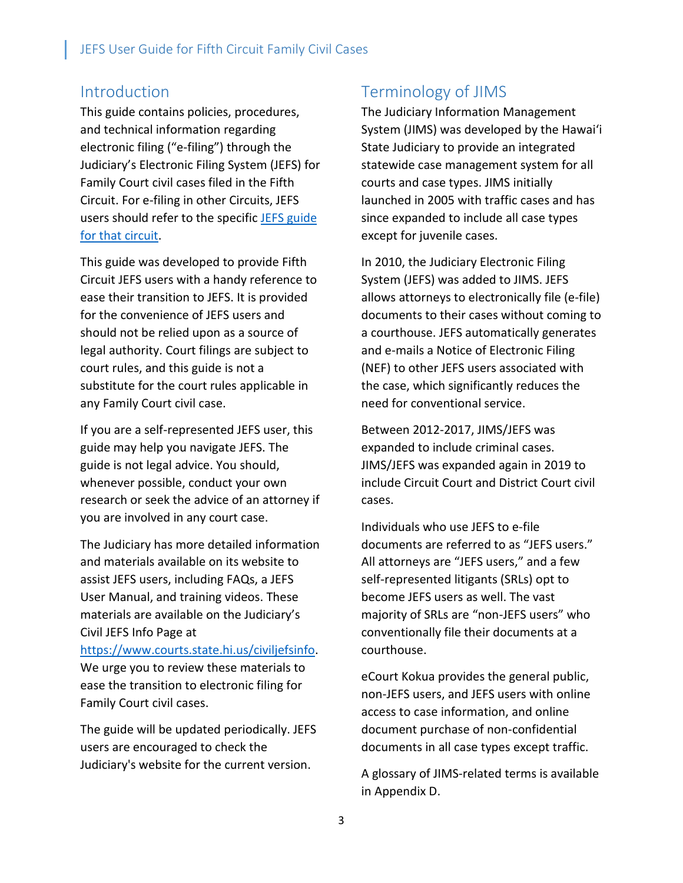## Introduction

This guide contains policies, procedures, and technical information regarding electronic filing ("e-filing") through the Judiciary's Electronic Filing System (JEFS) for Family Court civil cases filed in the Fifth Circuit. For e-filing in other Circuits, JEFS users should refer to the specific [JEFS guide for that circuit](#).

This guide was developed to provide Fifth Circuit JEFS users with a handy reference to ease their transition to JEFS. It is provided for the convenience of JEFS users and should not be relied upon as a source of legal authority. Court filings are subject to court rules, and this guide is not a substitute for the court rules applicable in any Family Court civil case.

If you are a self-represented JEFS user, this guide may help you navigate JEFS. The guide is not legal advice. You should, whenever possible, conduct your own research or seek the advice of an attorney if you are involved in any court case.

The Judiciary has more detailed information and materials available on its website to assist JEFS users, including FAQs, a JEFS User Manual, and training videos. These materials are available on the Judiciary's Civil JEFS Info Page at https://www.courts.state.hi.us/civiljefsinfo. We urge you to review these materials to ease the transition to electronic filing for Family Court civil cases.

The guide will be updated periodically. JEFS users are encouraged to check the Judiciary's website for the current version.

## Terminology of JIMS

The Judiciary Information Management System (JIMS) was developed by the Hawaiʻi State Judiciary to provide an integrated statewide case management system for all courts and case types. JIMS initially launched in 2005 with traffic cases and has since expanded to include all case types except for juvenile cases.

In 2010, the Judiciary Electronic Filing System (JEFS) was added to JIMS. JEFS allows attorneys to electronically file (e-file) documents to their cases without coming to a courthouse. JEFS automatically generates and e-mails a Notice of Electronic Filing (NEF) to other JEFS users associated with the case, which significantly reduces the need for conventional service.

Between 2012-2017, JIMS/JEFS was expanded to include criminal cases. JIMS/JEFS was expanded again in 2019 to include Circuit Court and District Court civil cases.

Individuals who use JEFS to e-file documents are referred to as "JEFS users." All attorneys are "JEFS users," and a few self-represented litigants (SRLs) opt to become JEFS users as well. The vast majority of SRLs are "non-JEFS users" who conventionally file their documents at a courthouse.

eCourt Kokua provides the general public, non-JEFS users, and JEFS users with online access to case information, and online document purchase of non-confidential documents in all case types except traffic.

A glossary of JIMS-related terms is available in Appendix D.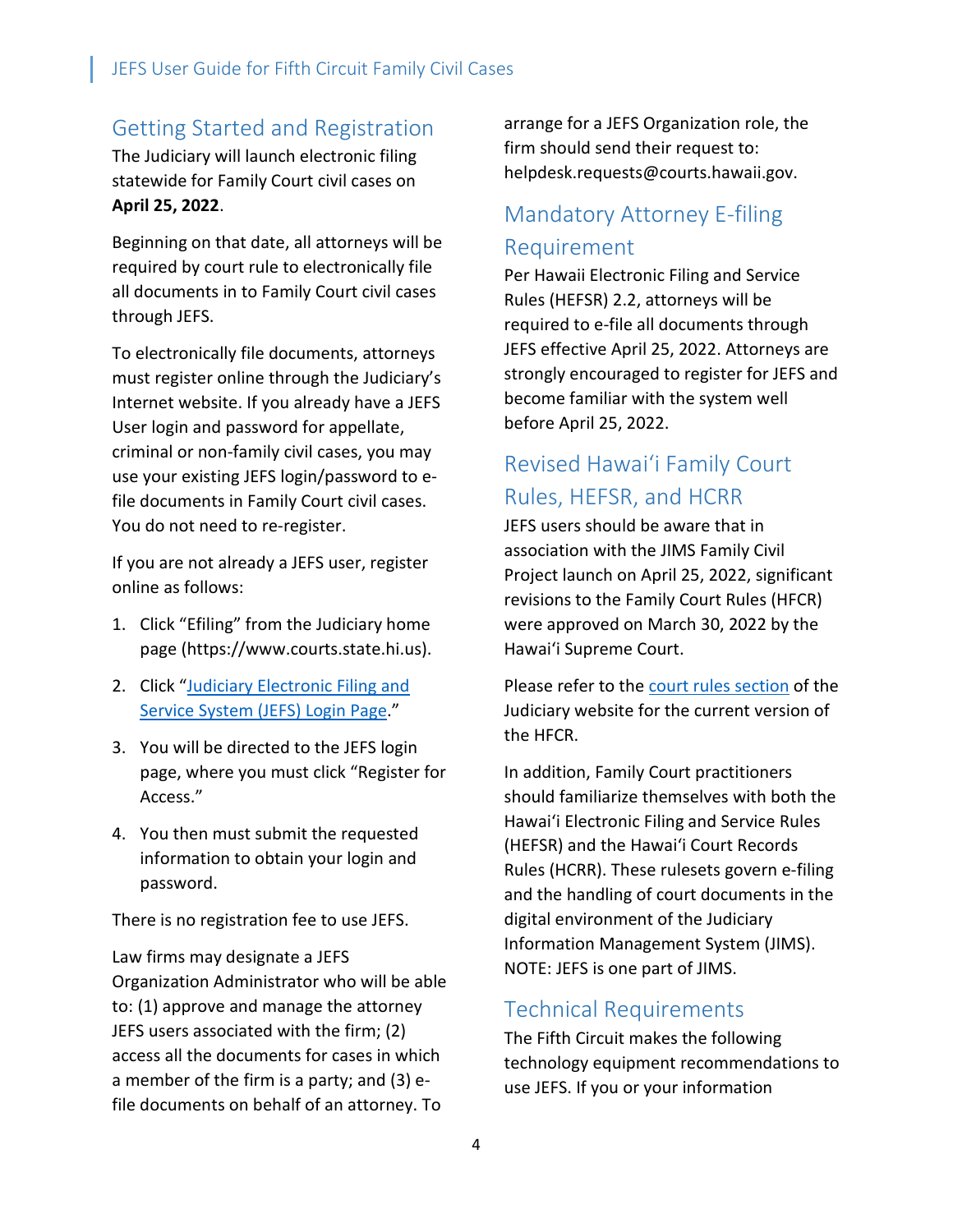## Getting Started and Registration

The Judiciary will launch electronic filing statewide for Family Court civil cases on **April 25, 2022**.

Beginning on that date, all attorneys will be required by court rule to electronically file all documents in to Family Court civil cases through JEFS.

To electronically file documents, attorneys must register online through the Judiciary's Internet website. If you already have a JEFS User login and password for appellate, criminal or non-family civil cases, you may use your existing JEFS login/password to e-file documents in Family Court civil cases. You do not need to re-register.

If you are not already a JEFS user, register online as follows:

1. Click "Efiling" from the Judiciary home page (https://www.courts.state.hi.us).
2. Click "Judiciary Electronic Filing and Service System (JEFS) Login Page."
3. You will be directed to the JEFS login page, where you must click "Register for Access."
4. You then must submit the requested information to obtain your login and password.

There is no registration fee to use JEFS.

Law firms may designate a JEFS Organization Administrator who will be able to: (1) approve and manage the attorney JEFS users associated with the firm; (2) access all the documents for cases in which a member of the firm is a party; and (3) e-file documents on behalf of an attorney. To arrange for a JEFS Organization role, the firm should send their request to: helpdesk.requests@courts.hawaii.gov.

## Mandatory Attorney E-filing Requirement

Per Hawaii Electronic Filing and Service Rules (HEFSR) 2.2, attorneys will be required to e-file all documents through JEFS effective April 25, 2022. Attorneys are strongly encouraged to register for JEFS and become familiar with the system well before April 25, 2022.

## Revised Hawaiʻi Family Court Rules, HEFSR, and HCRR

JEFS users should be aware that in association with the JIMS Family Civil Project launch on April 25, 2022, significant revisions to the Family Court Rules (HFCR) were approved on March 30, 2022 by the Hawaiʻi Supreme Court.

Please refer to the court rules section of the Judiciary website for the current version of the HFCR.

In addition, Family Court practitioners should familiarize themselves with both the Hawaiʻi Electronic Filing and Service Rules (HEFSR) and the Hawaiʻi Court Records Rules (HCRR). These rulesets govern e-filing and the handling of court documents in the digital environment of the Judiciary Information Management System (JIMS). NOTE: JEFS is one part of JIMS.

## Technical Requirements

The Fifth Circuit makes the following technology equipment recommendations to use JEFS. If you or your information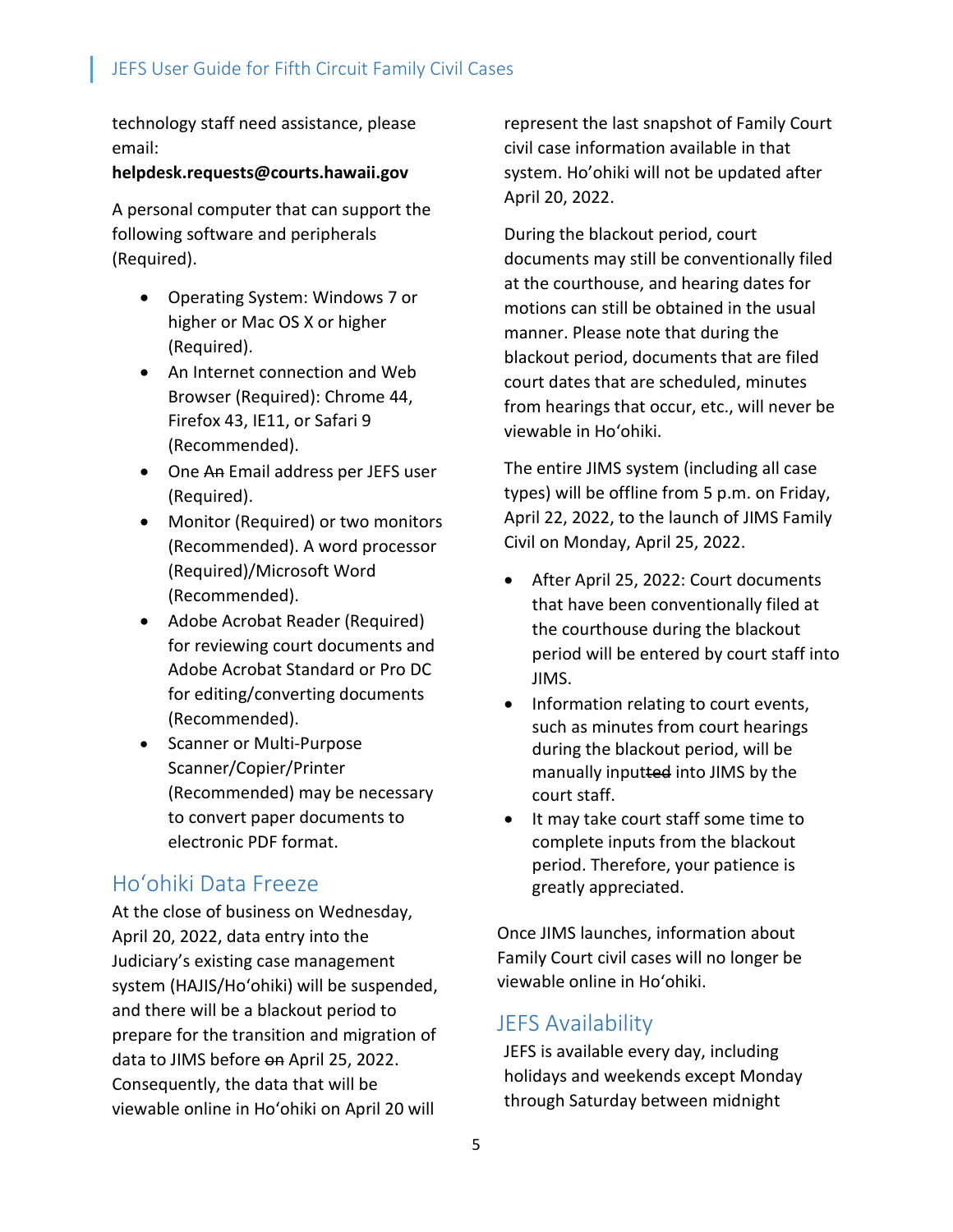technology staff need assistance, please email:
**helpdesk.requests@courts.hawaii.gov**

A personal computer that can support the following software and peripherals (Required).

- Operating System: Windows 7 or higher or Mac OS X or higher (Required).
- An Internet connection and Web Browser (Required): Chrome 44, Firefox 43, IE11, or Safari 9 (Recommended).
- One ~~An~~ Email address per JEFS user (Required).
- Monitor (Required) or two monitors (Recommended). A word processor (Required)/Microsoft Word (Recommended).
- Adobe Acrobat Reader (Required) for reviewing court documents and Adobe Acrobat Standard or Pro DC for editing/converting documents (Recommended).
- Scanner or Multi-Purpose Scanner/Copier/Printer (Recommended) may be necessary to convert paper documents to electronic PDF format.

## Hoʻohiki Data Freeze

At the close of business on Wednesday, April 20, 2022, data entry into the Judiciary's existing case management system (HAJIS/Hoʻohiki) will be suspended, and there will be a blackout period to prepare for the transition and migration of data to JIMS before ~~on~~ April 25, 2022. Consequently, the data that will be viewable online in Hoʻohiki on April 20 will represent the last snapshot of Family Court civil case information available in that system. Hoʻohiki will not be updated after April 20, 2022.

During the blackout period, court documents may still be conventionally filed at the courthouse, and hearing dates for motions can still be obtained in the usual manner. Please note that during the blackout period, documents that are filed court dates that are scheduled, minutes from hearings that occur, etc., will never be viewable in Hoʻohiki.

The entire JIMS system (including all case types) will be offline from 5 p.m. on Friday, April 22, 2022, to the launch of JIMS Family Civil on Monday, April 25, 2022.

- After April 25, 2022: Court documents that have been conventionally filed at the courthouse during the blackout period will be entered by court staff into JIMS.
- Information relating to court events, such as minutes from court hearings during the blackout period, will be manually input~~ted~~ into JIMS by the court staff.
- It may take court staff some time to complete inputs from the blackout period. Therefore, your patience is greatly appreciated.

Once JIMS launches, information about Family Court civil cases will no longer be viewable online in Hoʻohiki.

## JEFS Availability

JEFS is available every day, including holidays and weekends except Monday through Saturday between midnight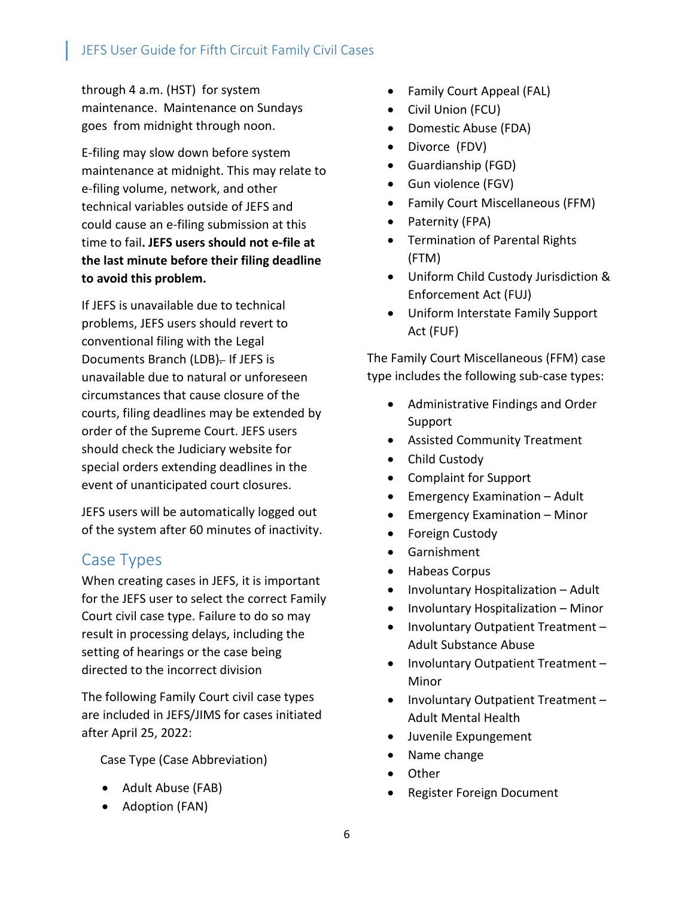through 4 a.m. (HST) for system maintenance. Maintenance on Sundays goes from midnight through noon.

E-filing may slow down before system maintenance at midnight. This may relate to e-filing volume, network, and other technical variables outside of JEFS and could cause an e-filing submission at this time to fail. **JEFS users should not e-file at the last minute before their filing deadline to avoid this problem.**

If JEFS is unavailable due to technical problems, JEFS users should revert to conventional filing with the Legal Documents Branch (LDB). If JEFS is unavailable due to natural or unforeseen circumstances that cause closure of the courts, filing deadlines may be extended by order of the Supreme Court. JEFS users should check the Judiciary website for special orders extending deadlines in the event of unanticipated court closures.

JEFS users will be automatically logged out of the system after 60 minutes of inactivity.

## Case Types

When creating cases in JEFS, it is important for the JEFS user to select the correct Family Court civil case type. Failure to do so may result in processing delays, including the setting of hearings or the case being directed to the incorrect division

The following Family Court civil case types are included in JEFS/JIMS for cases initiated after April 25, 2022:

Case Type (Case Abbreviation)

- Adult Abuse (FAB)
- Adoption (FAN)
- Family Court Appeal (FAL)
- Civil Union (FCU)
- Domestic Abuse (FDA)
- Divorce (FDV)
- Guardianship (FGD)
- Gun violence (FGV)
- Family Court Miscellaneous (FFM)
- Paternity (FPA)
- Termination of Parental Rights (FTM)
- Uniform Child Custody Jurisdiction & Enforcement Act (FUJ)
- Uniform Interstate Family Support Act (FUF)

The Family Court Miscellaneous (FFM) case type includes the following sub-case types:

- Administrative Findings and Order Support
- Assisted Community Treatment
- Child Custody
- Complaint for Support
- Emergency Examination – Adult
- Emergency Examination – Minor
- Foreign Custody
- Garnishment
- Habeas Corpus
- Involuntary Hospitalization – Adult
- Involuntary Hospitalization – Minor
- Involuntary Outpatient Treatment – Adult Substance Abuse
- Involuntary Outpatient Treatment – Minor
- Involuntary Outpatient Treatment – Adult Mental Health
- Juvenile Expungement
- Name change
- Other
- Register Foreign Document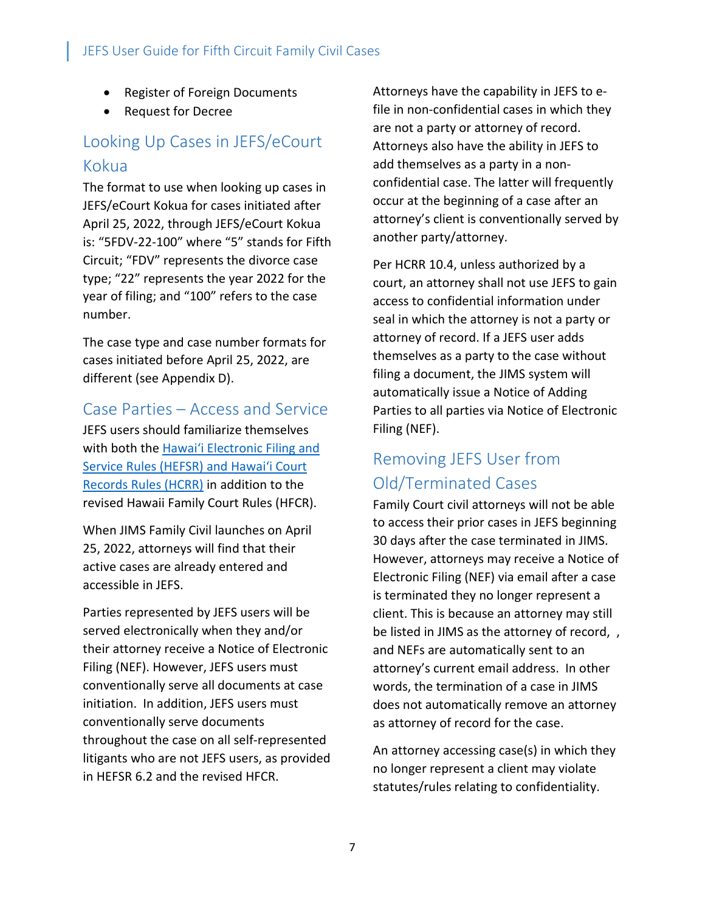- Register of Foreign Documents
- Request for Decree

## Looking Up Cases in JEFS/eCourt Kokua

The format to use when looking up cases in JEFS/eCourt Kokua for cases initiated after April 25, 2022, through JEFS/eCourt Kokua is: "5FDV-22-100" where "5" stands for Fifth Circuit; "FDV" represents the divorce case type; "22" represents the year 2022 for the year of filing; and "100" refers to the case number.

The case type and case number formats for cases initiated before April 25, 2022, are different (see Appendix D).

## Case Parties – Access and Service

JEFS users should familiarize themselves with both the Hawaiʻi Electronic Filing and Service Rules (HEFSR) and Hawaiʻi Court Records Rules (HCRR) in addition to the revised Hawaii Family Court Rules (HFCR).

When JIMS Family Civil launches on April 25, 2022, attorneys will find that their active cases are already entered and accessible in JEFS.

Parties represented by JEFS users will be served electronically when they and/or their attorney receive a Notice of Electronic Filing (NEF). However, JEFS users must conventionally serve all documents at case initiation. In addition, JEFS users must conventionally serve documents throughout the case on all self-represented litigants who are not JEFS users, as provided in HEFSR 6.2 and the revised HFCR.

Attorneys have the capability in JEFS to e-file in non-confidential cases in which they are not a party or attorney of record. Attorneys also have the ability in JEFS to add themselves as a party in a non-confidential case. The latter will frequently occur at the beginning of a case after an attorney's client is conventionally served by another party/attorney.

Per HCRR 10.4, unless authorized by a court, an attorney shall not use JEFS to gain access to confidential information under seal in which the attorney is not a party or attorney of record. If a JEFS user adds themselves as a party to the case without filing a document, the JIMS system will automatically issue a Notice of Adding Parties to all parties via Notice of Electronic Filing (NEF).

## Removing JEFS User from Old/Terminated Cases

Family Court civil attorneys will not be able to access their prior cases in JEFS beginning 30 days after the case terminated in JIMS. However, attorneys may receive a Notice of Electronic Filing (NEF) via email after a case is terminated they no longer represent a client. This is because an attorney may still be listed in JIMS as the attorney of record, , and NEFs are automatically sent to an attorney's current email address. In other words, the termination of a case in JIMS does not automatically remove an attorney as attorney of record for the case.

An attorney accessing case(s) in which they no longer represent a client may violate statutes/rules relating to confidentiality.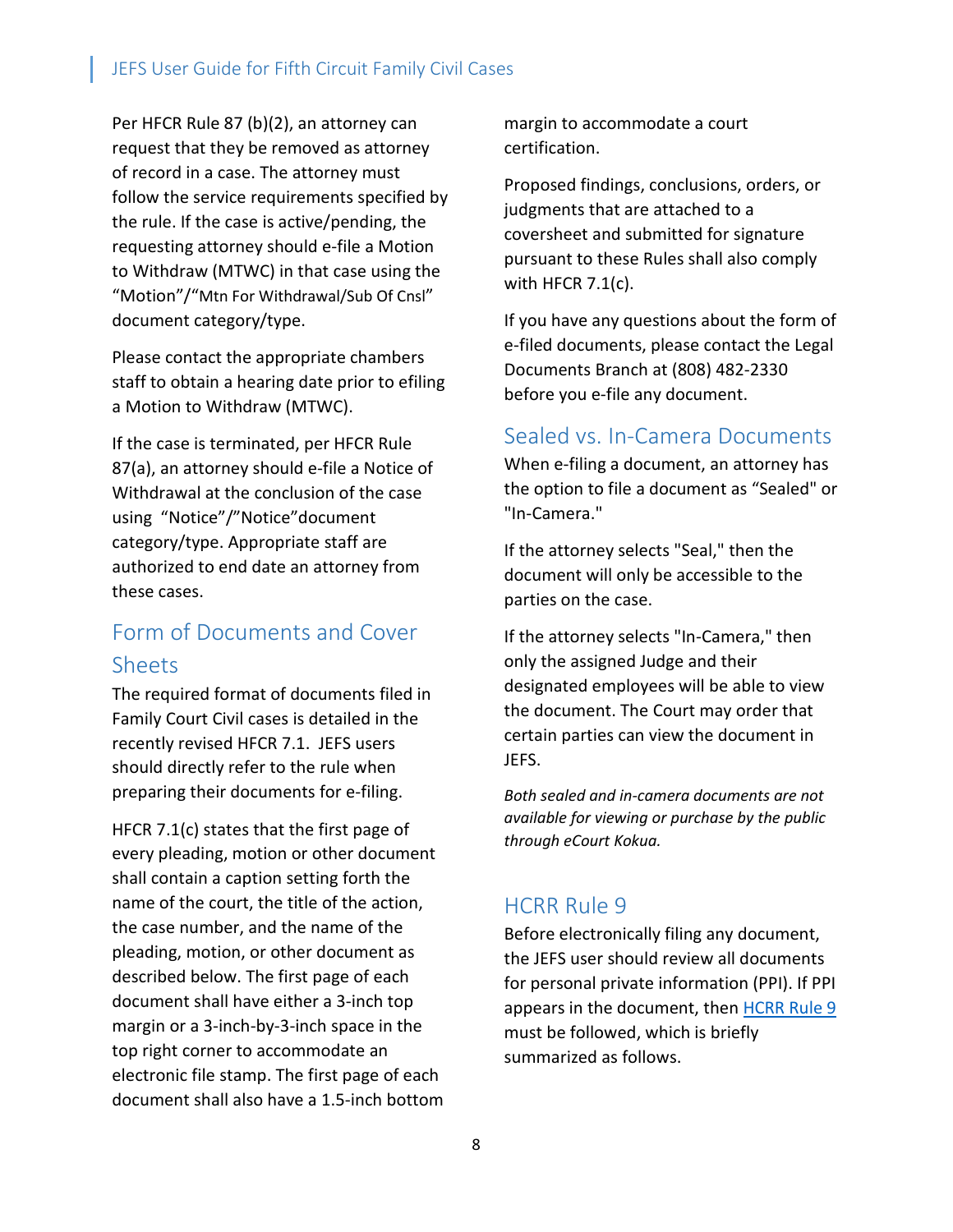Per HFCR Rule 87 (b)(2), an attorney can request that they be removed as attorney of record in a case. The attorney must follow the service requirements specified by the rule. If the case is active/pending, the requesting attorney should e-file a Motion to Withdraw (MTWC) in that case using the "Motion"/"Mtn For Withdrawal/Sub Of Cnsl" document category/type.

Please contact the appropriate chambers staff to obtain a hearing date prior to efiling a Motion to Withdraw (MTWC).

If the case is terminated, per HFCR Rule 87(a), an attorney should e-file a Notice of Withdrawal at the conclusion of the case using "Notice"/"Notice"document category/type. Appropriate staff are authorized to end date an attorney from these cases.

## Form of Documents and Cover Sheets

The required format of documents filed in Family Court Civil cases is detailed in the recently revised HFCR 7.1. JEFS users should directly refer to the rule when preparing their documents for e-filing.

HFCR 7.1(c) states that the first page of every pleading, motion or other document shall contain a caption setting forth the name of the court, the title of the action, the case number, and the name of the pleading, motion, or other document as described below. The first page of each document shall have either a 3-inch top margin or a 3-inch-by-3-inch space in the top right corner to accommodate an electronic file stamp. The first page of each document shall also have a 1.5-inch bottom margin to accommodate a court certification.

Proposed findings, conclusions, orders, or judgments that are attached to a coversheet and submitted for signature pursuant to these Rules shall also comply with HFCR 7.1(c).

If you have any questions about the form of e-filed documents, please contact the Legal Documents Branch at (808) 482-2330 before you e-file any document.

## Sealed vs. In-Camera Documents

When e-filing a document, an attorney has the option to file a document as "Sealed" or "In-Camera."

If the attorney selects "Seal," then the document will only be accessible to the parties on the case.

If the attorney selects "In-Camera," then only the assigned Judge and their designated employees will be able to view the document. The Court may order that certain parties can view the document in JEFS.

*Both sealed and in-camera documents are not available for viewing or purchase by the public through eCourt Kokua.*

## HCRR Rule 9

Before electronically filing any document, the JEFS user should review all documents for personal private information (PPI). If PPI appears in the document, then HCRR Rule 9 must be followed, which is briefly summarized as follows.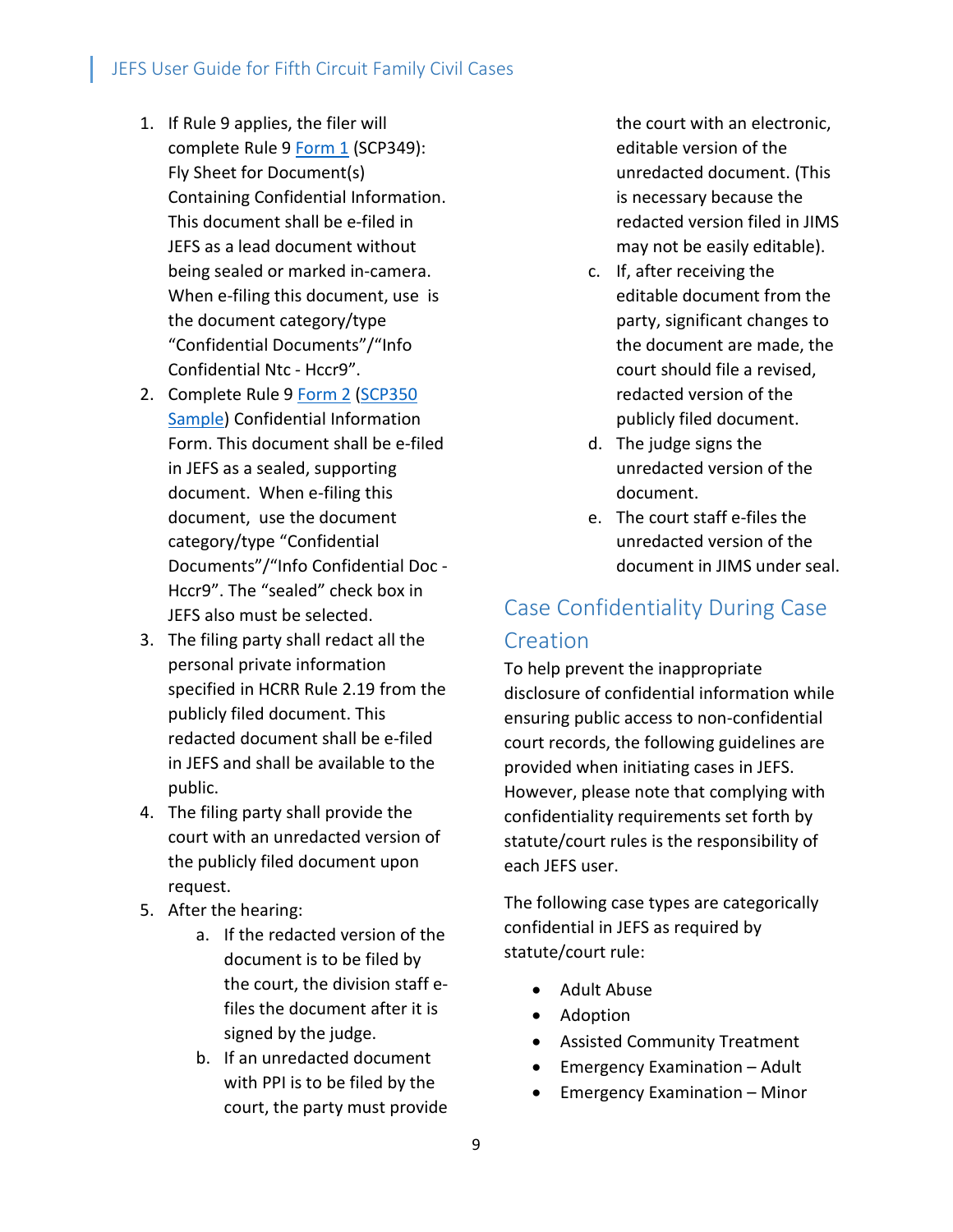1. If Rule 9 applies, the filer will complete Rule 9 Form 1 (SCP349): Fly Sheet for Document(s) Containing Confidential Information. This document shall be e-filed in JEFS as a lead document without being sealed or marked in-camera. When e-filing this document, use is the document category/type "Confidential Documents"/"Info Confidential Ntc - Hccr9".
2. Complete Rule 9 Form 2 (SCP350 Sample) Confidential Information Form. This document shall be e-filed in JEFS as a sealed, supporting document. When e-filing this document, use the document category/type "Confidential Documents"/"Info Confidential Doc - Hccr9". The "sealed" check box in JEFS also must be selected.
3. The filing party shall redact all the personal private information specified in HCRR Rule 2.19 from the publicly filed document. This redacted document shall be e-filed in JEFS and shall be available to the public.
4. The filing party shall provide the court with an unredacted version of the publicly filed document upon request.
5. After the hearing:
    a. If the redacted version of the document is to be filed by the court, the division staff e-files the document after it is signed by the judge.
    b. If an unredacted document with PPI is to be filed by the court, the party must provide the court with an electronic, editable version of the unredacted document. (This is necessary because the redacted version filed in JIMS may not be easily editable).
    c. If, after receiving the editable document from the party, significant changes to the document are made, the court should file a revised, redacted version of the publicly filed document.
    d. The judge signs the unredacted version of the document.
    e. The court staff e-files the unredacted version of the document in JIMS under seal.

## Case Confidentiality During Case Creation

To help prevent the inappropriate disclosure of confidential information while ensuring public access to non-confidential court records, the following guidelines are provided when initiating cases in JEFS. However, please note that complying with confidentiality requirements set forth by statute/court rules is the responsibility of each JEFS user.

The following case types are categorically confidential in JEFS as required by statute/court rule:

- Adult Abuse
- Adoption
- Assisted Community Treatment
- Emergency Examination – Adult
- Emergency Examination – Minor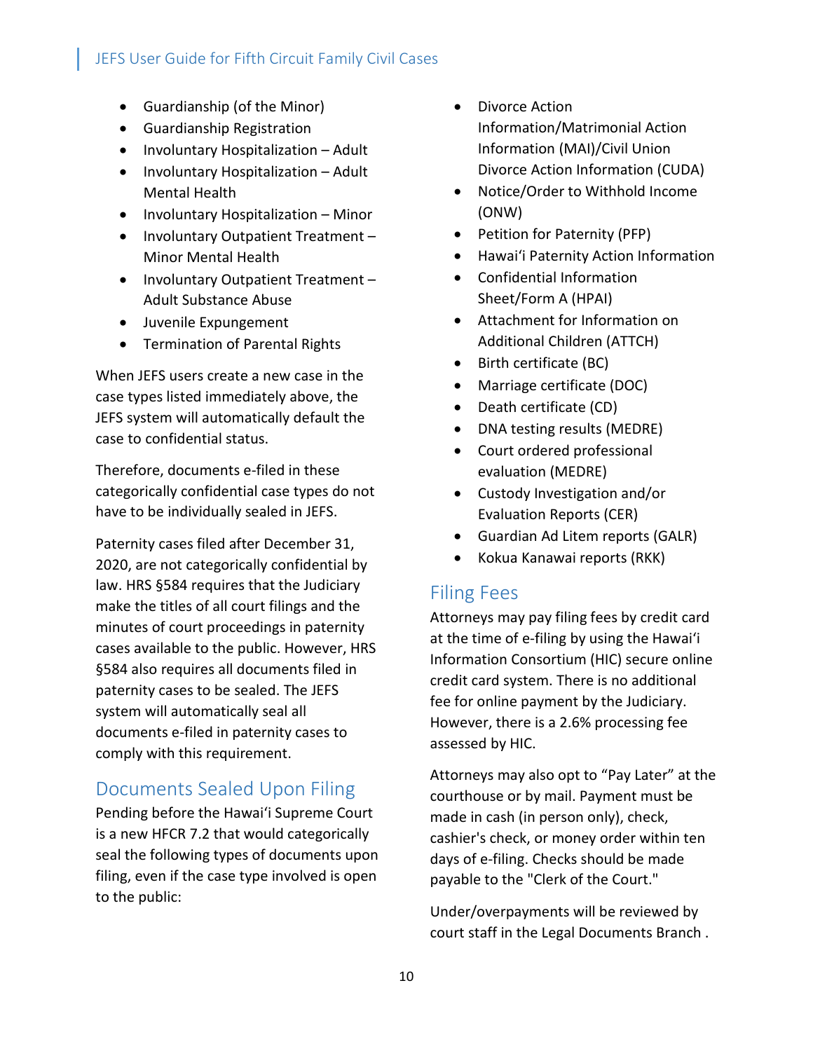- Guardianship (of the Minor)
- Guardianship Registration
- Involuntary Hospitalization – Adult
- Involuntary Hospitalization – Adult Mental Health
- Involuntary Hospitalization – Minor
- Involuntary Outpatient Treatment – Minor Mental Health
- Involuntary Outpatient Treatment – Adult Substance Abuse
- Juvenile Expungement
- Termination of Parental Rights

When JEFS users create a new case in the case types listed immediately above, the JEFS system will automatically default the case to confidential status.

Therefore, documents e-filed in these categorically confidential case types do not have to be individually sealed in JEFS.

Paternity cases filed after December 31, 2020, are not categorically confidential by law. HRS §584 requires that the Judiciary make the titles of all court filings and the minutes of court proceedings in paternity cases available to the public. However, HRS §584 also requires all documents filed in paternity cases to be sealed. The JEFS system will automatically seal all documents e-filed in paternity cases to comply with this requirement.

## Documents Sealed Upon Filing

Pending before the Hawaiʻi Supreme Court is a new HFCR 7.2 that would categorically seal the following types of documents upon filing, even if the case type involved is open to the public:

- Divorce Action Information/Matrimonial Action Information (MAI)/Civil Union Divorce Action Information (CUDA)
- Notice/Order to Withhold Income (ONW)
- Petition for Paternity (PFP)
- Hawaiʻi Paternity Action Information
- Confidential Information Sheet/Form A (HPAI)
- Attachment for Information on Additional Children (ATTCH)
- Birth certificate (BC)
- Marriage certificate (DOC)
- Death certificate (CD)
- DNA testing results (MEDRE)
- Court ordered professional evaluation (MEDRE)
- Custody Investigation and/or Evaluation Reports (CER)
- Guardian Ad Litem reports (GALR)
- Kokua Kanawai reports (RKK)

## Filing Fees

Attorneys may pay filing fees by credit card at the time of e-filing by using the Hawaiʻi Information Consortium (HIC) secure online credit card system. There is no additional fee for online payment by the Judiciary. However, there is a 2.6% processing fee assessed by HIC.

Attorneys may also opt to "Pay Later" at the courthouse or by mail. Payment must be made in cash (in person only), check, cashier's check, or money order within ten days of e-filing. Checks should be made payable to the "Clerk of the Court."

Under/overpayments will be reviewed by court staff in the Legal Documents Branch .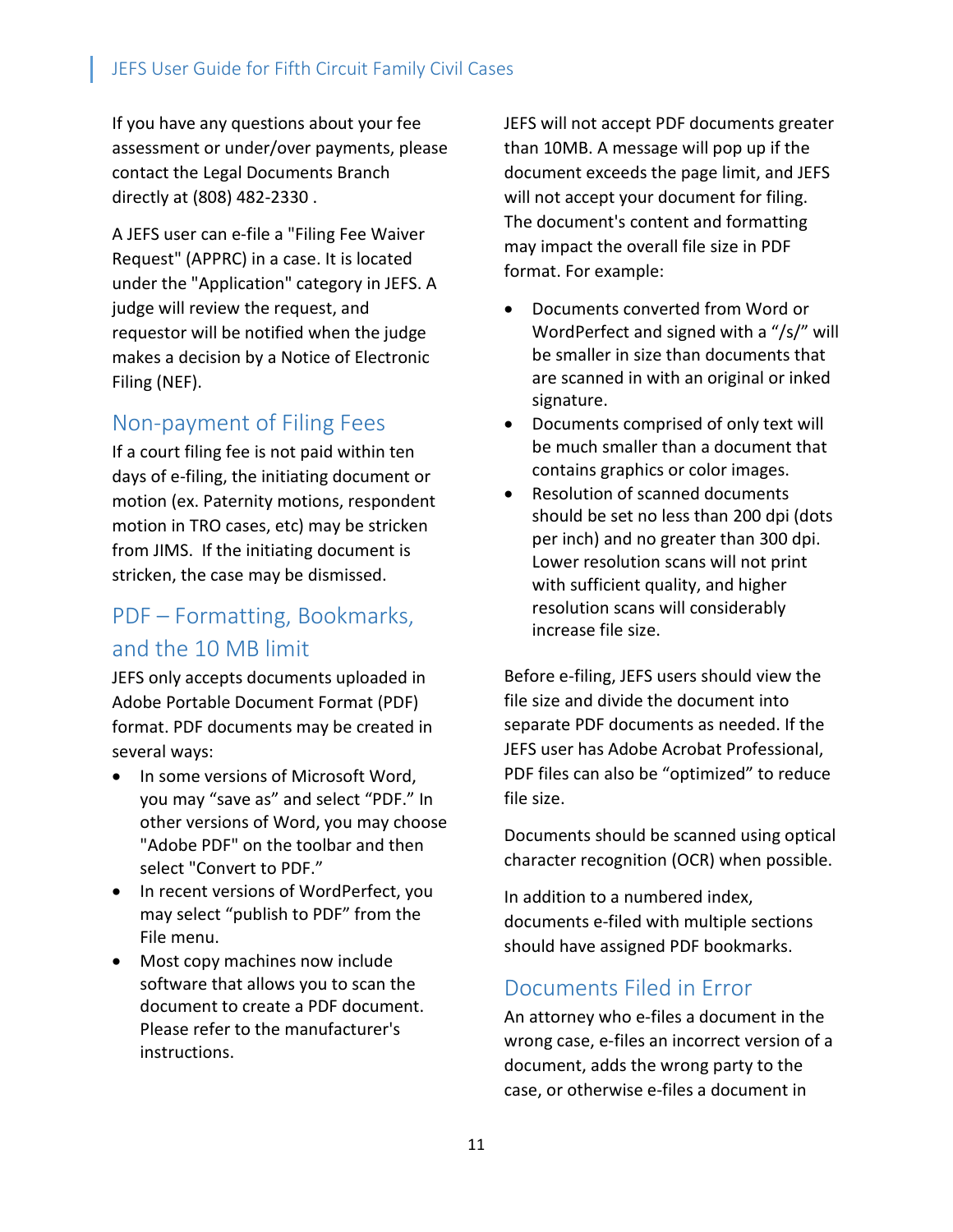If you have any questions about your fee assessment or under/over payments, please contact the Legal Documents Branch directly at (808) 482-2330 .

A JEFS user can e-file a "Filing Fee Waiver Request" (APPRC) in a case. It is located under the "Application" category in JEFS. A judge will review the request, and requestor will be notified when the judge makes a decision by a Notice of Electronic Filing (NEF).

## Non-payment of Filing Fees

If a court filing fee is not paid within ten days of e-filing, the initiating document or motion (ex. Paternity motions, respondent motion in TRO cases, etc) may be stricken from JIMS. If the initiating document is stricken, the case may be dismissed.

## PDF – Formatting, Bookmarks, and the 10 MB limit

JEFS only accepts documents uploaded in Adobe Portable Document Format (PDF) format. PDF documents may be created in several ways:

- In some versions of Microsoft Word, you may “save as” and select “PDF.” In other versions of Word, you may choose "Adobe PDF" on the toolbar and then select "Convert to PDF.”
- In recent versions of WordPerfect, you may select “publish to PDF” from the File menu.
- Most copy machines now include software that allows you to scan the document to create a PDF document. Please refer to the manufacturer's instructions.

JEFS will not accept PDF documents greater than 10MB. A message will pop up if the document exceeds the page limit, and JEFS will not accept your document for filing. The document's content and formatting may impact the overall file size in PDF format. For example:

- Documents converted from Word or WordPerfect and signed with a “/s/” will be smaller in size than documents that are scanned in with an original or inked signature.
- Documents comprised of only text will be much smaller than a document that contains graphics or color images.
- Resolution of scanned documents should be set no less than 200 dpi (dots per inch) and no greater than 300 dpi. Lower resolution scans will not print with sufficient quality, and higher resolution scans will considerably increase file size.

Before e-filing, JEFS users should view the file size and divide the document into separate PDF documents as needed. If the JEFS user has Adobe Acrobat Professional, PDF files can also be “optimized” to reduce file size.

Documents should be scanned using optical character recognition (OCR) when possible.

In addition to a numbered index, documents e-filed with multiple sections should have assigned PDF bookmarks.

## Documents Filed in Error

An attorney who e-files a document in the wrong case, e-files an incorrect version of a document, adds the wrong party to the case, or otherwise e-files a document in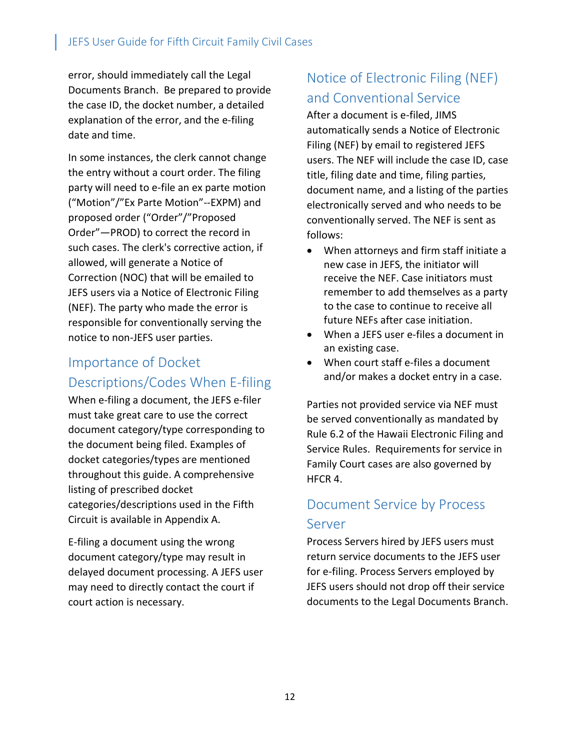error, should immediately call the Legal Documents Branch. Be prepared to provide the case ID, the docket number, a detailed explanation of the error, and the e-filing date and time.

In some instances, the clerk cannot change the entry without a court order. The filing party will need to e-file an ex parte motion ("Motion"/"Ex Parte Motion"--EXPM) and proposed order ("Order"/"Proposed Order"—PROD) to correct the record in such cases. The clerk's corrective action, if allowed, will generate a Notice of Correction (NOC) that will be emailed to JEFS users via a Notice of Electronic Filing (NEF). The party who made the error is responsible for conventionally serving the notice to non-JEFS user parties.

## Importance of Docket Descriptions/Codes When E-filing

When e-filing a document, the JEFS e-filer must take great care to use the correct document category/type corresponding to the document being filed. Examples of docket categories/types are mentioned throughout this guide. A comprehensive listing of prescribed docket categories/descriptions used in the Fifth Circuit is available in Appendix A.

E-filing a document using the wrong document category/type may result in delayed document processing. A JEFS user may need to directly contact the court if court action is necessary.

## Notice of Electronic Filing (NEF) and Conventional Service

After a document is e-filed, JIMS automatically sends a Notice of Electronic Filing (NEF) by email to registered JEFS users. The NEF will include the case ID, case title, filing date and time, filing parties, document name, and a listing of the parties electronically served and who needs to be conventionally served. The NEF is sent as follows:

- When attorneys and firm staff initiate a new case in JEFS, the initiator will receive the NEF. Case initiators must remember to add themselves as a party to the case to continue to receive all future NEFs after case initiation.
- When a JEFS user e-files a document in an existing case.
- When court staff e-files a document and/or makes a docket entry in a case.

Parties not provided service via NEF must be served conventionally as mandated by Rule 6.2 of the Hawaii Electronic Filing and Service Rules. Requirements for service in Family Court cases are also governed by HFCR 4.

## Document Service by Process Server

Process Servers hired by JEFS users must return service documents to the JEFS user for e-filing. Process Servers employed by JEFS users should not drop off their service documents to the Legal Documents Branch.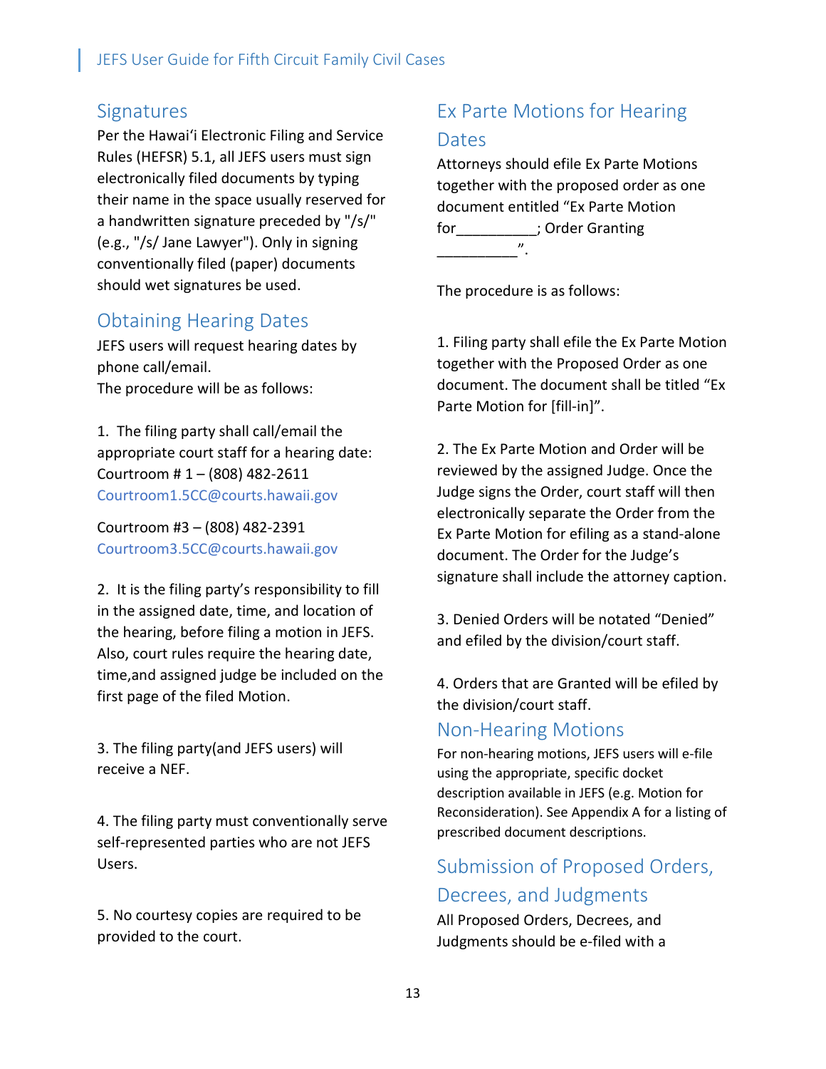## Signatures

Per the Hawaiʻi Electronic Filing and Service Rules (HEFSR) 5.1, all JEFS users must sign electronically filed documents by typing their name in the space usually reserved for a handwritten signature preceded by "/s/" (e.g., "/s/ Jane Lawyer"). Only in signing conventionally filed (paper) documents should wet signatures be used.

## Obtaining Hearing Dates

JEFS users will request hearing dates by phone call/email.
The procedure will be as follows:

1. The filing party shall call/email the appropriate court staff for a hearing date:
Courtroom # 1 – (808) 482-2611
Courtroom1.5CC@courts.hawaii.gov

Courtroom #3 – (808) 482-2391
Courtroom3.5CC@courts.hawaii.gov

2. It is the filing party's responsibility to fill in the assigned date, time, and location of the hearing, before filing a motion in JEFS. Also, court rules require the hearing date, time,and assigned judge be included on the first page of the filed Motion.

3. The filing party(and JEFS users) will receive a NEF.

4. The filing party must conventionally serve self-represented parties who are not JEFS Users.

5. No courtesy copies are required to be provided to the court.

## Ex Parte Motions for Hearing Dates

Attorneys should efile Ex Parte Motions together with the proposed order as one document entitled "Ex Parte Motion for__________; Order Granting __________".

The procedure is as follows:

1. Filing party shall efile the Ex Parte Motion together with the Proposed Order as one document. The document shall be titled "Ex Parte Motion for [fill-in]".

2. The Ex Parte Motion and Order will be reviewed by the assigned Judge. Once the Judge signs the Order, court staff will then electronically separate the Order from the Ex Parte Motion for efiling as a stand-alone document. The Order for the Judge's signature shall include the attorney caption.

3. Denied Orders will be notated "Denied" and efiled by the division/court staff.

4. Orders that are Granted will be efiled by the division/court staff.

## Non-Hearing Motions

For non-hearing motions, JEFS users will e-file using the appropriate, specific docket description available in JEFS (e.g. Motion for Reconsideration). See Appendix A for a listing of prescribed document descriptions.

## Submission of Proposed Orders, Decrees, and Judgments

All Proposed Orders, Decrees, and Judgments should be e-filed with a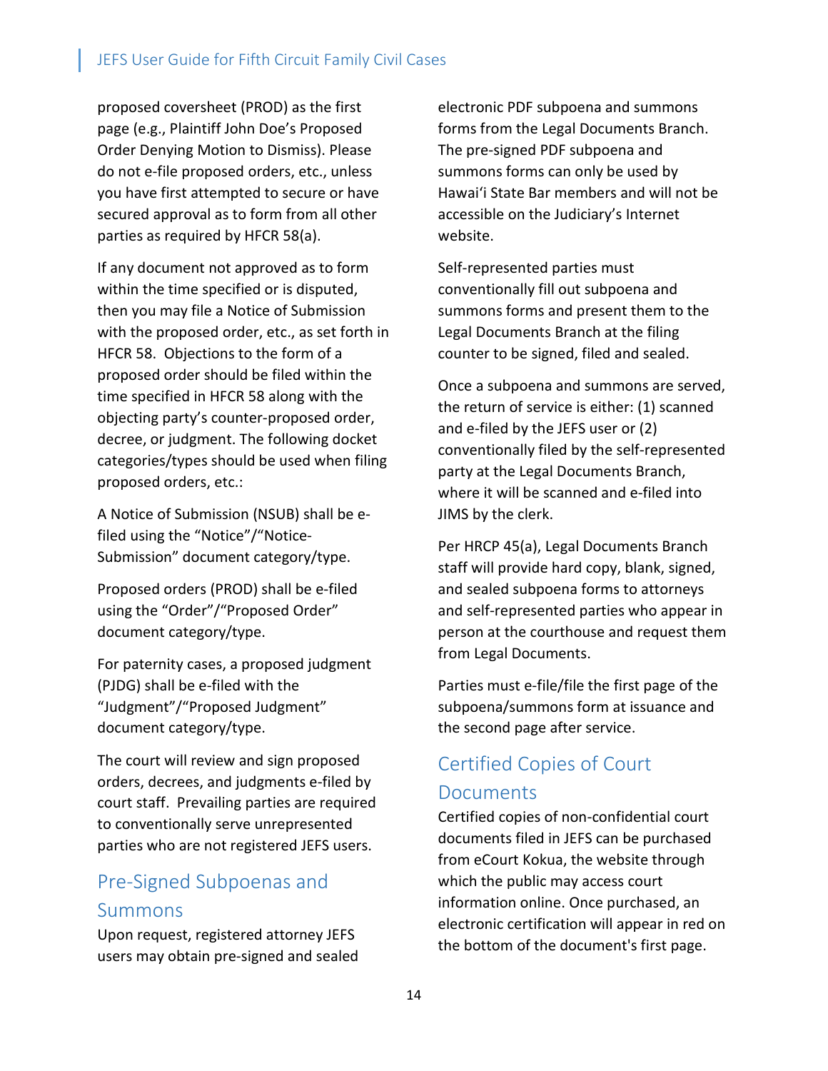proposed coversheet (PROD) as the first page (e.g., Plaintiff John Doe's Proposed Order Denying Motion to Dismiss). Please do not e-file proposed orders, etc., unless you have first attempted to secure or have secured approval as to form from all other parties as required by HFCR 58(a).

If any document not approved as to form within the time specified or is disputed, then you may file a Notice of Submission with the proposed order, etc., as set forth in HFCR 58. Objections to the form of a proposed order should be filed within the time specified in HFCR 58 along with the objecting party's counter-proposed order, decree, or judgment. The following docket categories/types should be used when filing proposed orders, etc.:

A Notice of Submission (NSUB) shall be e-filed using the "Notice"/"Notice-Submission" document category/type.

Proposed orders (PROD) shall be e-filed using the "Order"/"Proposed Order" document category/type.

For paternity cases, a proposed judgment (PJDG) shall be e-filed with the "Judgment"/"Proposed Judgment" document category/type.

The court will review and sign proposed orders, decrees, and judgments e-filed by court staff. Prevailing parties are required to conventionally serve unrepresented parties who are not registered JEFS users.

## Pre-Signed Subpoenas and Summons

Upon request, registered attorney JEFS users may obtain pre-signed and sealed electronic PDF subpoena and summons forms from the Legal Documents Branch. The pre-signed PDF subpoena and summons forms can only be used by Hawaiʻi State Bar members and will not be accessible on the Judiciary's Internet website.

Self-represented parties must conventionally fill out subpoena and summons forms and present them to the Legal Documents Branch at the filing counter to be signed, filed and sealed.

Once a subpoena and summons are served, the return of service is either: (1) scanned and e-filed by the JEFS user or (2) conventionally filed by the self-represented party at the Legal Documents Branch, where it will be scanned and e-filed into JIMS by the clerk.

Per HRCP 45(a), Legal Documents Branch staff will provide hard copy, blank, signed, and sealed subpoena forms to attorneys and self-represented parties who appear in person at the courthouse and request them from Legal Documents.

Parties must e-file/file the first page of the subpoena/summons form at issuance and the second page after service.

## Certified Copies of Court Documents

Certified copies of non-confidential court documents filed in JEFS can be purchased from eCourt Kokua, the website through which the public may access court information online. Once purchased, an electronic certification will appear in red on the bottom of the document's first page.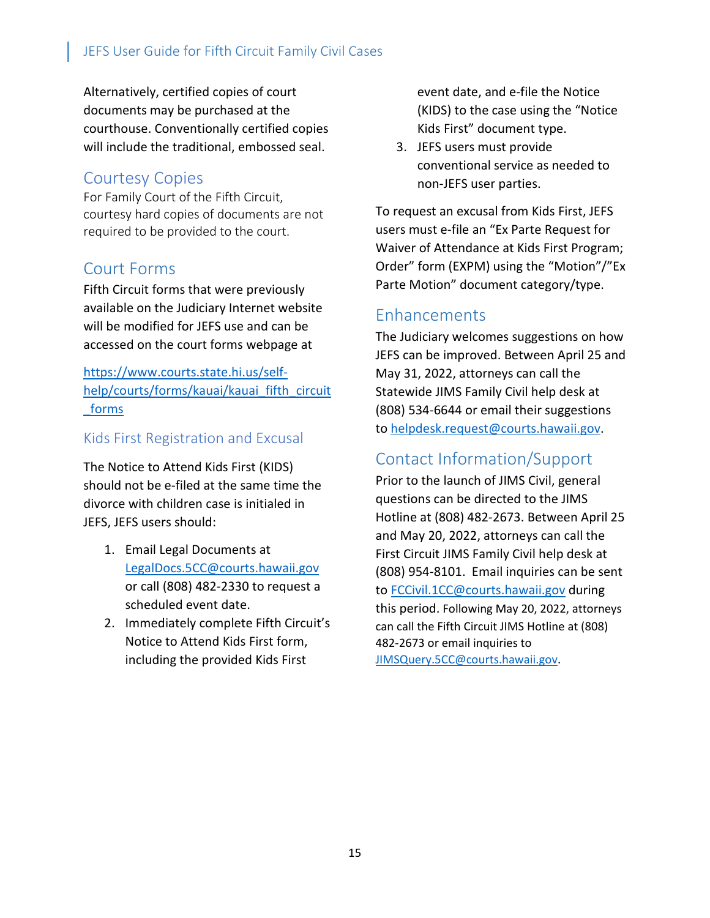Alternatively, certified copies of court documents may be purchased at the courthouse. Conventionally certified copies will include the traditional, embossed seal.

## Courtesy Copies

For Family Court of the Fifth Circuit, courtesy hard copies of documents are not required to be provided to the court.

## Court Forms

Fifth Circuit forms that were previously available on the Judiciary Internet website will be modified for JEFS use and can be accessed on the court forms webpage at

https://www.courts.state.hi.us/self-help/courts/forms/kauai/kauai_fifth_circuit_forms

### Kids First Registration and Excusal

The Notice to Attend Kids First (KIDS) should not be e-filed at the same time the divorce with children case is initialed in JEFS, JEFS users should:

1. Email Legal Documents at LegalDocs.5CC@courts.hawaii.gov or call (808) 482-2330 to request a scheduled event date.
2. Immediately complete Fifth Circuit's Notice to Attend Kids First form, including the provided Kids First event date, and e-file the Notice (KIDS) to the case using the "Notice Kids First" document type.
3. JEFS users must provide conventional service as needed to non-JEFS user parties.

To request an excusal from Kids First, JEFS users must e-file an "Ex Parte Request for Waiver of Attendance at Kids First Program; Order" form (EXPM) using the "Motion"/"Ex Parte Motion" document category/type.

## Enhancements

The Judiciary welcomes suggestions on how JEFS can be improved. Between April 25 and May 31, 2022, attorneys can call the Statewide JIMS Family Civil help desk at (808) 534-6644 or email their suggestions to helpdesk.request@courts.hawaii.gov.

## Contact Information/Support

Prior to the launch of JIMS Civil, general questions can be directed to the JIMS Hotline at (808) 482-2673. Between April 25 and May 20, 2022, attorneys can call the First Circuit JIMS Family Civil help desk at (808) 954-8101. Email inquiries can be sent to FCCivil.1CC@courts.hawaii.gov during this period. Following May 20, 2022, attorneys can call the Fifth Circuit JIMS Hotline at (808) 482-2673 or email inquiries to JIMSQuery.5CC@courts.hawaii.gov.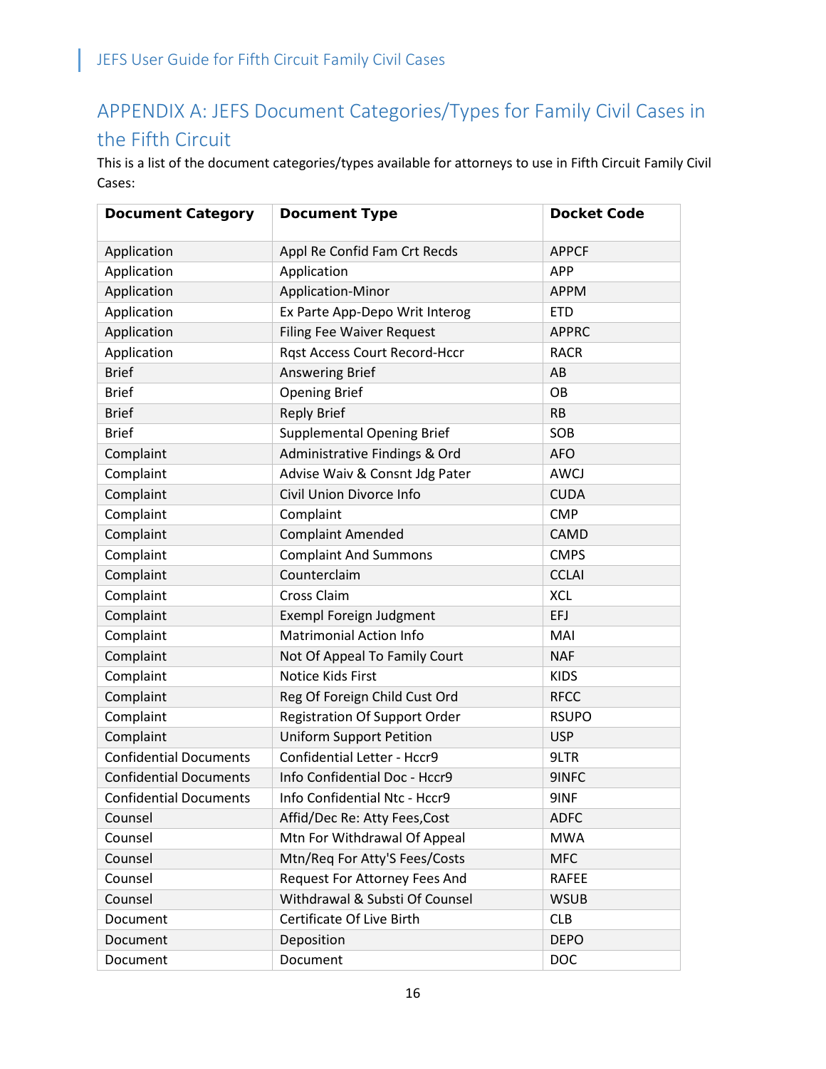## APPENDIX A: JEFS Document Categories/Types for Family Civil Cases in the Fifth Circuit

This is a list of the document categories/types available for attorneys to use in Fifth Circuit Family Civil Cases:

| Document Category | Document Type | Docket Code |
|---|---|---|
| Application | Appl Re Confid Fam Crt Recds | APPCF |
| Application | Application | APP |
| Application | Application-Minor | APPM |
| Application | Ex Parte App-Depo Writ Interog | ETD |
| Application | Filing Fee Waiver Request | APPRC |
| Application | Rqst Access Court Record-Hccr | RACR |
| Brief | Answering Brief | AB |
| Brief | Opening Brief | OB |
| Brief | Reply Brief | RB |
| Brief | Supplemental Opening Brief | SOB |
| Complaint | Administrative Findings & Ord | AFO |
| Complaint | Advise Waiv & Consnt Jdg Pater | AWCJ |
| Complaint | Civil Union Divorce Info | CUDA |
| Complaint | Complaint | CMP |
| Complaint | Complaint Amended | CAMD |
| Complaint | Complaint And Summons | CMPS |
| Complaint | Counterclaim | CCLAI |
| Complaint | Cross Claim | XCL |
| Complaint | Exempl Foreign Judgment | EFJ |
| Complaint | Matrimonial Action Info | MAI |
| Complaint | Not Of Appeal To Family Court | NAF |
| Complaint | Notice Kids First | KIDS |
| Complaint | Reg Of Foreign Child Cust Ord | RFCC |
| Complaint | Registration Of Support Order | RSUPO |
| Complaint | Uniform Support Petition | USP |
| Confidential Documents | Confidential Letter - Hccr9 | 9LTR |
| Confidential Documents | Info Confidential Doc - Hccr9 | 9INFC |
| Confidential Documents | Info Confidential Ntc - Hccr9 | 9INF |
| Counsel | Affid/Dec Re: Atty Fees,Cost | ADFC |
| Counsel | Mtn For Withdrawal Of Appeal | MWA |
| Counsel | Mtn/Req For Atty'S Fees/Costs | MFC |
| Counsel | Request For Attorney Fees And | RAFEE |
| Counsel | Withdrawal & Substi Of Counsel | WSUB |
| Document | Certificate Of Live Birth | CLB |
| Document | Deposition | DEPO |
| Document | Document | DOC |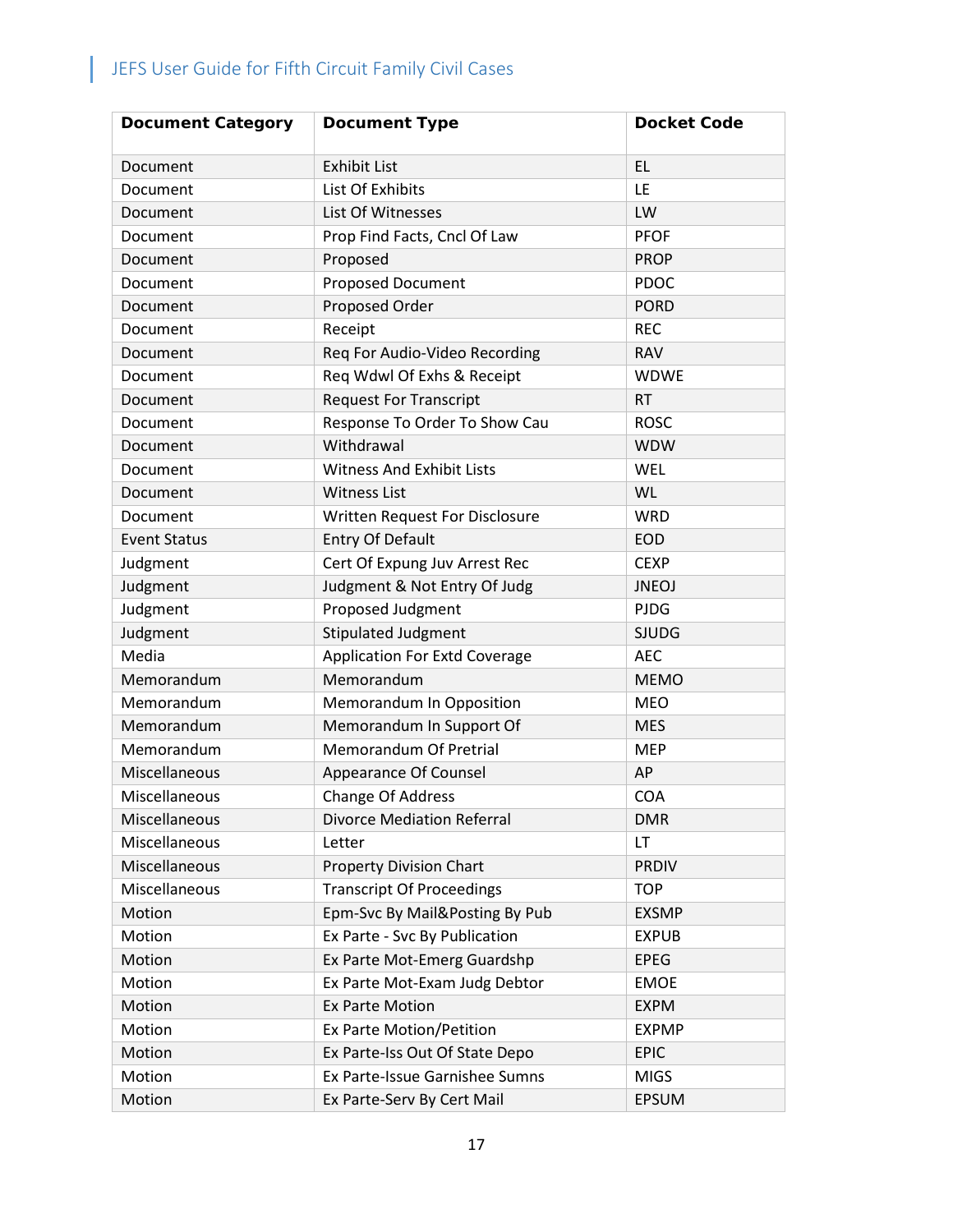| Document Category | Document Type | Docket Code |
| --- | --- | --- |
| Document | Exhibit List | EL |
| Document | List Of Exhibits | LE |
| Document | List Of Witnesses | LW |
| Document | Prop Find Facts, Cncl Of Law | PFOF |
| Document | Proposed | PROP |
| Document | Proposed Document | PDOC |
| Document | Proposed Order | PORD |
| Document | Receipt | REC |
| Document | Req For Audio-Video Recording | RAV |
| Document | Req Wdwl Of Exhs & Receipt | WDWE |
| Document | Request For Transcript | RT |
| Document | Response To Order To Show Cau | ROSC |
| Document | Withdrawal | WDW |
| Document | Witness And Exhibit Lists | WEL |
| Document | Witness List | WL |
| Document | Written Request For Disclosure | WRD |
| Event Status | Entry Of Default | EOD |
| Judgment | Cert Of Expung Juv Arrest Rec | CEXP |
| Judgment | Judgment & Not Entry Of Judg | JNEOJ |
| Judgment | Proposed Judgment | PJDG |
| Judgment | Stipulated Judgment | SJUDG |
| Media | Application For Extd Coverage | AEC |
| Memorandum | Memorandum | MEMO |
| Memorandum | Memorandum In Opposition | MEO |
| Memorandum | Memorandum In Support Of | MES |
| Memorandum | Memorandum Of Pretrial | MEP |
| Miscellaneous | Appearance Of Counsel | AP |
| Miscellaneous | Change Of Address | COA |
| Miscellaneous | Divorce Mediation Referral | DMR |
| Miscellaneous | Letter | LT |
| Miscellaneous | Property Division Chart | PRDIV |
| Miscellaneous | Transcript Of Proceedings | TOP |
| Motion | Epm-Svc By Mail&Posting By Pub | EXSMP |
| Motion | Ex Parte - Svc By Publication | EXPUB |
| Motion | Ex Parte Mot-Emerg Guardshp | EPEG |
| Motion | Ex Parte Mot-Exam Judg Debtor | EMOE |
| Motion | Ex Parte Motion | EXPM |
| Motion | Ex Parte Motion/Petition | EXPMP |
| Motion | Ex Parte-Iss Out Of State Depo | EPIC |
| Motion | Ex Parte-Issue Garnishee Sumns | MIGS |
| Motion | Ex Parte-Serv By Cert Mail | EPSUM |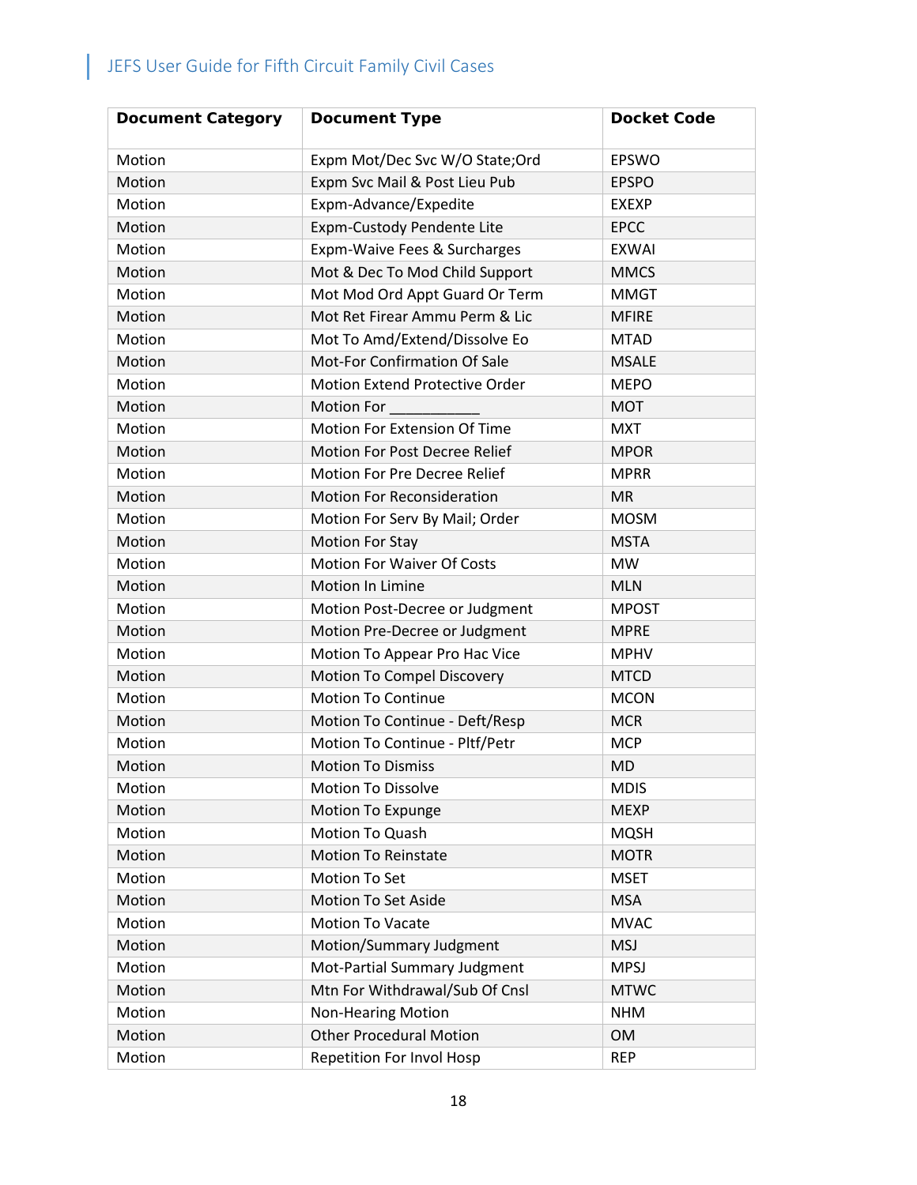| Document Category | Document Type | Docket Code |
|---|---|---|
| Motion | Expm Mot/Dec Svc W/O State;Ord | EPSWO |
| Motion | Expm Svc Mail & Post Lieu Pub | EPSPO |
| Motion | Expm-Advance/Expedite | EXEXP |
| Motion | Expm-Custody Pendente Lite | EPCC |
| Motion | Expm-Waive Fees & Surcharges | EXWAI |
| Motion | Mot & Dec To Mod Child Support | MMCS |
| Motion | Mot Mod Ord Appt Guard Or Term | MMGT |
| Motion | Mot Ret Firear Ammu Perm & Lic | MFIRE |
| Motion | Mot To Amd/Extend/Dissolve Eo | MTAD |
| Motion | Mot-For Confirmation Of Sale | MSALE |
| Motion | Motion Extend Protective Order | MEPO |
| Motion | Motion For ___________ | MOT |
| Motion | Motion For Extension Of Time | MXT |
| Motion | Motion For Post Decree Relief | MPOR |
| Motion | Motion For Pre Decree Relief | MPRR |
| Motion | Motion For Reconsideration | MR |
| Motion | Motion For Serv By Mail; Order | MOSM |
| Motion | Motion For Stay | MSTA |
| Motion | Motion For Waiver Of Costs | MW |
| Motion | Motion In Limine | MLN |
| Motion | Motion Post-Decree or Judgment | MPOST |
| Motion | Motion Pre-Decree or Judgment | MPRE |
| Motion | Motion To Appear Pro Hac Vice | MPHV |
| Motion | Motion To Compel Discovery | MTCD |
| Motion | Motion To Continue | MCON |
| Motion | Motion To Continue - Deft/Resp | MCR |
| Motion | Motion To Continue - Pltf/Petr | MCP |
| Motion | Motion To Dismiss | MD |
| Motion | Motion To Dissolve | MDIS |
| Motion | Motion To Expunge | MEXP |
| Motion | Motion To Quash | MQSH |
| Motion | Motion To Reinstate | MOTR |
| Motion | Motion To Set | MSET |
| Motion | Motion To Set Aside | MSA |
| Motion | Motion To Vacate | MVAC |
| Motion | Motion/Summary Judgment | MSJ |
| Motion | Mot-Partial Summary Judgment | MPSJ |
| Motion | Mtn For Withdrawal/Sub Of Cnsl | MTWC |
| Motion | Non-Hearing Motion | NHM |
| Motion | Other Procedural Motion | OM |
| Motion | Repetition For Invol Hosp | REP |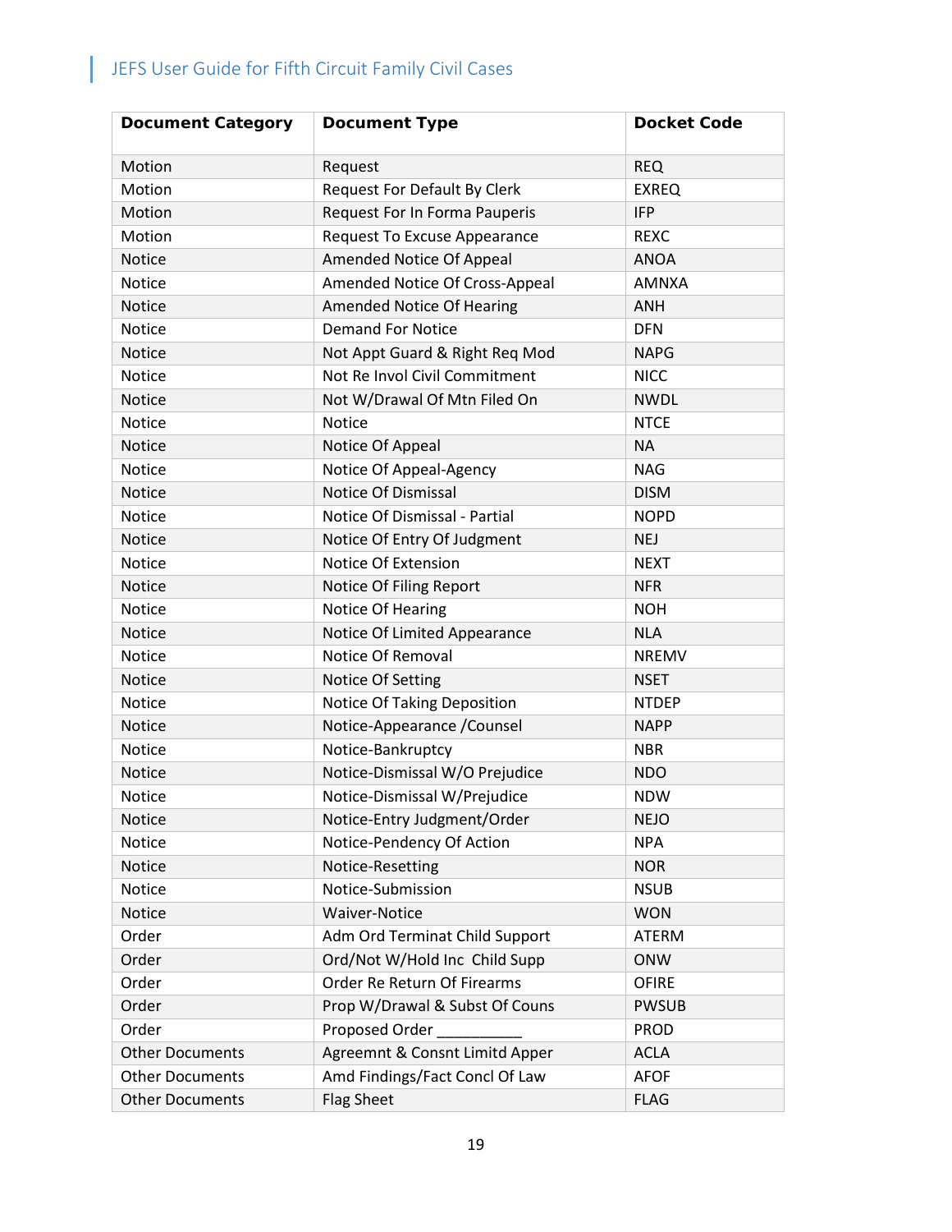| Document Category | Document Type | Docket Code |
|---|---|---|
| Motion | Request | REQ |
| Motion | Request For Default By Clerk | EXREQ |
| Motion | Request For In Forma Pauperis | IFP |
| Motion | Request To Excuse Appearance | REXC |
| Notice | Amended Notice Of Appeal | ANOA |
| Notice | Amended Notice Of Cross-Appeal | AMNXA |
| Notice | Amended Notice Of Hearing | ANH |
| Notice | Demand For Notice | DFN |
| Notice | Not Appt Guard & Right Req Mod | NAPG |
| Notice | Not Re Invol Civil Commitment | NICC |
| Notice | Not W/Drawal Of Mtn Filed On | NWDL |
| Notice | Notice | NTCE |
| Notice | Notice Of Appeal | NA |
| Notice | Notice Of Appeal-Agency | NAG |
| Notice | Notice Of Dismissal | DISM |
| Notice | Notice Of Dismissal - Partial | NOPD |
| Notice | Notice Of Entry Of Judgment | NEJ |
| Notice | Notice Of Extension | NEXT |
| Notice | Notice Of Filing Report | NFR |
| Notice | Notice Of Hearing | NOH |
| Notice | Notice Of Limited Appearance | NLA |
| Notice | Notice Of Removal | NREMV |
| Notice | Notice Of Setting | NSET |
| Notice | Notice Of Taking Deposition | NTDEP |
| Notice | Notice-Appearance /Counsel | NAPP |
| Notice | Notice-Bankruptcy | NBR |
| Notice | Notice-Dismissal W/O Prejudice | NDO |
| Notice | Notice-Dismissal W/Prejudice | NDW |
| Notice | Notice-Entry Judgment/Order | NEJO |
| Notice | Notice-Pendency Of Action | NPA |
| Notice | Notice-Resetting | NOR |
| Notice | Notice-Submission | NSUB |
| Notice | Waiver-Notice | WON |
| Order | Adm Ord Terminat Child Support | ATERM |
| Order | Ord/Not W/Hold Inc Child Supp | ONW |
| Order | Order Re Return Of Firearms | OFIRE |
| Order | Prop W/Drawal & Subst Of Couns | PWSUB |
| Order | Proposed Order __________ | PROD |
| Other Documents | Agreemnt & Consnt Limitd Apper | ACLA |
| Other Documents | Amd Findings/Fact Concl Of Law | AFOF |
| Other Documents | Flag Sheet | FLAG |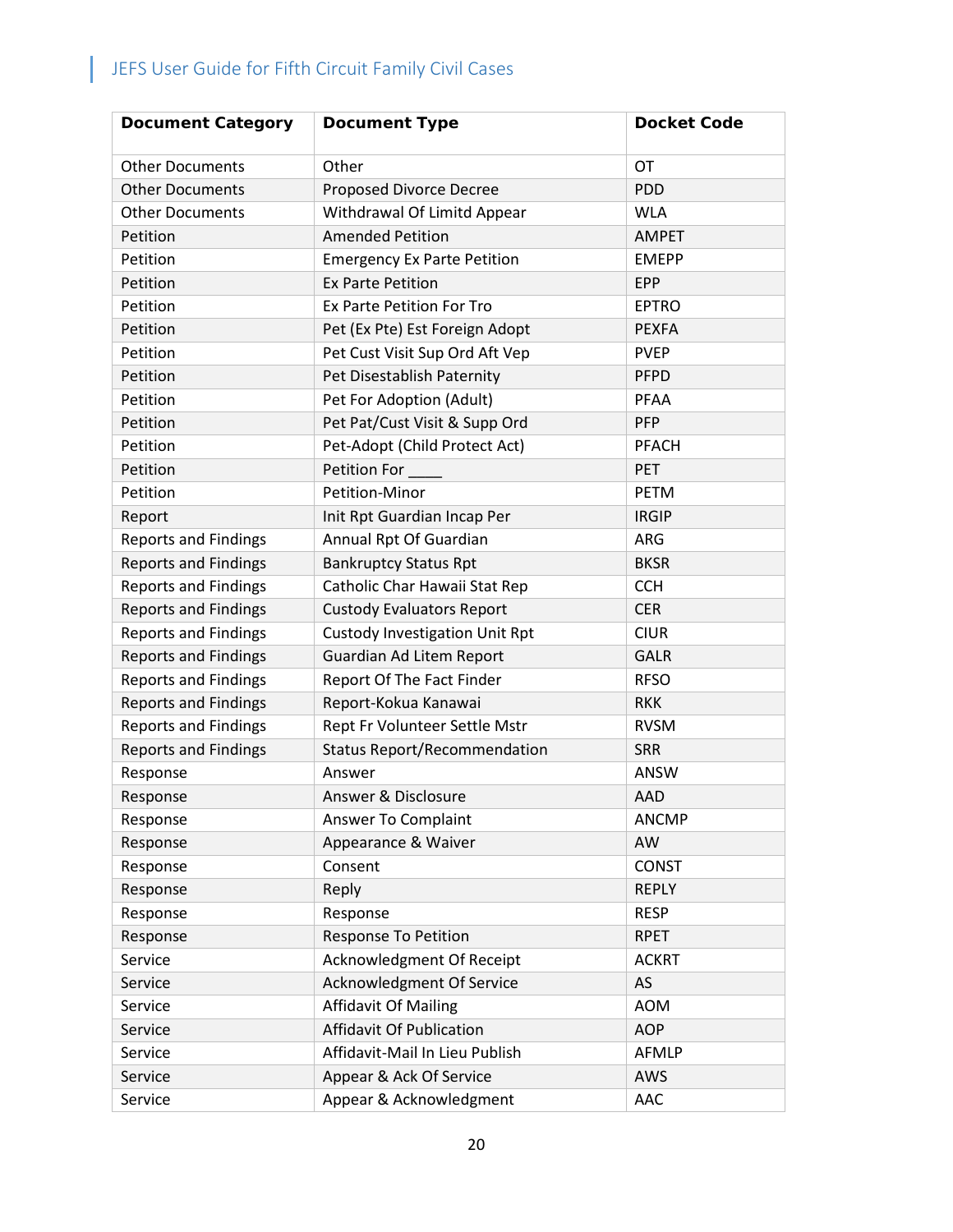| Document Category | Document Type | Docket Code |
|---|---|---|
| Other Documents | Other | OT |
| Other Documents | Proposed Divorce Decree | PDD |
| Other Documents | Withdrawal Of Limitd Appear | WLA |
| Petition | Amended Petition | AMPET |
| Petition | Emergency Ex Parte Petition | EMEPP |
| Petition | Ex Parte Petition | EPP |
| Petition | Ex Parte Petition For Tro | EPTRO |
| Petition | Pet (Ex Pte) Est Foreign Adopt | PEXFA |
| Petition | Pet Cust Visit Sup Ord Aft Vep | PVEP |
| Petition | Pet Disestablish Paternity | PFPD |
| Petition | Pet For Adoption (Adult) | PFAA |
| Petition | Pet Pat/Cust Visit & Supp Ord | PFP |
| Petition | Pet-Adopt (Child Protect Act) | PFACH |
| Petition | Petition For ____ | PET |
| Petition | Petition-Minor | PETM |
| Report | Init Rpt Guardian Incap Per | IRGIP |
| Reports and Findings | Annual Rpt Of Guardian | ARG |
| Reports and Findings | Bankruptcy Status Rpt | BKSR |
| Reports and Findings | Catholic Char Hawaii Stat Rep | CCH |
| Reports and Findings | Custody Evaluators Report | CER |
| Reports and Findings | Custody Investigation Unit Rpt | CIUR |
| Reports and Findings | Guardian Ad Litem Report | GALR |
| Reports and Findings | Report Of The Fact Finder | RFSO |
| Reports and Findings | Report-Kokua Kanawai | RKK |
| Reports and Findings | Rept Fr Volunteer Settle Mstr | RVSM |
| Reports and Findings | Status Report/Recommendation | SRR |
| Response | Answer | ANSW |
| Response | Answer & Disclosure | AAD |
| Response | Answer To Complaint | ANCMP |
| Response | Appearance & Waiver | AW |
| Response | Consent | CONST |
| Response | Reply | REPLY |
| Response | Response | RESP |
| Response | Response To Petition | RPET |
| Service | Acknowledgment Of Receipt | ACKRT |
| Service | Acknowledgment Of Service | AS |
| Service | Affidavit Of Mailing | AOM |
| Service | Affidavit Of Publication | AOP |
| Service | Affidavit-Mail In Lieu Publish | AFMLP |
| Service | Appear & Ack Of Service | AWS |
| Service | Appear & Acknowledgment | AAC |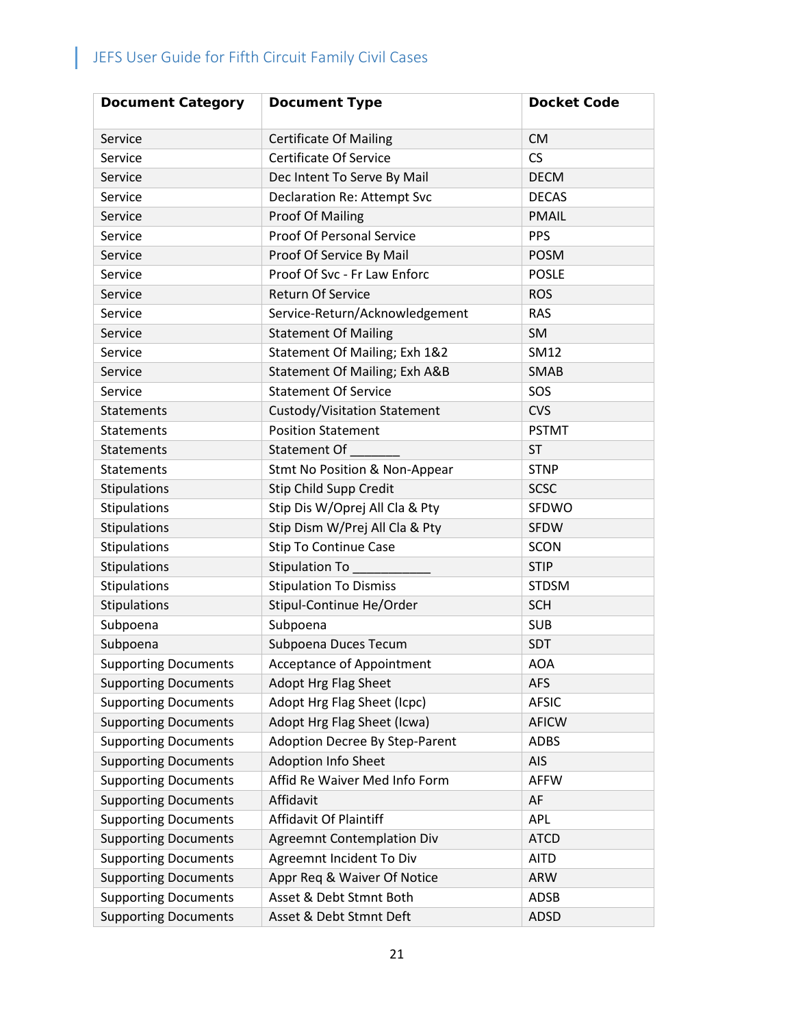| Document Category | Document Type | Docket Code |
|---|---|---|
| Service | Certificate Of Mailing | CM |
| Service | Certificate Of Service | CS |
| Service | Dec Intent To Serve By Mail | DECM |
| Service | Declaration Re: Attempt Svc | DECAS |
| Service | Proof Of Mailing | PMAIL |
| Service | Proof Of Personal Service | PPS |
| Service | Proof Of Service By Mail | POSM |
| Service | Proof Of Svc - Fr Law Enforc | POSLE |
| Service | Return Of Service | ROS |
| Service | Service-Return/Acknowledgement | RAS |
| Service | Statement Of Mailing | SM |
| Service | Statement Of Mailing; Exh 1&2 | SM12 |
| Service | Statement Of Mailing; Exh A&B | SMAB |
| Service | Statement Of Service | SOS |
| Statements | Custody/Visitation Statement | CVS |
| Statements | Position Statement | PSTMT |
| Statements | Statement Of _______ | ST |
| Statements | Stmt No Position & Non-Appear | STNP |
| Stipulations | Stip Child Supp Credit | SCSC |
| Stipulations | Stip Dis W/Oprej All Cla & Pty | SFDWO |
| Stipulations | Stip Dism W/Prej All Cla & Pty | SFDW |
| Stipulations | Stip To Continue Case | SCON |
| Stipulations | Stipulation To ___________ | STIP |
| Stipulations | Stipulation To Dismiss | STDSM |
| Stipulations | Stipul-Continue He/Order | SCH |
| Subpoena | Subpoena | SUB |
| Subpoena | Subpoena Duces Tecum | SDT |
| Supporting Documents | Acceptance of Appointment | AOA |
| Supporting Documents | Adopt Hrg Flag Sheet | AFS |
| Supporting Documents | Adopt Hrg Flag Sheet (Icpc) | AFSIC |
| Supporting Documents | Adopt Hrg Flag Sheet (Icwa) | AFICW |
| Supporting Documents | Adoption Decree By Step-Parent | ADBS |
| Supporting Documents | Adoption Info Sheet | AIS |
| Supporting Documents | Affid Re Waiver Med Info Form | AFFW |
| Supporting Documents | Affidavit | AF |
| Supporting Documents | Affidavit Of Plaintiff | APL |
| Supporting Documents | Agreemnt Contemplation Div | ATCD |
| Supporting Documents | Agreemnt Incident To Div | AITD |
| Supporting Documents | Appr Req & Waiver Of Notice | ARW |
| Supporting Documents | Asset & Debt Stmnt Both | ADSB |
| Supporting Documents | Asset & Debt Stmnt Deft | ADSD |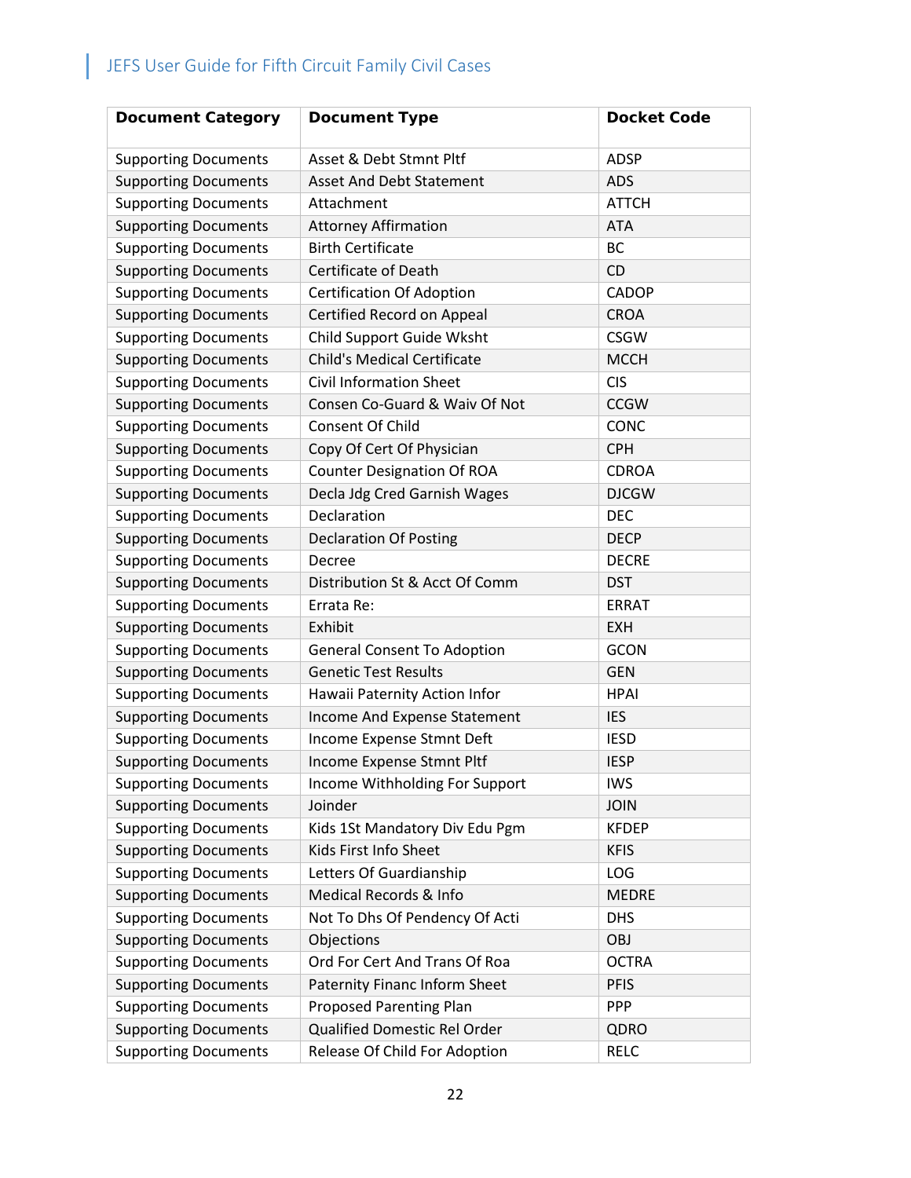| Document Category | Document Type | Docket Code |
|---|---|---|
| Supporting Documents | Asset & Debt Stmnt Pltf | ADSP |
| Supporting Documents | Asset And Debt Statement | ADS |
| Supporting Documents | Attachment | ATTCH |
| Supporting Documents | Attorney Affirmation | ATA |
| Supporting Documents | Birth Certificate | BC |
| Supporting Documents | Certificate of Death | CD |
| Supporting Documents | Certification Of Adoption | CADOP |
| Supporting Documents | Certified Record on Appeal | CROA |
| Supporting Documents | Child Support Guide Wksht | CSGW |
| Supporting Documents | Child's Medical Certificate | MCCH |
| Supporting Documents | Civil Information Sheet | CIS |
| Supporting Documents | Consen Co-Guard & Waiv Of Not | CCGW |
| Supporting Documents | Consent Of Child | CONC |
| Supporting Documents | Copy Of Cert Of Physician | CPH |
| Supporting Documents | Counter Designation Of ROA | CDROA |
| Supporting Documents | Decla Jdg Cred Garnish Wages | DJCGW |
| Supporting Documents | Declaration | DEC |
| Supporting Documents | Declaration Of Posting | DECP |
| Supporting Documents | Decree | DECRE |
| Supporting Documents | Distribution St & Acct Of Comm | DST |
| Supporting Documents | Errata Re: | ERRAT |
| Supporting Documents | Exhibit | EXH |
| Supporting Documents | General Consent To Adoption | GCON |
| Supporting Documents | Genetic Test Results | GEN |
| Supporting Documents | Hawaii Paternity Action Infor | HPAI |
| Supporting Documents | Income And Expense Statement | IES |
| Supporting Documents | Income Expense Stmnt Deft | IESD |
| Supporting Documents | Income Expense Stmnt Pltf | IESP |
| Supporting Documents | Income Withholding For Support | IWS |
| Supporting Documents | Joinder | JOIN |
| Supporting Documents | Kids 1St Mandatory Div Edu Pgm | KFDEP |
| Supporting Documents | Kids First Info Sheet | KFIS |
| Supporting Documents | Letters Of Guardianship | LOG |
| Supporting Documents | Medical Records & Info | MEDRE |
| Supporting Documents | Not To Dhs Of Pendency Of Acti | DHS |
| Supporting Documents | Objections | OBJ |
| Supporting Documents | Ord For Cert And Trans Of Roa | OCTRA |
| Supporting Documents | Paternity Financ Inform Sheet | PFIS |
| Supporting Documents | Proposed Parenting Plan | PPP |
| Supporting Documents | Qualified Domestic Rel Order | QDRO |
| Supporting Documents | Release Of Child For Adoption | RELC |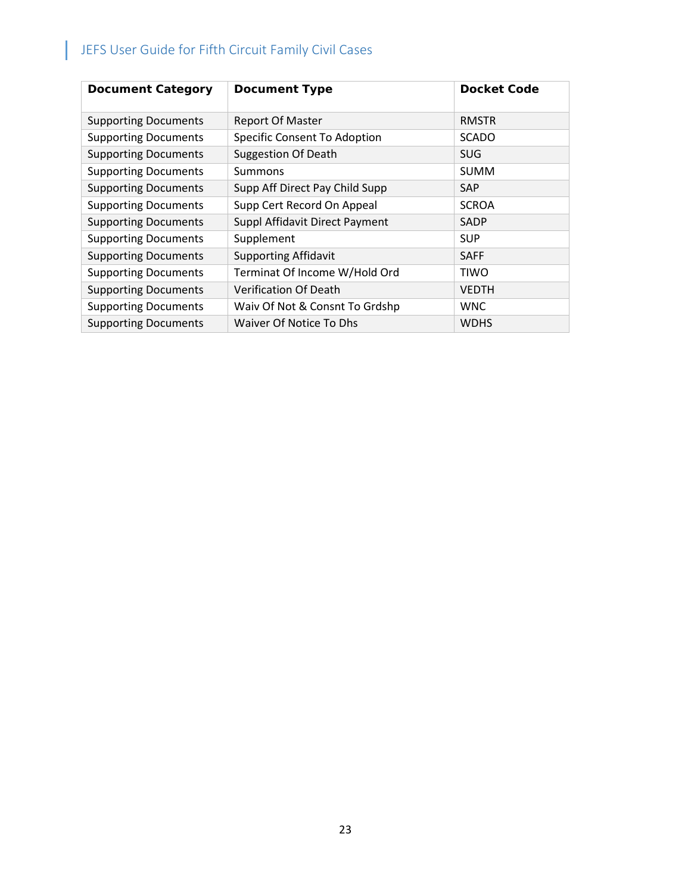| Document Category | Document Type | Docket Code |
| --- | --- | --- |
| Supporting Documents | Report Of Master | RMSTR |
| Supporting Documents | Specific Consent To Adoption | SCADO |
| Supporting Documents | Suggestion Of Death | SUG |
| Supporting Documents | Summons | SUMM |
| Supporting Documents | Supp Aff Direct Pay Child Supp | SAP |
| Supporting Documents | Supp Cert Record On Appeal | SCROA |
| Supporting Documents | Suppl Affidavit Direct Payment | SADP |
| Supporting Documents | Supplement | SUP |
| Supporting Documents | Supporting Affidavit | SAFF |
| Supporting Documents | Terminat Of Income W/Hold Ord | TIWO |
| Supporting Documents | Verification Of Death | VEDTH |
| Supporting Documents | Waiv Of Not & Consnt To Grdshp | WNC |
| Supporting Documents | Waiver Of Notice To Dhs | WDHS |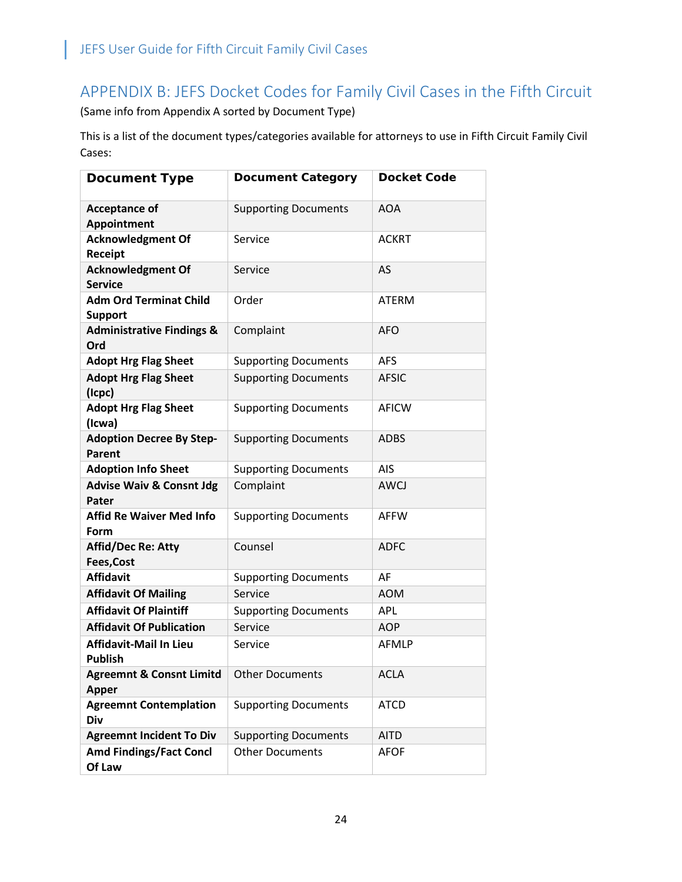## APPENDIX B: JEFS Docket Codes for Family Civil Cases in the Fifth Circuit

(Same info from Appendix A sorted by Document Type)

This is a list of the document types/categories available for attorneys to use in Fifth Circuit Family Civil Cases:

| Document Type | Document Category | Docket Code |
|---|---|---|
| **Acceptance of Appointment** | Supporting Documents | AOA |
| **Acknowledgment Of Receipt** | Service | ACKRT |
| **Acknowledgment Of Service** | Service | AS |
| **Adm Ord Terminat Child Support** | Order | ATERM |
| **Administrative Findings & Ord** | Complaint | AFO |
| **Adopt Hrg Flag Sheet** | Supporting Documents | AFS |
| **Adopt Hrg Flag Sheet (Icpc)** | Supporting Documents | AFSIC |
| **Adopt Hrg Flag Sheet (Icwa)** | Supporting Documents | AFICW |
| **Adoption Decree By Step-Parent** | Supporting Documents | ADBS |
| **Adoption Info Sheet** | Supporting Documents | AIS |
| **Advise Waiv & Consnt Jdg Pater** | Complaint | AWCJ |
| **Affid Re Waiver Med Info Form** | Supporting Documents | AFFW |
| **Affid/Dec Re: Atty Fees,Cost** | Counsel | ADFC |
| **Affidavit** | Supporting Documents | AF |
| **Affidavit Of Mailing** | Service | AOM |
| **Affidavit Of Plaintiff** | Supporting Documents | APL |
| **Affidavit Of Publication** | Service | AOP |
| **Affidavit-Mail In Lieu Publish** | Service | AFMLP |
| **Agreemnt & Consnt Limitd Apper** | Other Documents | ACLA |
| **Agreemnt Contemplation Div** | Supporting Documents | ATCD |
| **Agreemnt Incident To Div** | Supporting Documents | AITD |
| **Amd Findings/Fact Concl Of Law** | Other Documents | AFOF |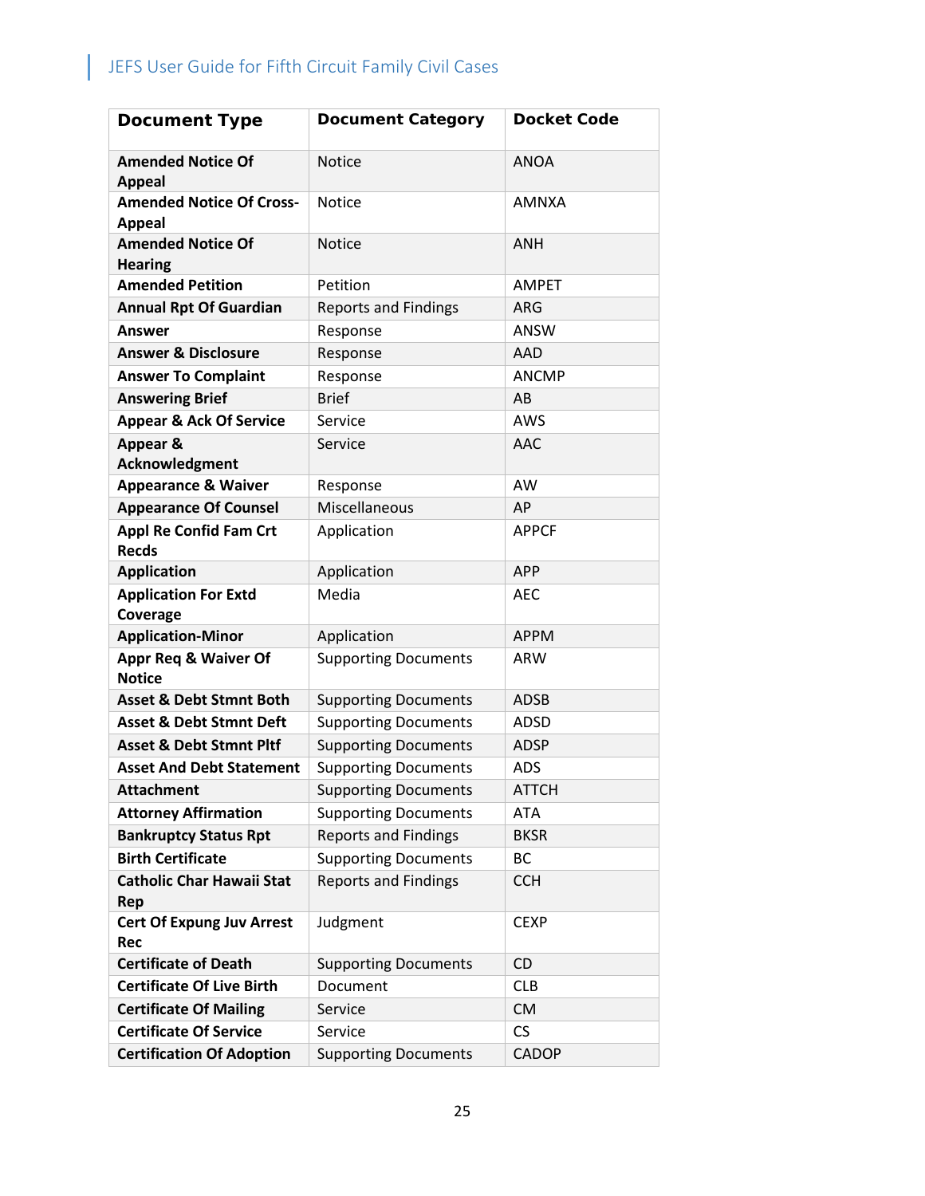| Document Type | Document Category | Docket Code |
|---|---|---|
| **Amended Notice Of Appeal** | Notice | ANOA |
| **Amended Notice Of Cross-Appeal** | Notice | AMNXA |
| **Amended Notice Of Hearing** | Notice | ANH |
| **Amended Petition** | Petition | AMPET |
| **Annual Rpt Of Guardian** | Reports and Findings | ARG |
| **Answer** | Response | ANSW |
| **Answer & Disclosure** | Response | AAD |
| **Answer To Complaint** | Response | ANCMP |
| **Answering Brief** | Brief | AB |
| **Appear & Ack Of Service** | Service | AWS |
| **Appear & Acknowledgment** | Service | AAC |
| **Appearance & Waiver** | Response | AW |
| **Appearance Of Counsel** | Miscellaneous | AP |
| **Appl Re Confid Fam Crt Recds** | Application | APPCF |
| **Application** | Application | APP |
| **Application For Extd Coverage** | Media | AEC |
| **Application-Minor** | Application | APPM |
| **Appr Req & Waiver Of Notice** | Supporting Documents | ARW |
| **Asset & Debt Stmnt Both** | Supporting Documents | ADSB |
| **Asset & Debt Stmnt Deft** | Supporting Documents | ADSD |
| **Asset & Debt Stmnt Pltf** | Supporting Documents | ADSP |
| **Asset And Debt Statement** | Supporting Documents | ADS |
| **Attachment** | Supporting Documents | ATTCH |
| **Attorney Affirmation** | Supporting Documents | ATA |
| **Bankruptcy Status Rpt** | Reports and Findings | BKSR |
| **Birth Certificate** | Supporting Documents | BC |
| **Catholic Char Hawaii Stat Rep** | Reports and Findings | CCH |
| **Cert Of Expung Juv Arrest Rec** | Judgment | CEXP |
| **Certificate of Death** | Supporting Documents | CD |
| **Certificate Of Live Birth** | Document | CLB |
| **Certificate Of Mailing** | Service | CM |
| **Certificate Of Service** | Service | CS |
| **Certification Of Adoption** | Supporting Documents | CADOP |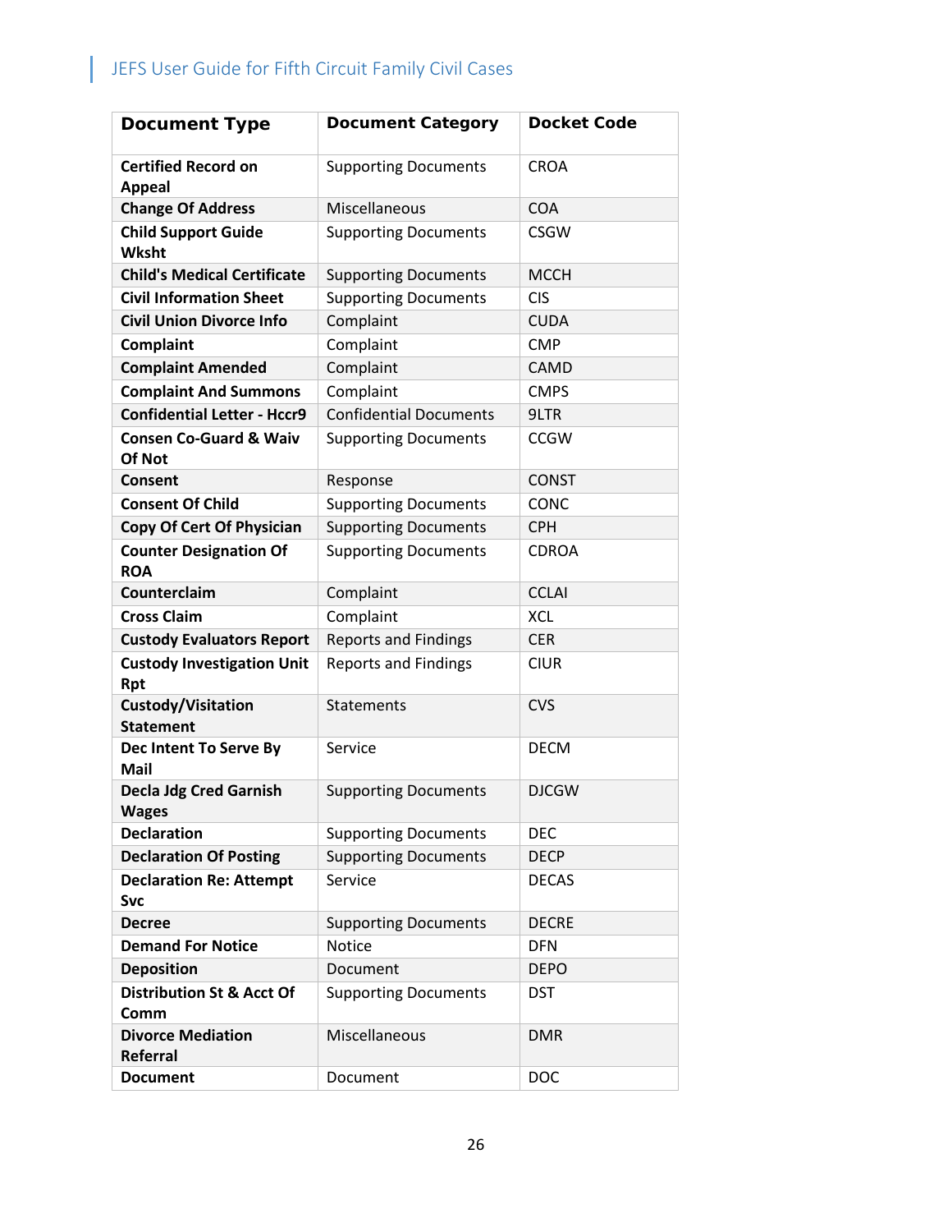| **Document Type** | **Document Category** | **Docket Code** |
|---|---|---|
| **Certified Record on Appeal** | Supporting Documents | CROA |
| **Change Of Address** | Miscellaneous | COA |
| **Child Support Guide Wksht** | Supporting Documents | CSGW |
| **Child's Medical Certificate** | Supporting Documents | MCCH |
| **Civil Information Sheet** | Supporting Documents | CIS |
| **Civil Union Divorce Info** | Complaint | CUDA |
| **Complaint** | Complaint | CMP |
| **Complaint Amended** | Complaint | CAMD |
| **Complaint And Summons** | Complaint | CMPS |
| **Confidential Letter - Hccr9** | Confidential Documents | 9LTR |
| **Consen Co-Guard & Waiv Of Not** | Supporting Documents | CCGW |
| **Consent** | Response | CONST |
| **Consent Of Child** | Supporting Documents | CONC |
| **Copy Of Cert Of Physician** | Supporting Documents | CPH |
| **Counter Designation Of ROA** | Supporting Documents | CDROA |
| **Counterclaim** | Complaint | CCLAI |
| **Cross Claim** | Complaint | XCL |
| **Custody Evaluators Report** | Reports and Findings | CER |
| **Custody Investigation Unit Rpt** | Reports and Findings | CIUR |
| **Custody/Visitation Statement** | Statements | CVS |
| **Dec Intent To Serve By Mail** | Service | DECM |
| **Decla Jdg Cred Garnish Wages** | Supporting Documents | DJCGW |
| **Declaration** | Supporting Documents | DEC |
| **Declaration Of Posting** | Supporting Documents | DECP |
| **Declaration Re: Attempt Svc** | Service | DECAS |
| **Decree** | Supporting Documents | DECRE |
| **Demand For Notice** | Notice | DFN |
| **Deposition** | Document | DEPO |
| **Distribution St & Acct Of Comm** | Supporting Documents | DST |
| **Divorce Mediation Referral** | Miscellaneous | DMR |
| **Document** | Document | DOC |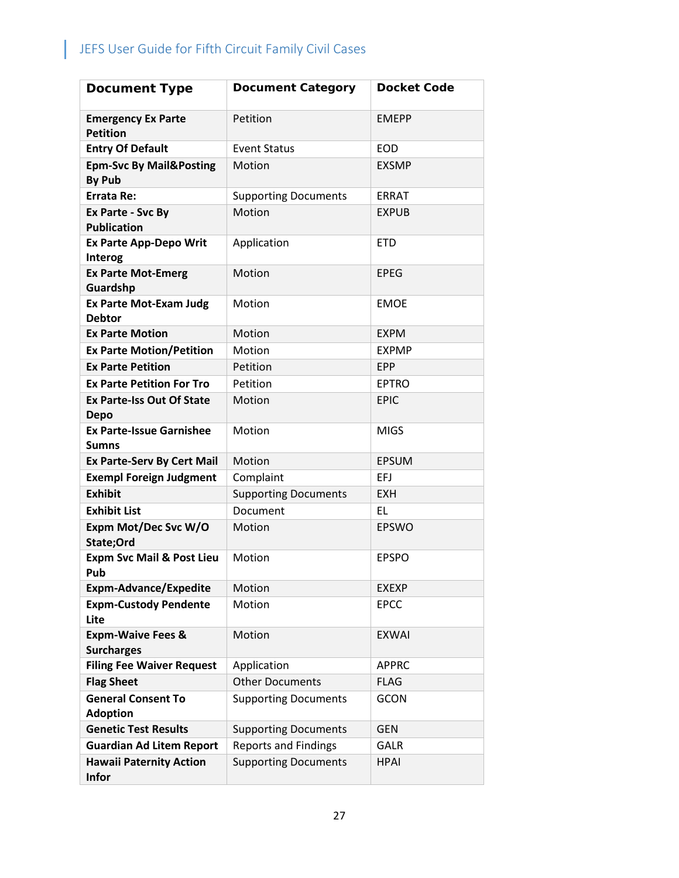| Document Type | Document Category | Docket Code |
|---|---|---|
| **Emergency Ex Parte Petition** | Petition | EMEPP |
| **Entry Of Default** | Event Status | EOD |
| **Epm-Svc By Mail&Posting By Pub** | Motion | EXSMP |
| **Errata Re:** | Supporting Documents | ERRAT |
| **Ex Parte - Svc By Publication** | Motion | EXPUB |
| **Ex Parte App-Depo Writ Interog** | Application | ETD |
| **Ex Parte Mot-Emerg Guardshp** | Motion | EPEG |
| **Ex Parte Mot-Exam Judg Debtor** | Motion | EMOE |
| **Ex Parte Motion** | Motion | EXPM |
| **Ex Parte Motion/Petition** | Motion | EXPMP |
| **Ex Parte Petition** | Petition | EPP |
| **Ex Parte Petition For Tro** | Petition | EPTRO |
| **Ex Parte-Iss Out Of State Depo** | Motion | EPIC |
| **Ex Parte-Issue Garnishee Sumns** | Motion | MIGS |
| **Ex Parte-Serv By Cert Mail** | Motion | EPSUM |
| **Exempl Foreign Judgment** | Complaint | EFJ |
| **Exhibit** | Supporting Documents | EXH |
| **Exhibit List** | Document | EL |
| **Expm Mot/Dec Svc W/O State;Ord** | Motion | EPSWO |
| **Expm Svc Mail & Post Lieu Pub** | Motion | EPSPO |
| **Expm-Advance/Expedite** | Motion | EXEXP |
| **Expm-Custody Pendente Lite** | Motion | EPCC |
| **Expm-Waive Fees & Surcharges** | Motion | EXWAI |
| **Filing Fee Waiver Request** | Application | APPRC |
| **Flag Sheet** | Other Documents | FLAG |
| **General Consent To Adoption** | Supporting Documents | GCON |
| **Genetic Test Results** | Supporting Documents | GEN |
| **Guardian Ad Litem Report** | Reports and Findings | GALR |
| **Hawaii Paternity Action Infor** | Supporting Documents | HPAI |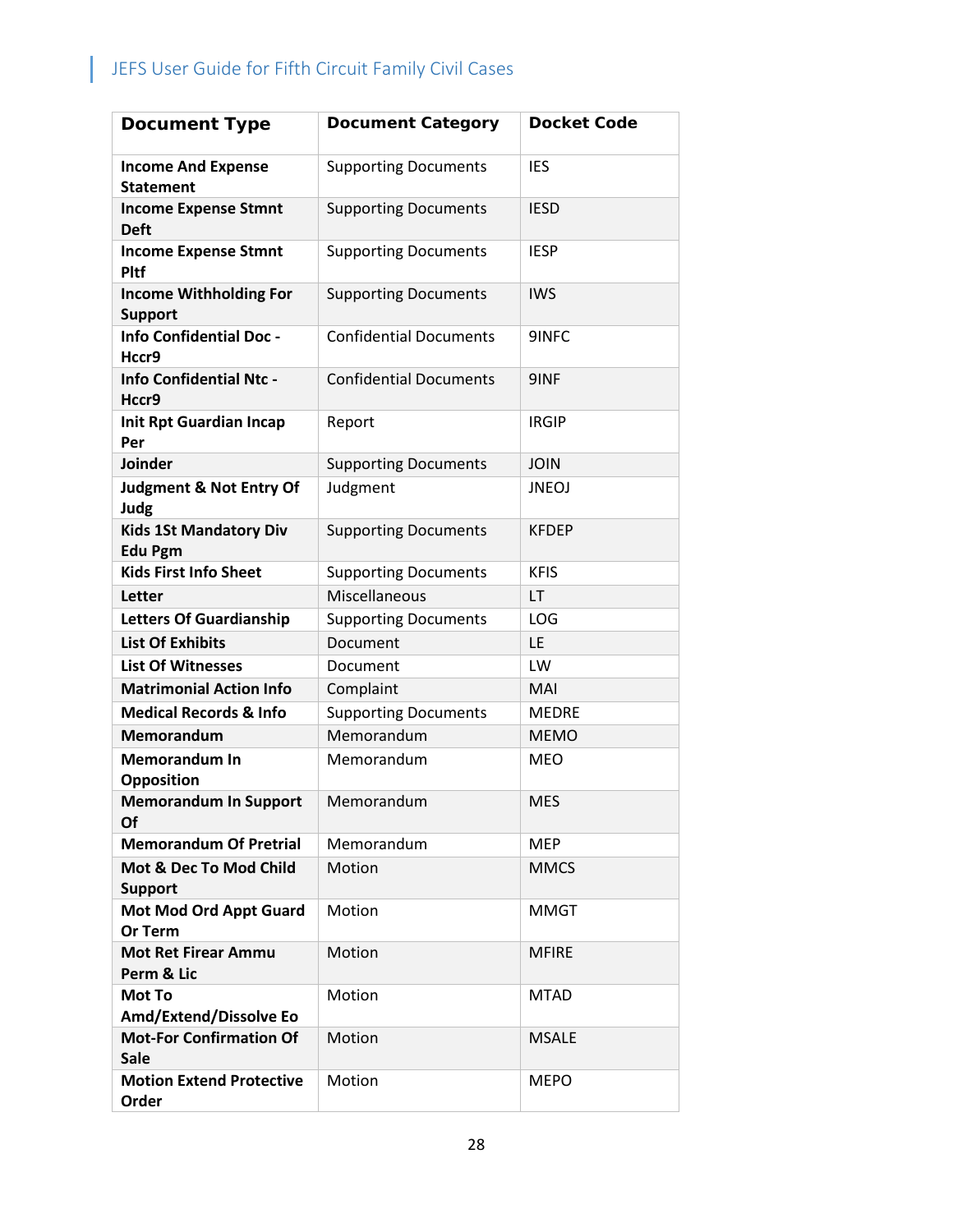| Document Type | Document Category | Docket Code |
|---|---|---|
| **Income And Expense Statement** | Supporting Documents | IES |
| **Income Expense Stmnt Deft** | Supporting Documents | IESD |
| **Income Expense Stmnt Pltf** | Supporting Documents | IESP |
| **Income Withholding For Support** | Supporting Documents | IWS |
| **Info Confidential Doc - Hccr9** | Confidential Documents | 9INFC |
| **Info Confidential Ntc - Hccr9** | Confidential Documents | 9INF |
| **Init Rpt Guardian Incap Per** | Report | IRGIP |
| **Joinder** | Supporting Documents | JOIN |
| **Judgment & Not Entry Of Judg** | Judgment | JNEOJ |
| **Kids 1St Mandatory Div Edu Pgm** | Supporting Documents | KFDEP |
| **Kids First Info Sheet** | Supporting Documents | KFIS |
| **Letter** | Miscellaneous | LT |
| **Letters Of Guardianship** | Supporting Documents | LOG |
| **List Of Exhibits** | Document | LE |
| **List Of Witnesses** | Document | LW |
| **Matrimonial Action Info** | Complaint | MAI |
| **Medical Records & Info** | Supporting Documents | MEDRE |
| **Memorandum** | Memorandum | MEMO |
| **Memorandum In Opposition** | Memorandum | MEO |
| **Memorandum In Support Of** | Memorandum | MES |
| **Memorandum Of Pretrial** | Memorandum | MEP |
| **Mot & Dec To Mod Child Support** | Motion | MMCS |
| **Mot Mod Ord Appt Guard Or Term** | Motion | MMGT |
| **Mot Ret Firear Ammu Perm & Lic** | Motion | MFIRE |
| **Mot To Amd/Extend/Dissolve Eo** | Motion | MTAD |
| **Mot-For Confirmation Of Sale** | Motion | MSALE |
| **Motion Extend Protective Order** | Motion | MEPO |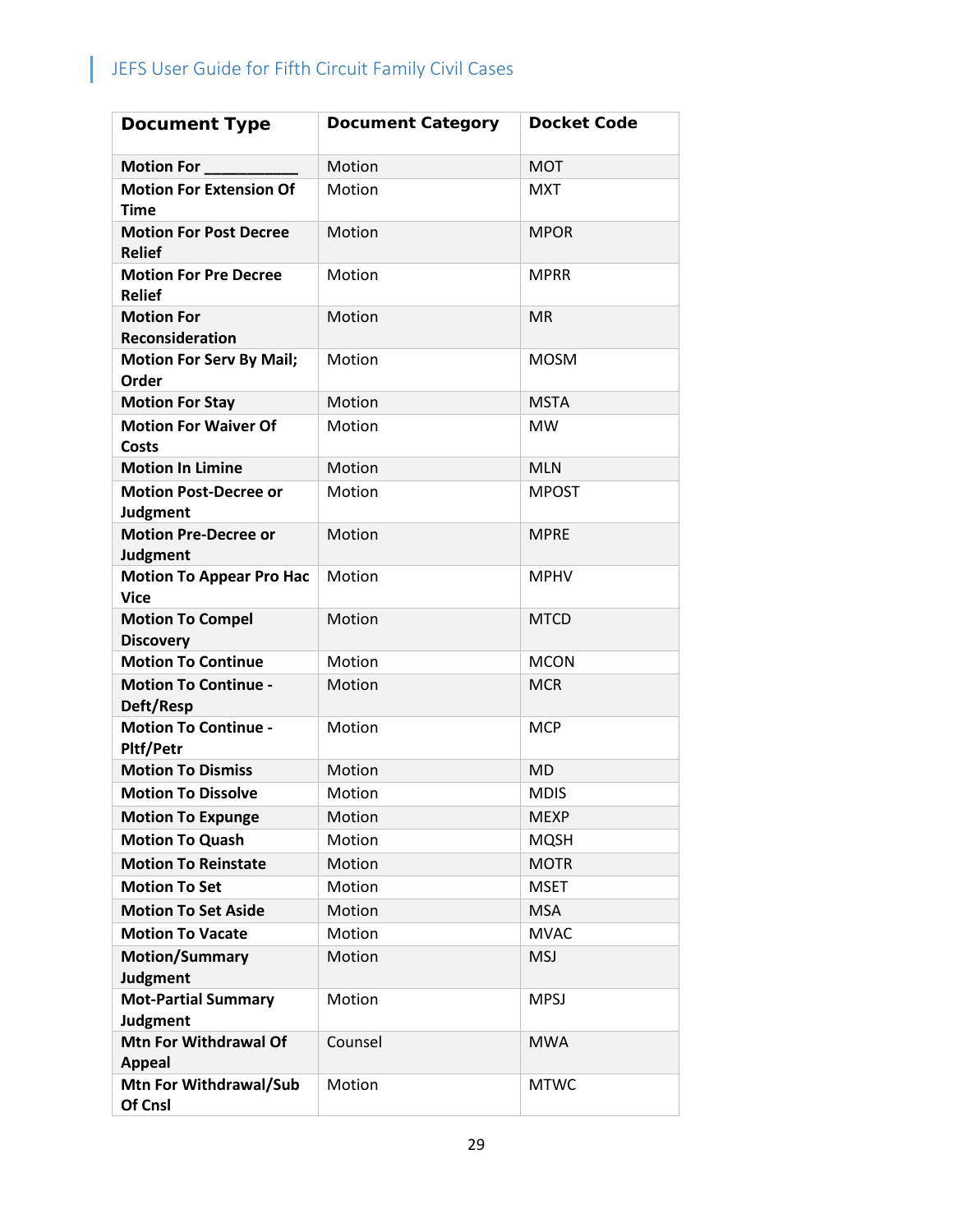| Document Type | Document Category | Docket Code |
|---|---|---|
| **Motion For ___________** | Motion | MOT |
| **Motion For Extension Of Time** | Motion | MXT |
| **Motion For Post Decree Relief** | Motion | MPOR |
| **Motion For Pre Decree Relief** | Motion | MPRR |
| **Motion For Reconsideration** | Motion | MR |
| **Motion For Serv By Mail; Order** | Motion | MOSM |
| **Motion For Stay** | Motion | MSTA |
| **Motion For Waiver Of Costs** | Motion | MW |
| **Motion In Limine** | Motion | MLN |
| **Motion Post-Decree or Judgment** | Motion | MPOST |
| **Motion Pre-Decree or Judgment** | Motion | MPRE |
| **Motion To Appear Pro Hac Vice** | Motion | MPHV |
| **Motion To Compel Discovery** | Motion | MTCD |
| **Motion To Continue** | Motion | MCON |
| **Motion To Continue - Deft/Resp** | Motion | MCR |
| **Motion To Continue - Pltf/Petr** | Motion | MCP |
| **Motion To Dismiss** | Motion | MD |
| **Motion To Dissolve** | Motion | MDIS |
| **Motion To Expunge** | Motion | MEXP |
| **Motion To Quash** | Motion | MQSH |
| **Motion To Reinstate** | Motion | MOTR |
| **Motion To Set** | Motion | MSET |
| **Motion To Set Aside** | Motion | MSA |
| **Motion To Vacate** | Motion | MVAC |
| **Motion/Summary Judgment** | Motion | MSJ |
| **Mot-Partial Summary Judgment** | Motion | MPSJ |
| **Mtn For Withdrawal Of Appeal** | Counsel | MWA |
| **Mtn For Withdrawal/Sub Of Cnsl** | Motion | MTWC |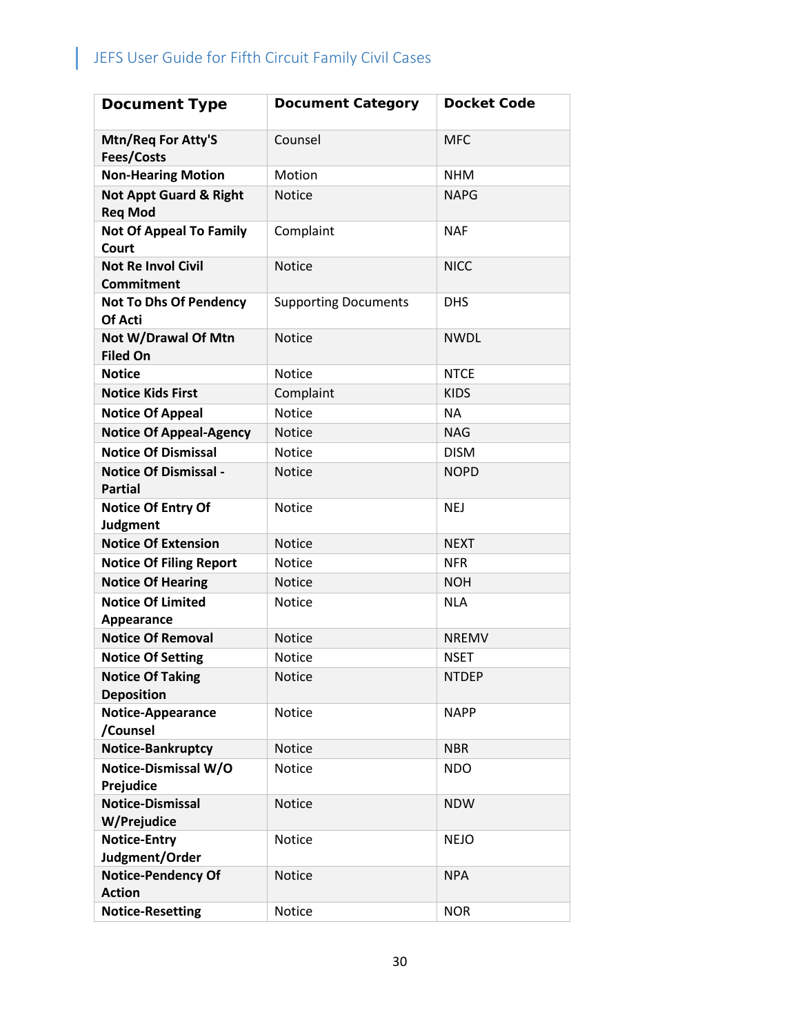| Document Type | Document Category | Docket Code |
|---|---|---|
| **Mtn/Req For Atty'S Fees/Costs** | Counsel | MFC |
| **Non-Hearing Motion** | Motion | NHM |
| **Not Appt Guard & Right Req Mod** | Notice | NAPG |
| **Not Of Appeal To Family Court** | Complaint | NAF |
| **Not Re Invol Civil Commitment** | Notice | NICC |
| **Not To Dhs Of Pendency Of Acti** | Supporting Documents | DHS |
| **Not W/Drawal Of Mtn Filed On** | Notice | NWDL |
| **Notice** | Notice | NTCE |
| **Notice Kids First** | Complaint | KIDS |
| **Notice Of Appeal** | Notice | NA |
| **Notice Of Appeal-Agency** | Notice | NAG |
| **Notice Of Dismissal** | Notice | DISM |
| **Notice Of Dismissal - Partial** | Notice | NOPD |
| **Notice Of Entry Of Judgment** | Notice | NEJ |
| **Notice Of Extension** | Notice | NEXT |
| **Notice Of Filing Report** | Notice | NFR |
| **Notice Of Hearing** | Notice | NOH |
| **Notice Of Limited Appearance** | Notice | NLA |
| **Notice Of Removal** | Notice | NREMV |
| **Notice Of Setting** | Notice | NSET |
| **Notice Of Taking Deposition** | Notice | NTDEP |
| **Notice-Appearance /Counsel** | Notice | NAPP |
| **Notice-Bankruptcy** | Notice | NBR |
| **Notice-Dismissal W/O Prejudice** | Notice | NDO |
| **Notice-Dismissal W/Prejudice** | Notice | NDW |
| **Notice-Entry Judgment/Order** | Notice | NEJO |
| **Notice-Pendency Of Action** | Notice | NPA |
| **Notice-Resetting** | Notice | NOR |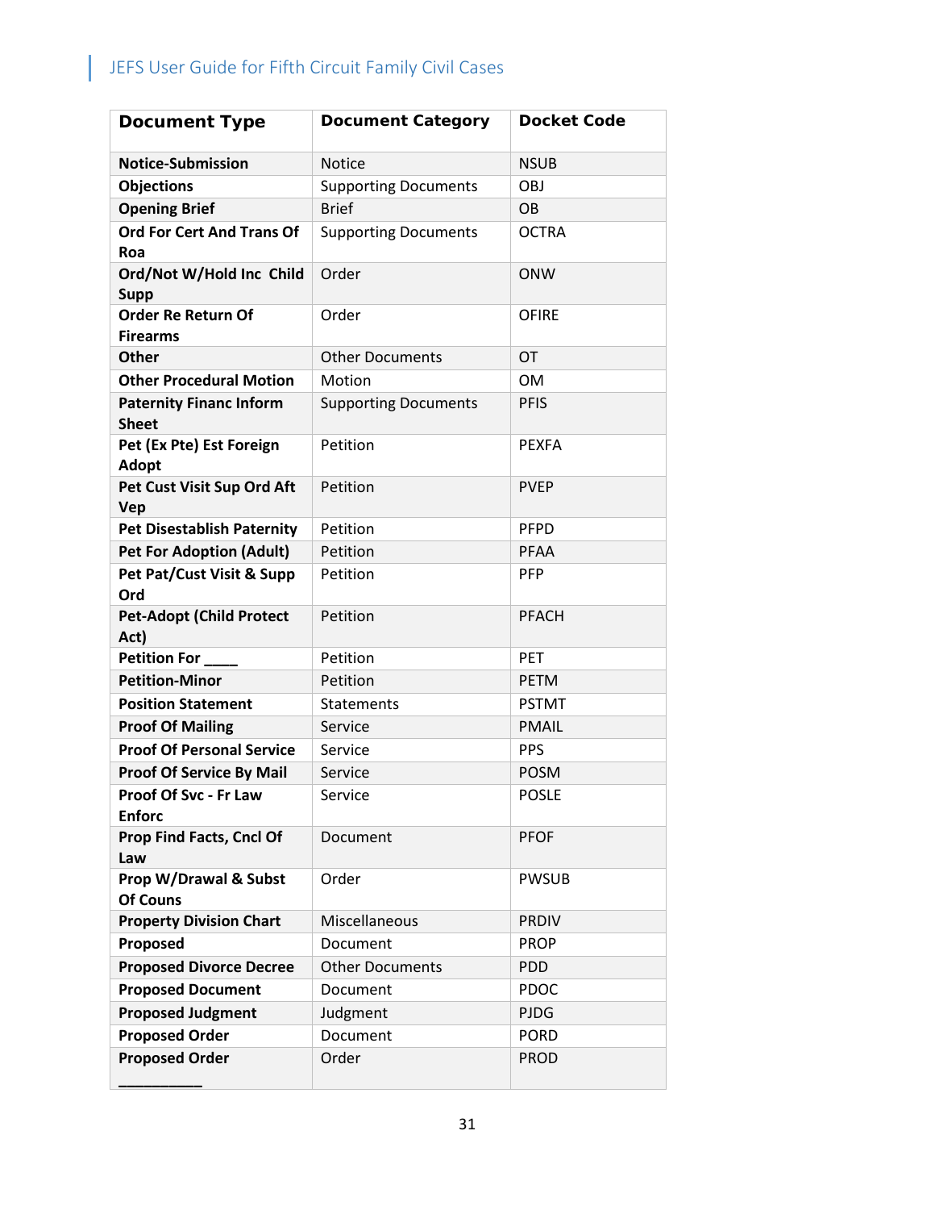| Document Type | Document Category | Docket Code |
| --- | --- | --- |
| **Notice-Submission** | Notice | NSUB |
| **Objections** | Supporting Documents | OBJ |
| **Opening Brief** | Brief | OB |
| **Ord For Cert And Trans Of Roa** | Supporting Documents | OCTRA |
| **Ord/Not W/Hold Inc Child Supp** | Order | ONW |
| **Order Re Return Of Firearms** | Order | OFIRE |
| **Other** | Other Documents | OT |
| **Other Procedural Motion** | Motion | OM |
| **Paternity Financ Inform Sheet** | Supporting Documents | PFIS |
| **Pet (Ex Pte) Est Foreign Adopt** | Petition | PEXFA |
| **Pet Cust Visit Sup Ord Aft Vep** | Petition | PVEP |
| **Pet Disestablish Paternity** | Petition | PFPD |
| **Pet For Adoption (Adult)** | Petition | PFAA |
| **Pet Pat/Cust Visit & Supp Ord** | Petition | PFP |
| **Pet-Adopt (Child Protect Act)** | Petition | PFACH |
| **Petition For \_\_\_\_** | Petition | PET |
| **Petition-Minor** | Petition | PETM |
| **Position Statement** | Statements | PSTMT |
| **Proof Of Mailing** | Service | PMAIL |
| **Proof Of Personal Service** | Service | PPS |
| **Proof Of Service By Mail** | Service | POSM |
| **Proof Of Svc - Fr Law Enforc** | Service | POSLE |
| **Prop Find Facts, Cncl Of Law** | Document | PFOF |
| **Prop W/Drawal & Subst Of Couns** | Order | PWSUB |
| **Property Division Chart** | Miscellaneous | PRDIV |
| **Proposed** | Document | PROP |
| **Proposed Divorce Decree** | Other Documents | PDD |
| **Proposed Document** | Document | PDOC |
| **Proposed Judgment** | Judgment | PJDG |
| **Proposed Order** | Document | PORD |
| **Proposed Order \_\_\_\_\_\_\_\_\_\_** | Order | PROD |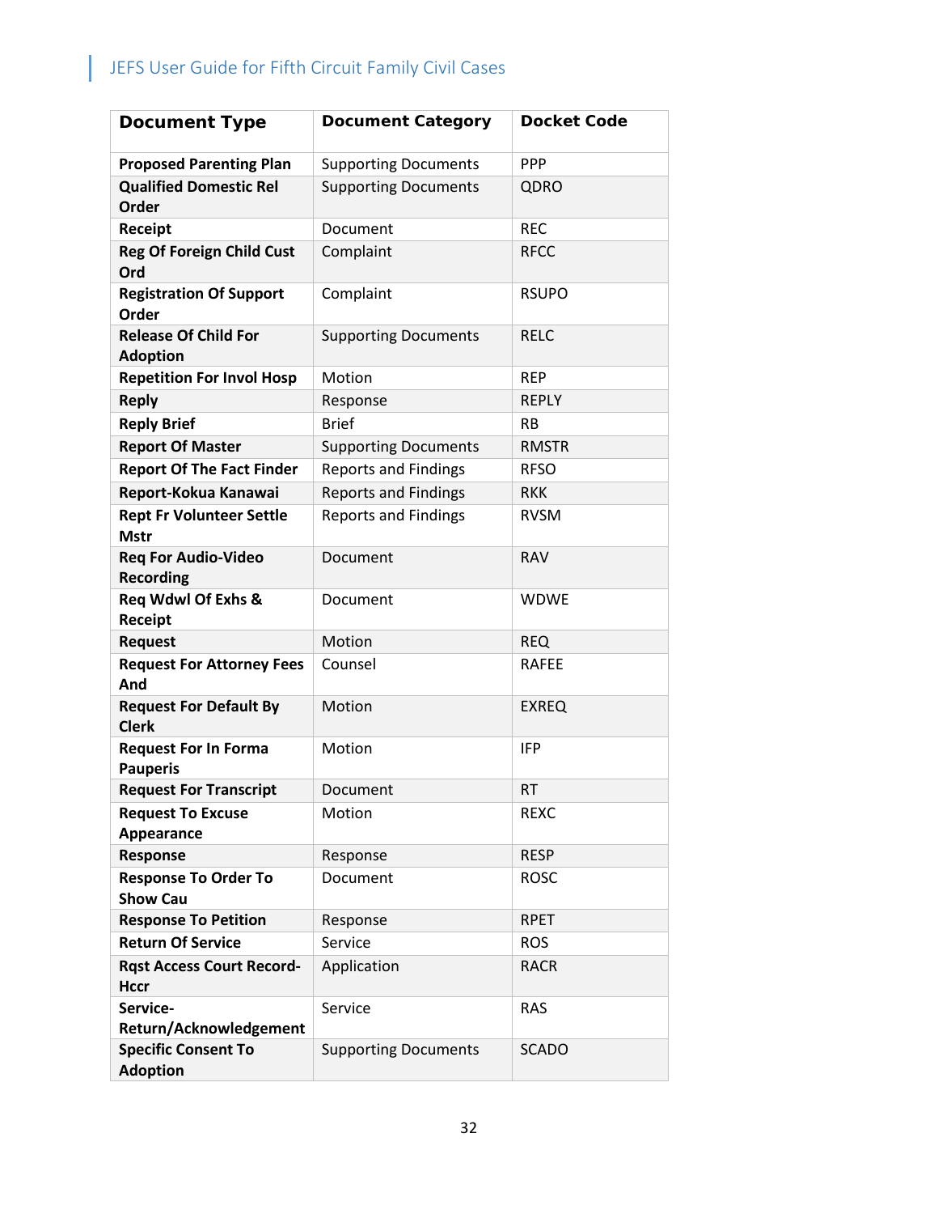| Document Type | Document Category | Docket Code |
| --- | --- | --- |
| **Proposed Parenting Plan** | Supporting Documents | PPP |
| **Qualified Domestic Rel Order** | Supporting Documents | QDRO |
| **Receipt** | Document | REC |
| **Reg Of Foreign Child Cust Ord** | Complaint | RFCC |
| **Registration Of Support Order** | Complaint | RSUPO |
| **Release Of Child For Adoption** | Supporting Documents | RELC |
| **Repetition For Invol Hosp** | Motion | REP |
| **Reply** | Response | REPLY |
| **Reply Brief** | Brief | RB |
| **Report Of Master** | Supporting Documents | RMSTR |
| **Report Of The Fact Finder** | Reports and Findings | RFSO |
| **Report-Kokua Kanawai** | Reports and Findings | RKK |
| **Rept Fr Volunteer Settle Mstr** | Reports and Findings | RVSM |
| **Req For Audio-Video Recording** | Document | RAV |
| **Req Wdwl Of Exhs & Receipt** | Document | WDWE |
| **Request** | Motion | REQ |
| **Request For Attorney Fees And** | Counsel | RAFEE |
| **Request For Default By Clerk** | Motion | EXREQ |
| **Request For In Forma Pauperis** | Motion | IFP |
| **Request For Transcript** | Document | RT |
| **Request To Excuse Appearance** | Motion | REXC |
| **Response** | Response | RESP |
| **Response To Order To Show Cau** | Document | ROSC |
| **Response To Petition** | Response | RPET |
| **Return Of Service** | Service | ROS |
| **Rqst Access Court Record-Hccr** | Application | RACR |
| **Service-Return/Acknowledgement** | Service | RAS |
| **Specific Consent To Adoption** | Supporting Documents | SCADO |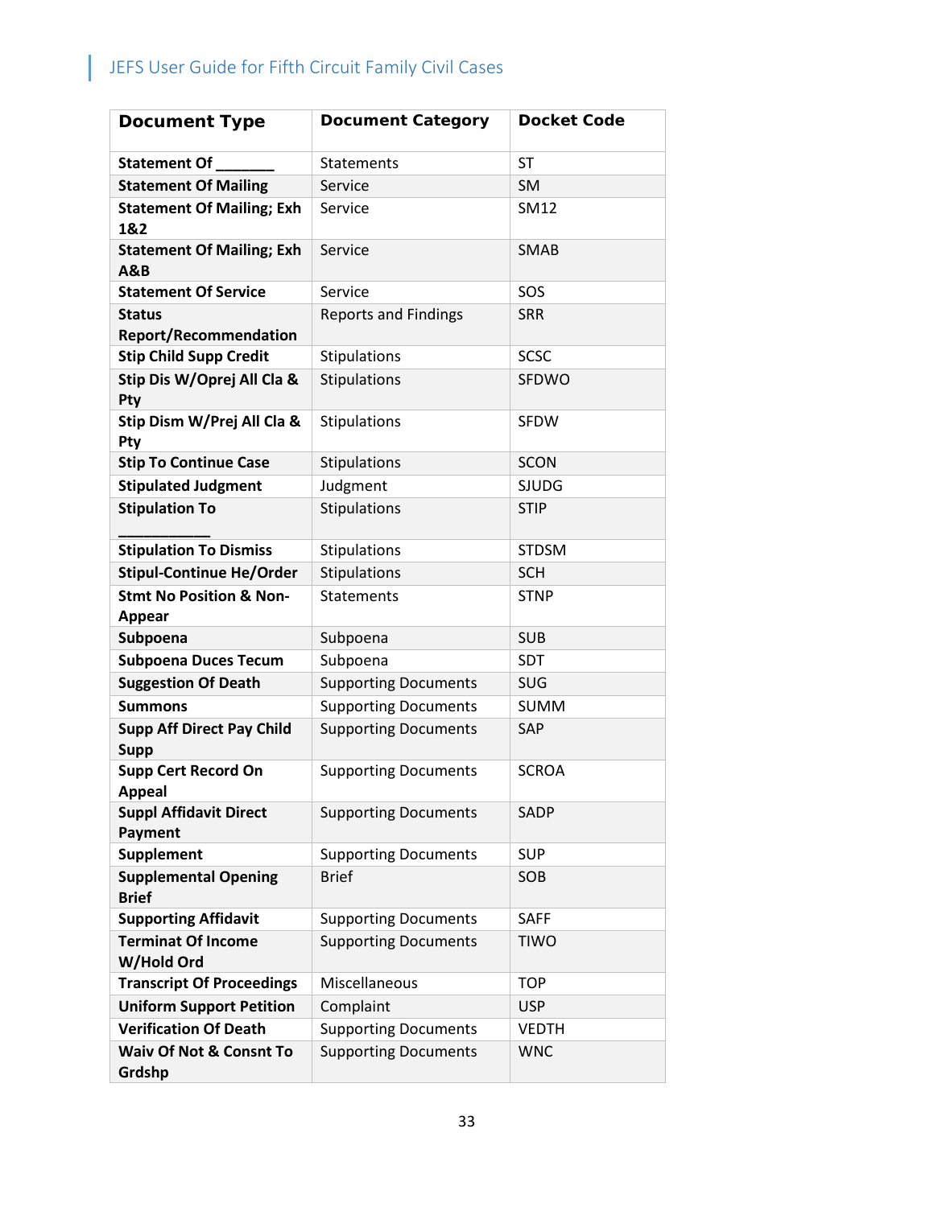| Document Type | Document Category | Docket Code |
|---|---|---|
| **Statement Of _______** | Statements | ST |
| **Statement Of Mailing** | Service | SM |
| **Statement Of Mailing; Exh 1&2** | Service | SM12 |
| **Statement Of Mailing; Exh A&B** | Service | SMAB |
| **Statement Of Service** | Service | SOS |
| **Status Report/Recommendation** | Reports and Findings | SRR |
| **Stip Child Supp Credit** | Stipulations | SCSC |
| **Stip Dis W/Oprej All Cla & Pty** | Stipulations | SFDWO |
| **Stip Dism W/Prej All Cla & Pty** | Stipulations | SFDW |
| **Stip To Continue Case** | Stipulations | SCON |
| **Stipulated Judgment** | Judgment | SJUDG |
| **Stipulation To ___________** | Stipulations | STIP |
| **Stipulation To Dismiss** | Stipulations | STDSM |
| **Stipul-Continue He/Order** | Stipulations | SCH |
| **Stmt No Position & Non-Appear** | Statements | STNP |
| **Subpoena** | Subpoena | SUB |
| **Subpoena Duces Tecum** | Subpoena | SDT |
| **Suggestion Of Death** | Supporting Documents | SUG |
| **Summons** | Supporting Documents | SUMM |
| **Supp Aff Direct Pay Child Supp** | Supporting Documents | SAP |
| **Supp Cert Record On Appeal** | Supporting Documents | SCROA |
| **Suppl Affidavit Direct Payment** | Supporting Documents | SADP |
| **Supplement** | Supporting Documents | SUP |
| **Supplemental Opening Brief** | Brief | SOB |
| **Supporting Affidavit** | Supporting Documents | SAFF |
| **Terminat Of Income W/Hold Ord** | Supporting Documents | TIWO |
| **Transcript Of Proceedings** | Miscellaneous | TOP |
| **Uniform Support Petition** | Complaint | USP |
| **Verification Of Death** | Supporting Documents | VEDTH |
| **Waiv Of Not & Consnt To Grdshp** | Supporting Documents | WNC |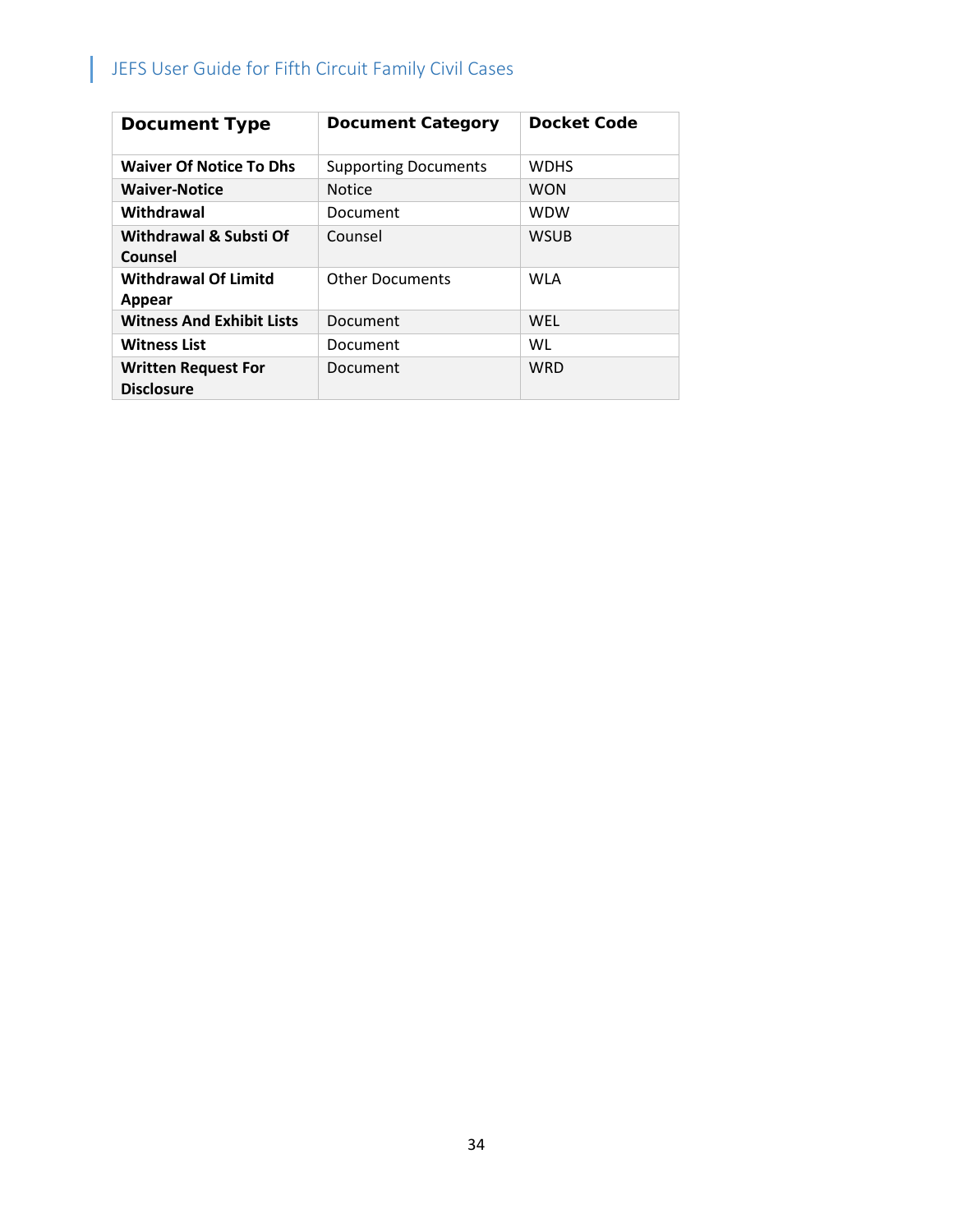| Document Type | Document Category | Docket Code |
| --- | --- | --- |
| **Waiver Of Notice To Dhs** | Supporting Documents | WDHS |
| **Waiver-Notice** | Notice | WON |
| **Withdrawal** | Document | WDW |
| **Withdrawal & Substi Of Counsel** | Counsel | WSUB |
| **Withdrawal Of Limitd Appear** | Other Documents | WLA |
| **Witness And Exhibit Lists** | Document | WEL |
| **Witness List** | Document | WL |
| **Written Request For Disclosure** | Document | WRD |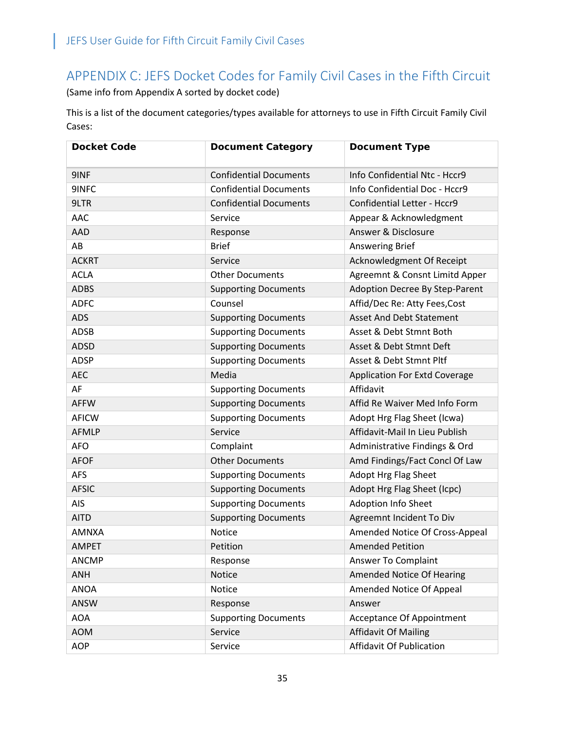## APPENDIX C: JEFS Docket Codes for Family Civil Cases in the Fifth Circuit

(Same info from Appendix A sorted by docket code)

This is a list of the document categories/types available for attorneys to use in Fifth Circuit Family Civil Cases:

| Docket Code | Document Category | Document Type |
|---|---|---|
| 9INF | Confidential Documents | Info Confidential Ntc - Hccr9 |
| 9INFC | Confidential Documents | Info Confidential Doc - Hccr9 |
| 9LTR | Confidential Documents | Confidential Letter - Hccr9 |
| AAC | Service | Appear & Acknowledgment |
| AAD | Response | Answer & Disclosure |
| AB | Brief | Answering Brief |
| ACKRT | Service | Acknowledgment Of Receipt |
| ACLA | Other Documents | Agreemnt & Consnt Limitd Apper |
| ADBS | Supporting Documents | Adoption Decree By Step-Parent |
| ADFC | Counsel | Affid/Dec Re: Atty Fees,Cost |
| ADS | Supporting Documents | Asset And Debt Statement |
| ADSB | Supporting Documents | Asset & Debt Stmnt Both |
| ADSD | Supporting Documents | Asset & Debt Stmnt Deft |
| ADSP | Supporting Documents | Asset & Debt Stmnt Pltf |
| AEC | Media | Application For Extd Coverage |
| AF | Supporting Documents | Affidavit |
| AFFW | Supporting Documents | Affid Re Waiver Med Info Form |
| AFICW | Supporting Documents | Adopt Hrg Flag Sheet (Icwa) |
| AFMLP | Service | Affidavit-Mail In Lieu Publish |
| AFO | Complaint | Administrative Findings & Ord |
| AFOF | Other Documents | Amd Findings/Fact Concl Of Law |
| AFS | Supporting Documents | Adopt Hrg Flag Sheet |
| AFSIC | Supporting Documents | Adopt Hrg Flag Sheet (Icpc) |
| AIS | Supporting Documents | Adoption Info Sheet |
| AITD | Supporting Documents | Agreemnt Incident To Div |
| AMNXA | Notice | Amended Notice Of Cross-Appeal |
| AMPET | Petition | Amended Petition |
| ANCMP | Response | Answer To Complaint |
| ANH | Notice | Amended Notice Of Hearing |
| ANOA | Notice | Amended Notice Of Appeal |
| ANSW | Response | Answer |
| AOA | Supporting Documents | Acceptance Of Appointment |
| AOM | Service | Affidavit Of Mailing |
| AOP | Service | Affidavit Of Publication |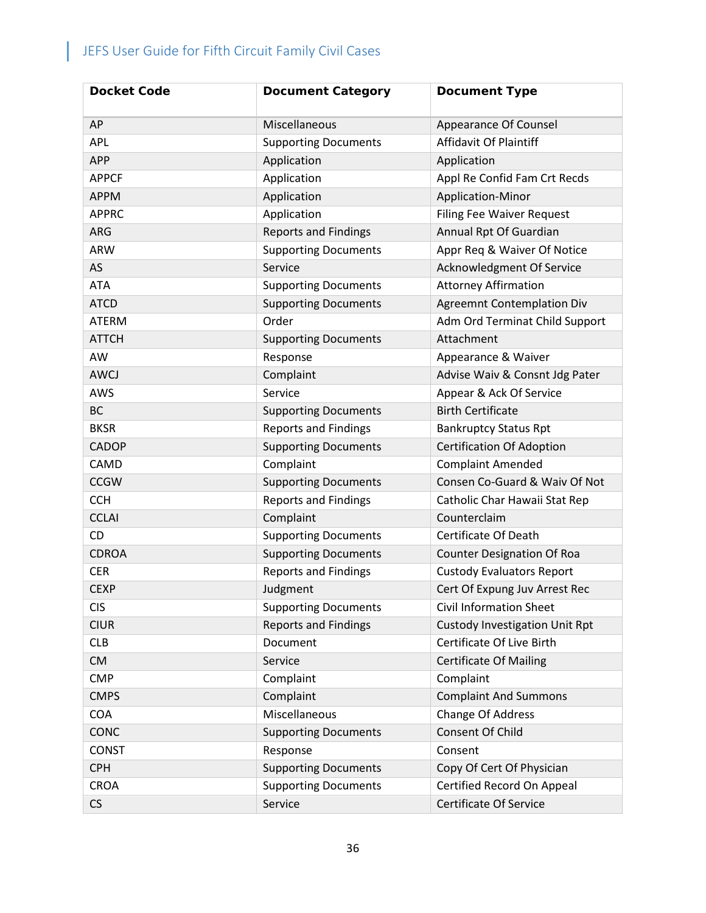| Docket Code | Document Category | Document Type |
|---|---|---|
| AP | Miscellaneous | Appearance Of Counsel |
| APL | Supporting Documents | Affidavit Of Plaintiff |
| APP | Application | Application |
| APPCF | Application | Appl Re Confid Fam Crt Recds |
| APPM | Application | Application-Minor |
| APPRC | Application | Filing Fee Waiver Request |
| ARG | Reports and Findings | Annual Rpt Of Guardian |
| ARW | Supporting Documents | Appr Req & Waiver Of Notice |
| AS | Service | Acknowledgment Of Service |
| ATA | Supporting Documents | Attorney Affirmation |
| ATCD | Supporting Documents | Agreemnt Contemplation Div |
| ATERM | Order | Adm Ord Terminat Child Support |
| ATTCH | Supporting Documents | Attachment |
| AW | Response | Appearance & Waiver |
| AWCJ | Complaint | Advise Waiv & Consnt Jdg Pater |
| AWS | Service | Appear & Ack Of Service |
| BC | Supporting Documents | Birth Certificate |
| BKSR | Reports and Findings | Bankruptcy Status Rpt |
| CADOP | Supporting Documents | Certification Of Adoption |
| CAMD | Complaint | Complaint Amended |
| CCGW | Supporting Documents | Consen Co-Guard & Waiv Of Not |
| CCH | Reports and Findings | Catholic Char Hawaii Stat Rep |
| CCLAI | Complaint | Counterclaim |
| CD | Supporting Documents | Certificate Of Death |
| CDROA | Supporting Documents | Counter Designation Of Roa |
| CER | Reports and Findings | Custody Evaluators Report |
| CEXP | Judgment | Cert Of Expung Juv Arrest Rec |
| CIS | Supporting Documents | Civil Information Sheet |
| CIUR | Reports and Findings | Custody Investigation Unit Rpt |
| CLB | Document | Certificate Of Live Birth |
| CM | Service | Certificate Of Mailing |
| CMP | Complaint | Complaint |
| CMPS | Complaint | Complaint And Summons |
| COA | Miscellaneous | Change Of Address |
| CONC | Supporting Documents | Consent Of Child |
| CONST | Response | Consent |
| CPH | Supporting Documents | Copy Of Cert Of Physician |
| CROA | Supporting Documents | Certified Record On Appeal |
| CS | Service | Certificate Of Service |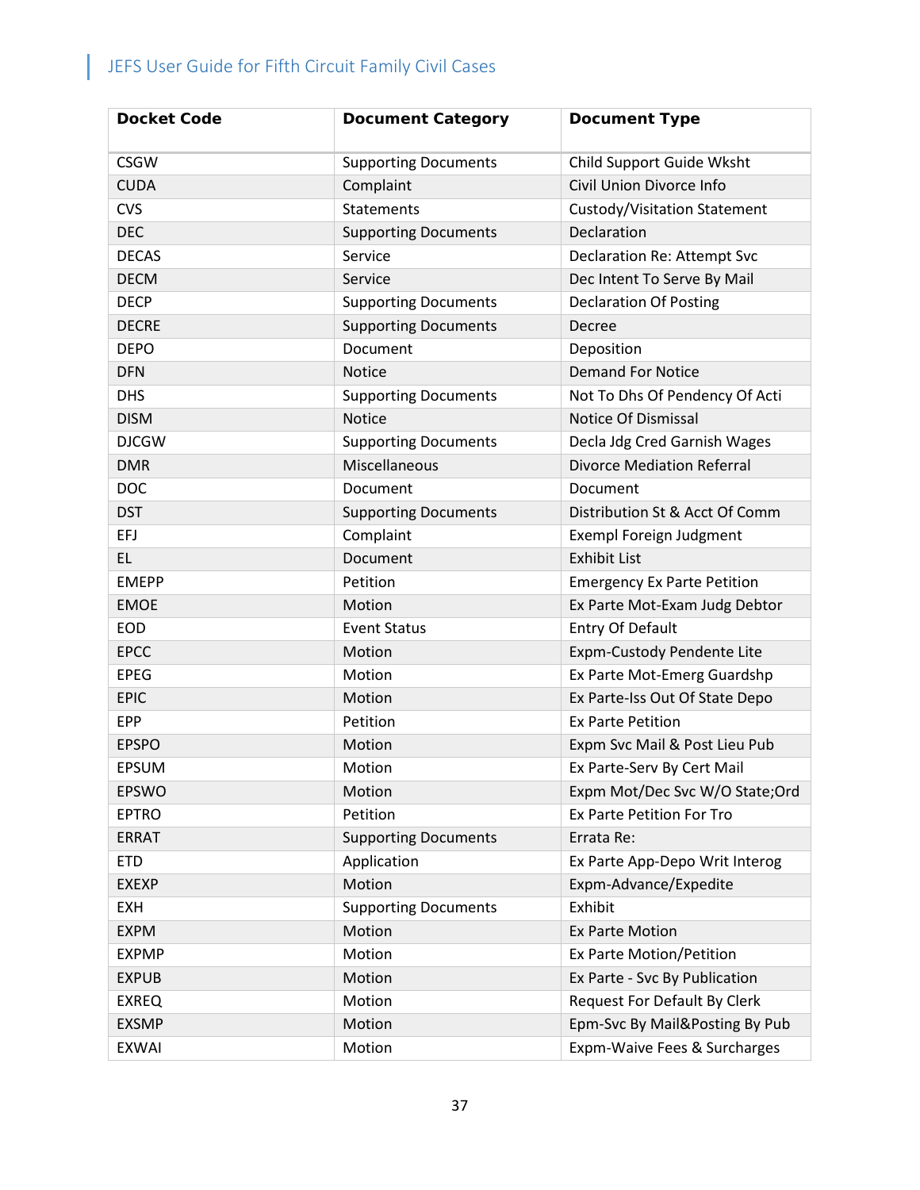| Docket Code | Document Category | Document Type |
| --- | --- | --- |
| CSGW | Supporting Documents | Child Support Guide Wksht |
| CUDA | Complaint | Civil Union Divorce Info |
| CVS | Statements | Custody/Visitation Statement |
| DEC | Supporting Documents | Declaration |
| DECAS | Service | Declaration Re: Attempt Svc |
| DECM | Service | Dec Intent To Serve By Mail |
| DECP | Supporting Documents | Declaration Of Posting |
| DECRE | Supporting Documents | Decree |
| DEPO | Document | Deposition |
| DFN | Notice | Demand For Notice |
| DHS | Supporting Documents | Not To Dhs Of Pendency Of Acti |
| DISM | Notice | Notice Of Dismissal |
| DJCGW | Supporting Documents | Decla Jdg Cred Garnish Wages |
| DMR | Miscellaneous | Divorce Mediation Referral |
| DOC | Document | Document |
| DST | Supporting Documents | Distribution St & Acct Of Comm |
| EFJ | Complaint | Exempl Foreign Judgment |
| EL | Document | Exhibit List |
| EMEPP | Petition | Emergency Ex Parte Petition |
| EMOE | Motion | Ex Parte Mot-Exam Judg Debtor |
| EOD | Event Status | Entry Of Default |
| EPCC | Motion | Expm-Custody Pendente Lite |
| EPEG | Motion | Ex Parte Mot-Emerg Guardshp |
| EPIC | Motion | Ex Parte-Iss Out Of State Depo |
| EPP | Petition | Ex Parte Petition |
| EPSPO | Motion | Expm Svc Mail & Post Lieu Pub |
| EPSUM | Motion | Ex Parte-Serv By Cert Mail |
| EPSWO | Motion | Expm Mot/Dec Svc W/O State;Ord |
| EPTRO | Petition | Ex Parte Petition For Tro |
| ERRAT | Supporting Documents | Errata Re: |
| ETD | Application | Ex Parte App-Depo Writ Interog |
| EXEXP | Motion | Expm-Advance/Expedite |
| EXH | Supporting Documents | Exhibit |
| EXPM | Motion | Ex Parte Motion |
| EXPMP | Motion | Ex Parte Motion/Petition |
| EXPUB | Motion | Ex Parte - Svc By Publication |
| EXREQ | Motion | Request For Default By Clerk |
| EXSMP | Motion | Epm-Svc By Mail&Posting By Pub |
| EXWAI | Motion | Expm-Waive Fees & Surcharges |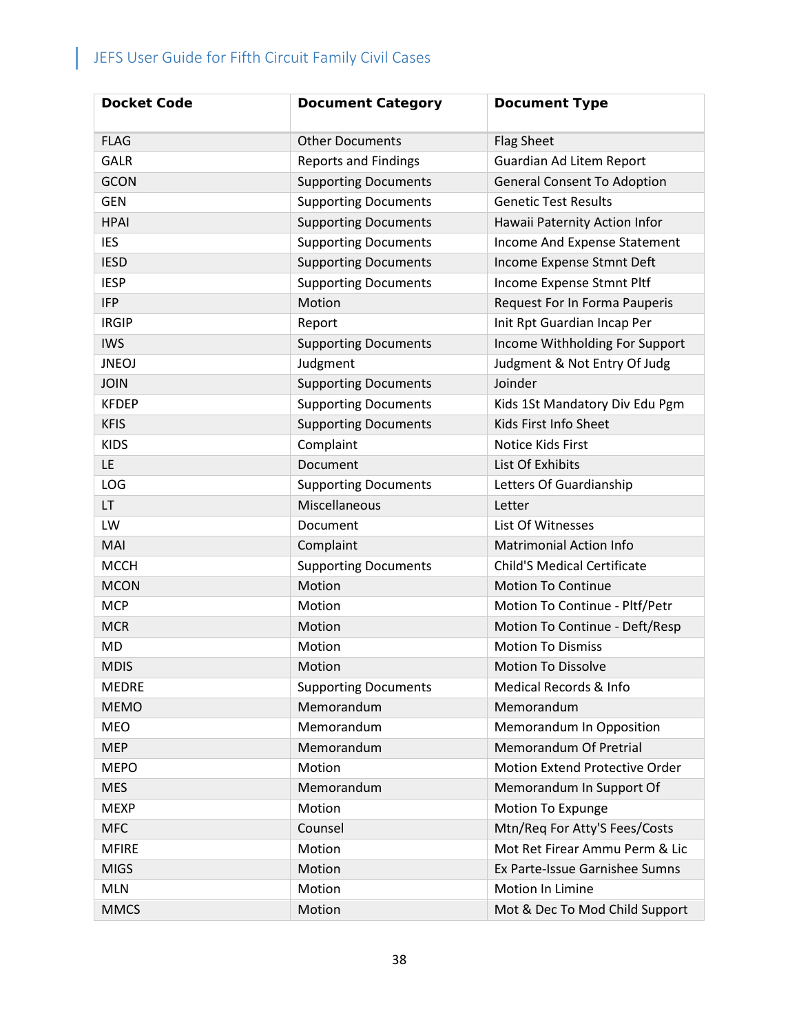| Docket Code | Document Category | Document Type |
|---|---|---|
| FLAG | Other Documents | Flag Sheet |
| GALR | Reports and Findings | Guardian Ad Litem Report |
| GCON | Supporting Documents | General Consent To Adoption |
| GEN | Supporting Documents | Genetic Test Results |
| HPAI | Supporting Documents | Hawaii Paternity Action Infor |
| IES | Supporting Documents | Income And Expense Statement |
| IESD | Supporting Documents | Income Expense Stmnt Deft |
| IESP | Supporting Documents | Income Expense Stmnt Pltf |
| IFP | Motion | Request For In Forma Pauperis |
| IRGIP | Report | Init Rpt Guardian Incap Per |
| IWS | Supporting Documents | Income Withholding For Support |
| JNEOJ | Judgment | Judgment & Not Entry Of Judg |
| JOIN | Supporting Documents | Joinder |
| KFDEP | Supporting Documents | Kids 1St Mandatory Div Edu Pgm |
| KFIS | Supporting Documents | Kids First Info Sheet |
| KIDS | Complaint | Notice Kids First |
| LE | Document | List Of Exhibits |
| LOG | Supporting Documents | Letters Of Guardianship |
| LT | Miscellaneous | Letter |
| LW | Document | List Of Witnesses |
| MAI | Complaint | Matrimonial Action Info |
| MCCH | Supporting Documents | Child'S Medical Certificate |
| MCON | Motion | Motion To Continue |
| MCP | Motion | Motion To Continue - Pltf/Petr |
| MCR | Motion | Motion To Continue - Deft/Resp |
| MD | Motion | Motion To Dismiss |
| MDIS | Motion | Motion To Dissolve |
| MEDRE | Supporting Documents | Medical Records & Info |
| MEMO | Memorandum | Memorandum |
| MEO | Memorandum | Memorandum In Opposition |
| MEP | Memorandum | Memorandum Of Pretrial |
| MEPO | Motion | Motion Extend Protective Order |
| MES | Memorandum | Memorandum In Support Of |
| MEXP | Motion | Motion To Expunge |
| MFC | Counsel | Mtn/Req For Atty'S Fees/Costs |
| MFIRE | Motion | Mot Ret Firear Ammu Perm & Lic |
| MIGS | Motion | Ex Parte-Issue Garnishee Sumns |
| MLN | Motion | Motion In Limine |
| MMCS | Motion | Mot & Dec To Mod Child Support |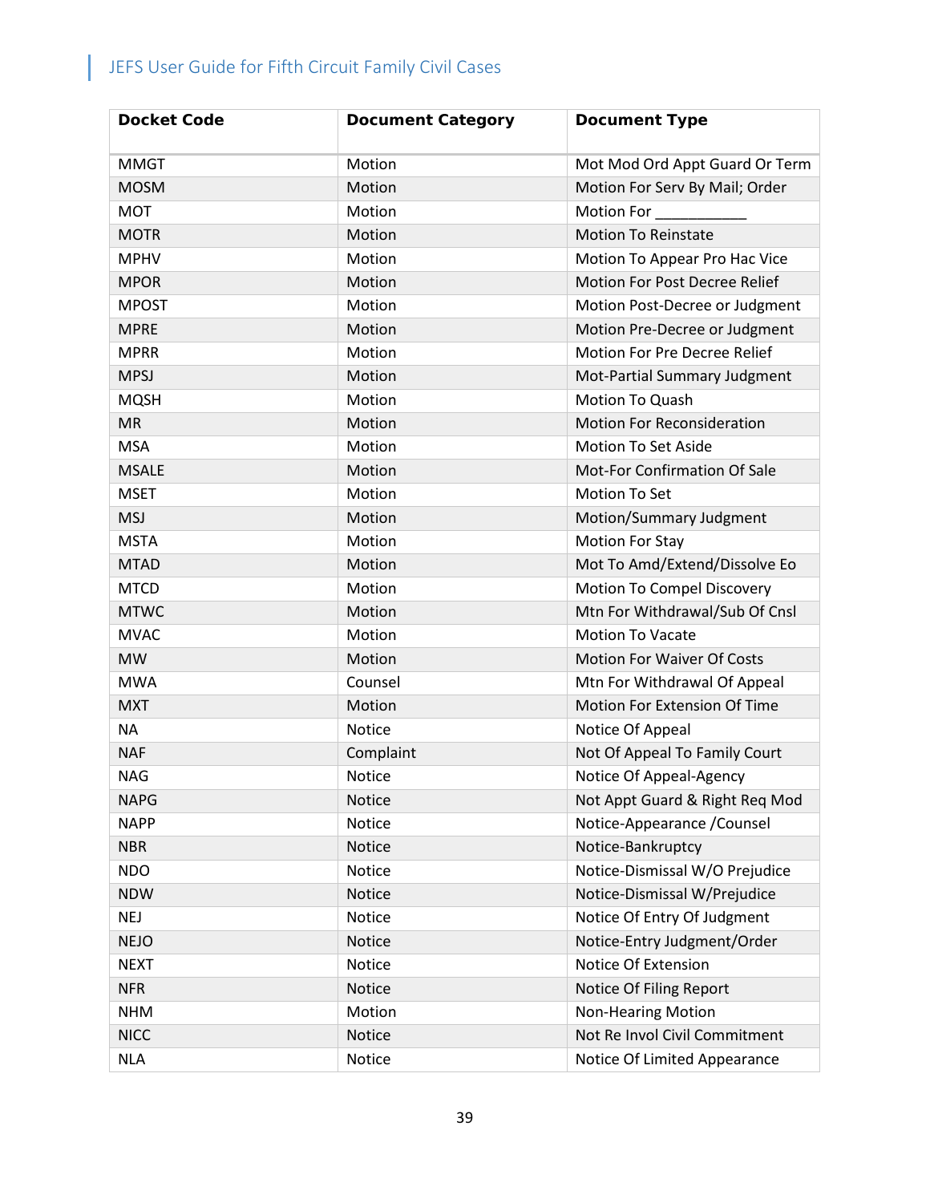| Docket Code | Document Category | Document Type |
|---|---|---|
| MMGT | Motion | Mot Mod Ord Appt Guard Or Term |
| MOSM | Motion | Motion For Serv By Mail; Order |
| MOT | Motion | Motion For ___________ |
| MOTR | Motion | Motion To Reinstate |
| MPHV | Motion | Motion To Appear Pro Hac Vice |
| MPOR | Motion | Motion For Post Decree Relief |
| MPOST | Motion | Motion Post-Decree or Judgment |
| MPRE | Motion | Motion Pre-Decree or Judgment |
| MPRR | Motion | Motion For Pre Decree Relief |
| MPSJ | Motion | Mot-Partial Summary Judgment |
| MQSH | Motion | Motion To Quash |
| MR | Motion | Motion For Reconsideration |
| MSA | Motion | Motion To Set Aside |
| MSALE | Motion | Mot-For Confirmation Of Sale |
| MSET | Motion | Motion To Set |
| MSJ | Motion | Motion/Summary Judgment |
| MSTA | Motion | Motion For Stay |
| MTAD | Motion | Mot To Amd/Extend/Dissolve Eo |
| MTCD | Motion | Motion To Compel Discovery |
| MTWC | Motion | Mtn For Withdrawal/Sub Of Cnsl |
| MVAC | Motion | Motion To Vacate |
| MW | Motion | Motion For Waiver Of Costs |
| MWA | Counsel | Mtn For Withdrawal Of Appeal |
| MXT | Motion | Motion For Extension Of Time |
| NA | Notice | Notice Of Appeal |
| NAF | Complaint | Not Of Appeal To Family Court |
| NAG | Notice | Notice Of Appeal-Agency |
| NAPG | Notice | Not Appt Guard & Right Req Mod |
| NAPP | Notice | Notice-Appearance /Counsel |
| NBR | Notice | Notice-Bankruptcy |
| NDO | Notice | Notice-Dismissal W/O Prejudice |
| NDW | Notice | Notice-Dismissal W/Prejudice |
| NEJ | Notice | Notice Of Entry Of Judgment |
| NEJO | Notice | Notice-Entry Judgment/Order |
| NEXT | Notice | Notice Of Extension |
| NFR | Notice | Notice Of Filing Report |
| NHM | Motion | Non-Hearing Motion |
| NICC | Notice | Not Re Invol Civil Commitment |
| NLA | Notice | Notice Of Limited Appearance |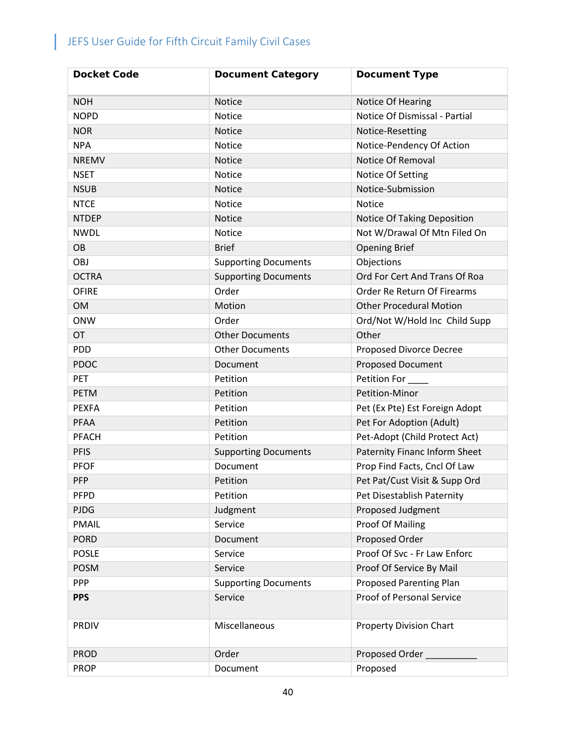| Docket Code | Document Category | Document Type |
|---|---|---|
| NOH | Notice | Notice Of Hearing |
| NOPD | Notice | Notice Of Dismissal - Partial |
| NOR | Notice | Notice-Resetting |
| NPA | Notice | Notice-Pendency Of Action |
| NREMV | Notice | Notice Of Removal |
| NSET | Notice | Notice Of Setting |
| NSUB | Notice | Notice-Submission |
| NTCE | Notice | Notice |
| NTDEP | Notice | Notice Of Taking Deposition |
| NWDL | Notice | Not W/Drawal Of Mtn Filed On |
| OB | Brief | Opening Brief |
| OBJ | Supporting Documents | Objections |
| OCTRA | Supporting Documents | Ord For Cert And Trans Of Roa |
| OFIRE | Order | Order Re Return Of Firearms |
| OM | Motion | Other Procedural Motion |
| ONW | Order | Ord/Not W/Hold Inc Child Supp |
| OT | Other Documents | Other |
| PDD | Other Documents | Proposed Divorce Decree |
| PDOC | Document | Proposed Document |
| PET | Petition | Petition For ____ |
| PETM | Petition | Petition-Minor |
| PEXFA | Petition | Pet (Ex Pte) Est Foreign Adopt |
| PFAA | Petition | Pet For Adoption (Adult) |
| PFACH | Petition | Pet-Adopt (Child Protect Act) |
| PFIS | Supporting Documents | Paternity Financ Inform Sheet |
| PFOF | Document | Prop Find Facts, Cncl Of Law |
| PFP | Petition | Pet Pat/Cust Visit & Supp Ord |
| PFPD | Petition | Pet Disestablish Paternity |
| PJDG | Judgment | Proposed Judgment |
| PMAIL | Service | Proof Of Mailing |
| PORD | Document | Proposed Order |
| POSLE | Service | Proof Of Svc - Fr Law Enforc |
| POSM | Service | Proof Of Service By Mail |
| PPP | Supporting Documents | Proposed Parenting Plan |
| **PPS** | Service | Proof of Personal Service |
| PRDIV | Miscellaneous | Property Division Chart |
| PROD | Order | Proposed Order __________ |
| PROP | Document | Proposed |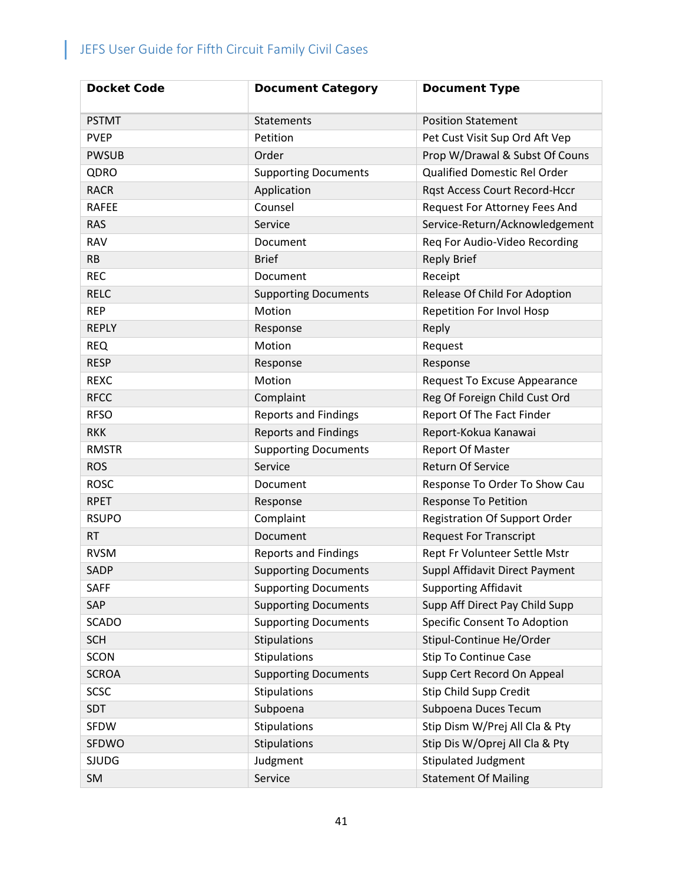| Docket Code | Document Category | Document Type |
|---|---|---|
| PSTMT | Statements | Position Statement |
| PVEP | Petition | Pet Cust Visit Sup Ord Aft Vep |
| PWSUB | Order | Prop W/Drawal & Subst Of Couns |
| QDRO | Supporting Documents | Qualified Domestic Rel Order |
| RACR | Application | Rqst Access Court Record-Hccr |
| RAFEE | Counsel | Request For Attorney Fees And |
| RAS | Service | Service-Return/Acknowledgement |
| RAV | Document | Req For Audio-Video Recording |
| RB | Brief | Reply Brief |
| REC | Document | Receipt |
| RELC | Supporting Documents | Release Of Child For Adoption |
| REP | Motion | Repetition For Invol Hosp |
| REPLY | Response | Reply |
| REQ | Motion | Request |
| RESP | Response | Response |
| REXC | Motion | Request To Excuse Appearance |
| RFCC | Complaint | Reg Of Foreign Child Cust Ord |
| RFSO | Reports and Findings | Report Of The Fact Finder |
| RKK | Reports and Findings | Report-Kokua Kanawai |
| RMSTR | Supporting Documents | Report Of Master |
| ROS | Service | Return Of Service |
| ROSC | Document | Response To Order To Show Cau |
| RPET | Response | Response To Petition |
| RSUPO | Complaint | Registration Of Support Order |
| RT | Document | Request For Transcript |
| RVSM | Reports and Findings | Rept Fr Volunteer Settle Mstr |
| SADP | Supporting Documents | Suppl Affidavit Direct Payment |
| SAFF | Supporting Documents | Supporting Affidavit |
| SAP | Supporting Documents | Supp Aff Direct Pay Child Supp |
| SCADO | Supporting Documents | Specific Consent To Adoption |
| SCH | Stipulations | Stipul-Continue He/Order |
| SCON | Stipulations | Stip To Continue Case |
| SCROA | Supporting Documents | Supp Cert Record On Appeal |
| SCSC | Stipulations | Stip Child Supp Credit |
| SDT | Subpoena | Subpoena Duces Tecum |
| SFDW | Stipulations | Stip Dism W/Prej All Cla & Pty |
| SFDWO | Stipulations | Stip Dis W/Oprej All Cla & Pty |
| SJUDG | Judgment | Stipulated Judgment |
| SM | Service | Statement Of Mailing |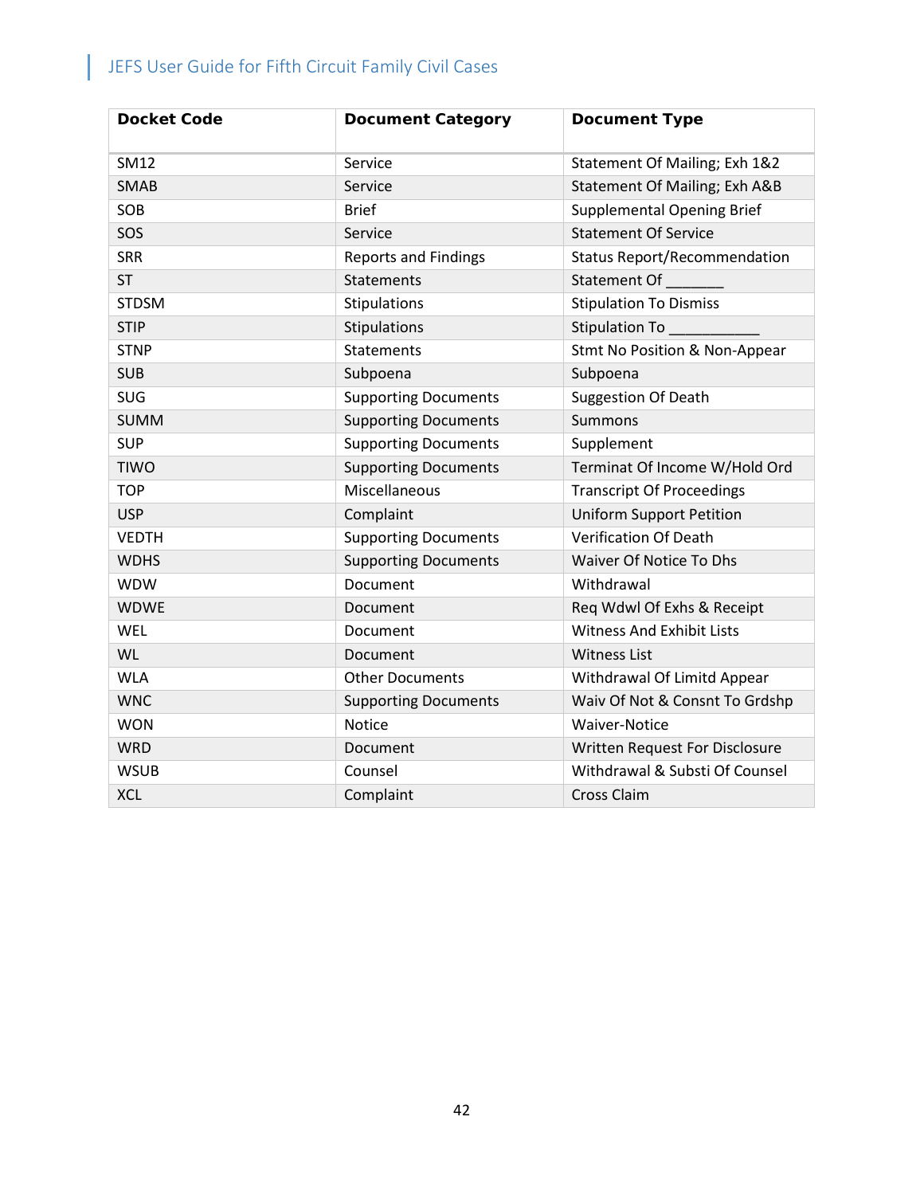| Docket Code | Document Category | Document Type |
|---|---|---|
| SM12 | Service | Statement Of Mailing; Exh 1&2 |
| SMAB | Service | Statement Of Mailing; Exh A&B |
| SOB | Brief | Supplemental Opening Brief |
| SOS | Service | Statement Of Service |
| SRR | Reports and Findings | Status Report/Recommendation |
| ST | Statements | Statement Of _______ |
| STDSM | Stipulations | Stipulation To Dismiss |
| STIP | Stipulations | Stipulation To ___________ |
| STNP | Statements | Stmt No Position & Non-Appear |
| SUB | Subpoena | Subpoena |
| SUG | Supporting Documents | Suggestion Of Death |
| SUMM | Supporting Documents | Summons |
| SUP | Supporting Documents | Supplement |
| TIWO | Supporting Documents | Terminat Of Income W/Hold Ord |
| TOP | Miscellaneous | Transcript Of Proceedings |
| USP | Complaint | Uniform Support Petition |
| VEDTH | Supporting Documents | Verification Of Death |
| WDHS | Supporting Documents | Waiver Of Notice To Dhs |
| WDW | Document | Withdrawal |
| WDWE | Document | Req Wdwl Of Exhs & Receipt |
| WEL | Document | Witness And Exhibit Lists |
| WL | Document | Witness List |
| WLA | Other Documents | Withdrawal Of Limitd Appear |
| WNC | Supporting Documents | Waiv Of Not & Consnt To Grdshp |
| WON | Notice | Waiver-Notice |
| WRD | Document | Written Request For Disclosure |
| WSUB | Counsel | Withdrawal & Substi Of Counsel |
| XCL | Complaint | Cross Claim |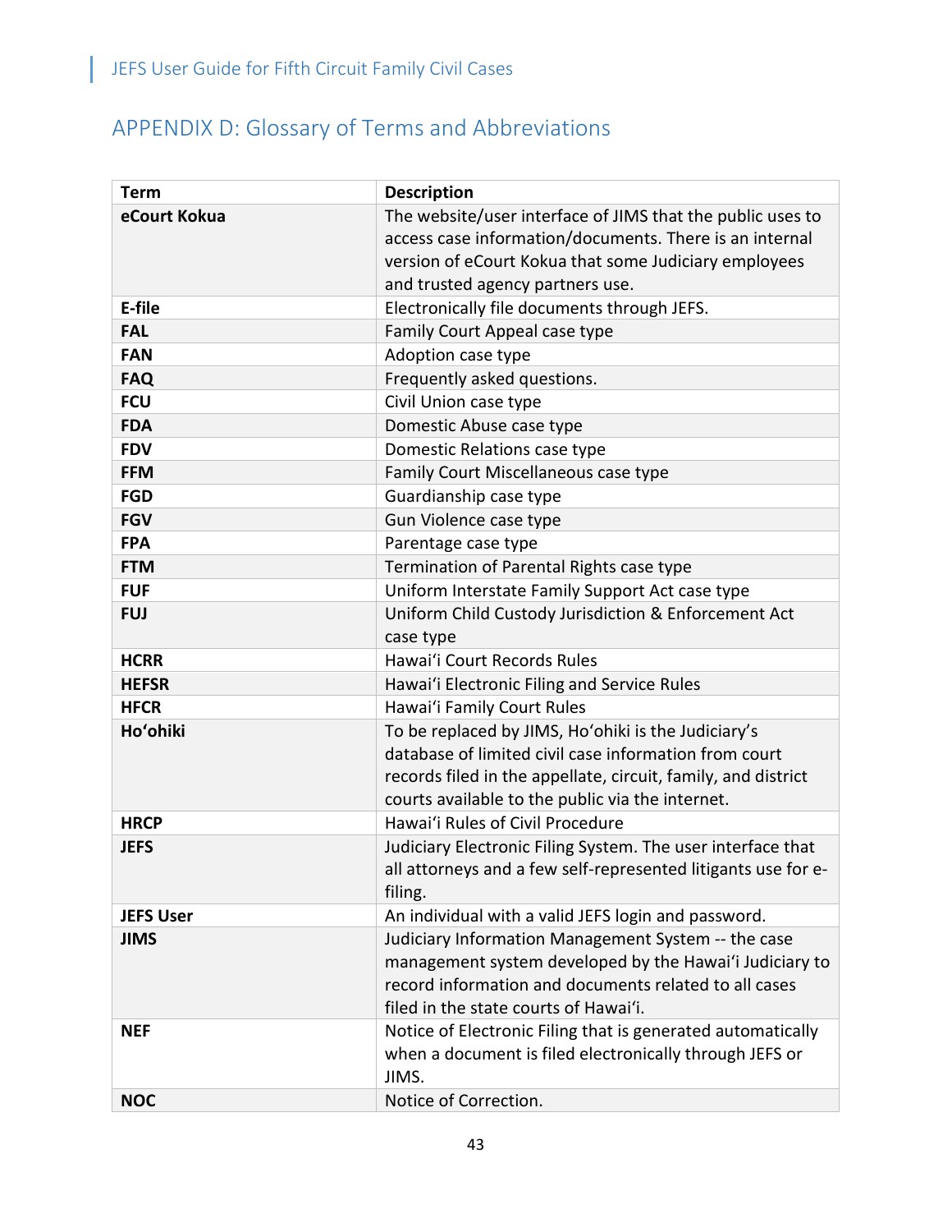## APPENDIX D: Glossary of Terms and Abbreviations

| Term | Description |
|---|---|
| **eCourt Kokua** | The website/user interface of JIMS that the public uses to access case information/documents. There is an internal version of eCourt Kokua that some Judiciary employees and trusted agency partners use. |
| **E-file** | Electronically file documents through JEFS. |
| **FAL** | Family Court Appeal case type |
| **FAN** | Adoption case type |
| **FAQ** | Frequently asked questions. |
| **FCU** | Civil Union case type |
| **FDA** | Domestic Abuse case type |
| **FDV** | Domestic Relations case type |
| **FFM** | Family Court Miscellaneous case type |
| **FGD** | Guardianship case type |
| **FGV** | Gun Violence case type |
| **FPA** | Parentage case type |
| **FTM** | Termination of Parental Rights case type |
| **FUF** | Uniform Interstate Family Support Act case type |
| **FUJ** | Uniform Child Custody Jurisdiction & Enforcement Act case type |
| **HCRR** | Hawaiʻi Court Records Rules |
| **HEFSR** | Hawaiʻi Electronic Filing and Service Rules |
| **HFCR** | Hawaiʻi Family Court Rules |
| **Hoʻohiki** | To be replaced by JIMS, Hoʻohiki is the Judiciary's database of limited civil case information from court records filed in the appellate, circuit, family, and district courts available to the public via the internet. |
| **HRCP** | Hawaiʻi Rules of Civil Procedure |
| **JEFS** | Judiciary Electronic Filing System. The user interface that all attorneys and a few self-represented litigants use for e-filing. |
| **JEFS User** | An individual with a valid JEFS login and password. |
| **JIMS** | Judiciary Information Management System -- the case management system developed by the Hawaiʻi Judiciary to record information and documents related to all cases filed in the state courts of Hawaiʻi. |
| **NEF** | Notice of Electronic Filing that is generated automatically when a document is filed electronically through JEFS or JIMS. |
| **NOC** | Notice of Correction. |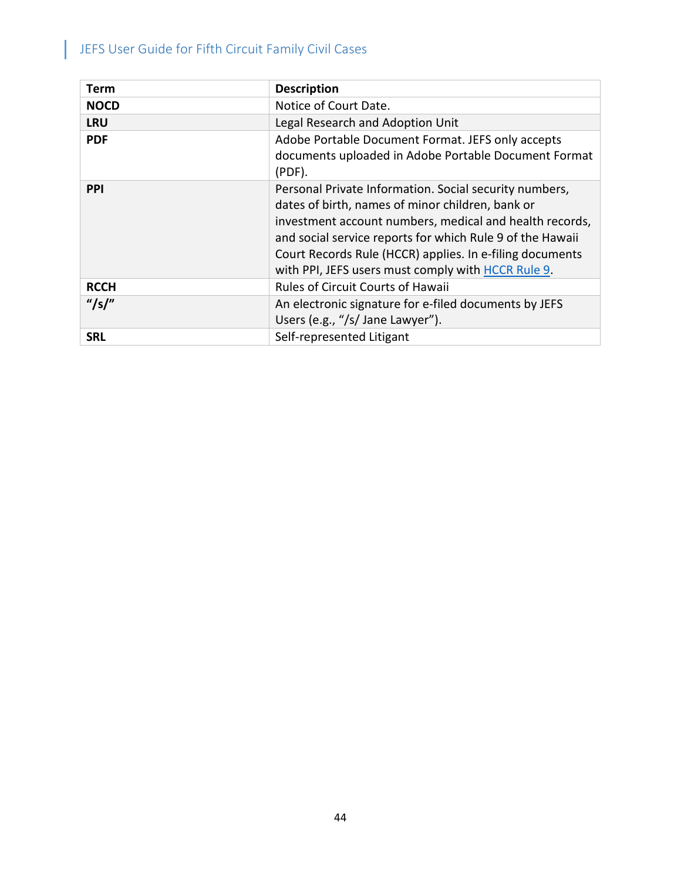| **Term** | **Description** |
| --- | --- |
| **NOCD** | Notice of Court Date. |
| **LRU** | Legal Research and Adoption Unit |
| **PDF** | Adobe Portable Document Format. JEFS only accepts documents uploaded in Adobe Portable Document Format (PDF). |
| **PPI** | Personal Private Information. Social security numbers, dates of birth, names of minor children, bank or investment account numbers, medical and health records, and social service reports for which Rule 9 of the Hawaii Court Records Rule (HCCR) applies. In e-filing documents with PPI, JEFS users must comply with HCCR Rule 9. |
| **RCCH** | Rules of Circuit Courts of Hawaii |
| **"/s/"** | An electronic signature for e-filed documents by JEFS Users (e.g., "/s/ Jane Lawyer"). |
| **SRL** | Self-represented Litigant |